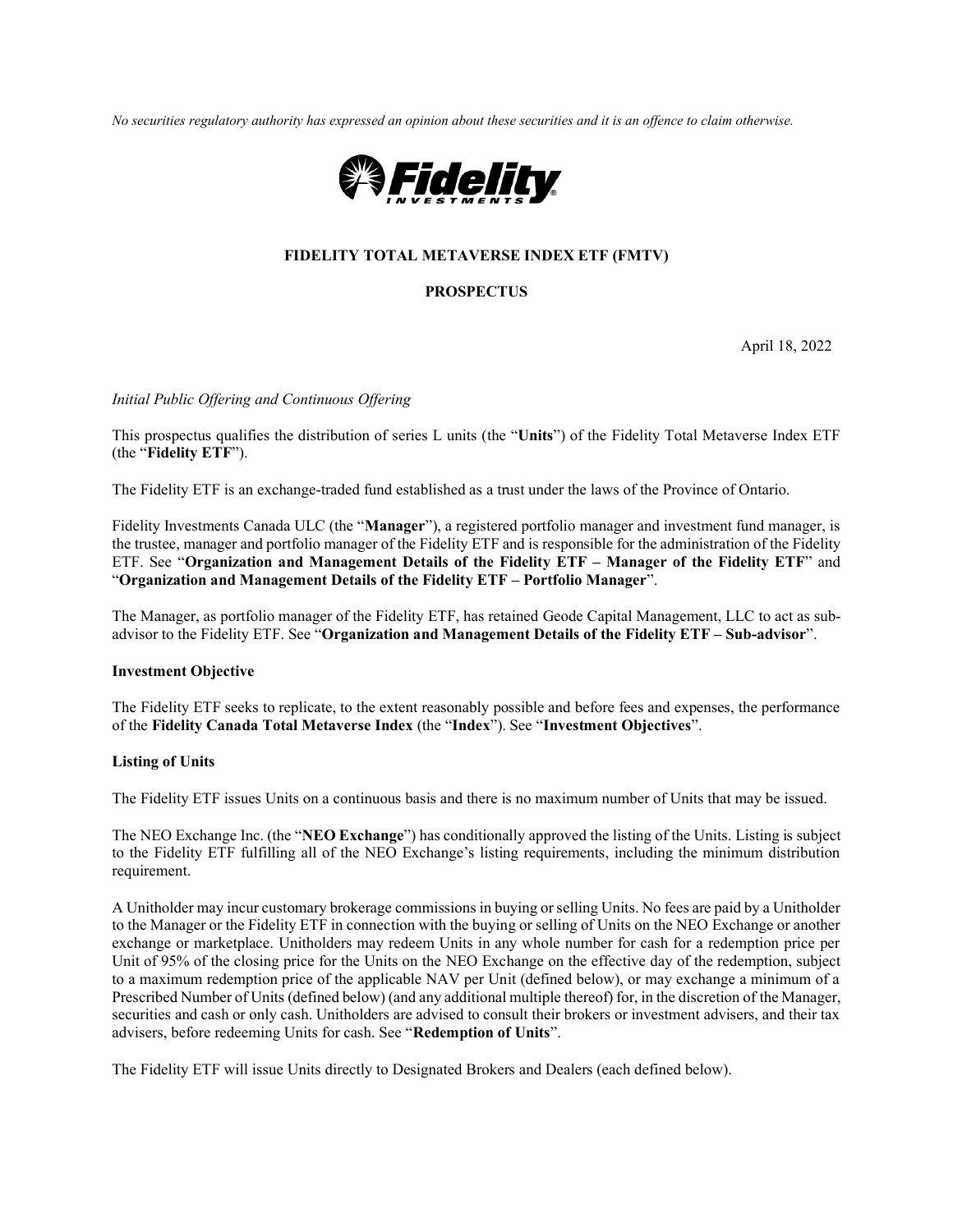*No securities regulatory authority has expressed an opinion about these securities and it is an offence to claim otherwise.*

**FIDELITY TOTAL METAVERSE INDEX ETF (FMTV)**

**PROSPECTUS**

April 18, 2022

*Initial Public Offering and Continuous Offering*

This prospectus qualifies the distribution of series L units (the "**Units**") of the Fidelity Total Metaverse Index ETF (the "**Fidelity ETF**").

The Fidelity ETF is an exchange-traded fund established as a trust under the laws of the Province of Ontario.

Fidelity Investments Canada ULC (the "**Manager**"), a registered portfolio manager and investment fund manager, is the trustee, manager and portfolio manager of the Fidelity ETF and is responsible for the administration of the Fidelity ETF. See "**Organization and Management Details of the Fidelity ETF – Manager of the Fidelity ETF**" and "**Organization and Management Details of the Fidelity ETF – Portfolio Manager**".

The Manager, as portfolio manager of the Fidelity ETF, has retained Geode Capital Management, LLC to act as sub-advisor to the Fidelity ETF. See "**Organization and Management Details of the Fidelity ETF – Sub-advisor**".

**Investment Objective**

The Fidelity ETF seeks to replicate, to the extent reasonably possible and before fees and expenses, the performance of the **Fidelity Canada Total Metaverse Index** (the "**Index**"). See "**Investment Objectives**".

**Listing of Units**

The Fidelity ETF issues Units on a continuous basis and there is no maximum number of Units that may be issued.

The NEO Exchange Inc. (the "**NEO Exchange**") has conditionally approved the listing of the Units. Listing is subject to the Fidelity ETF fulfilling all of the NEO Exchange's listing requirements, including the minimum distribution requirement.

A Unitholder may incur customary brokerage commissions in buying or selling Units. No fees are paid by a Unitholder to the Manager or the Fidelity ETF in connection with the buying or selling of Units on the NEO Exchange or another exchange or marketplace. Unitholders may redeem Units in any whole number for cash for a redemption price per Unit of 95% of the closing price for the Units on the NEO Exchange on the effective day of the redemption, subject to a maximum redemption price of the applicable NAV per Unit (defined below), or may exchange a minimum of a Prescribed Number of Units (defined below) (and any additional multiple thereof) for, in the discretion of the Manager, securities and cash or only cash. Unitholders are advised to consult their brokers or investment advisers, and their tax advisers, before redeeming Units for cash. See "**Redemption of Units**".

The Fidelity ETF will issue Units directly to Designated Brokers and Dealers (each defined below).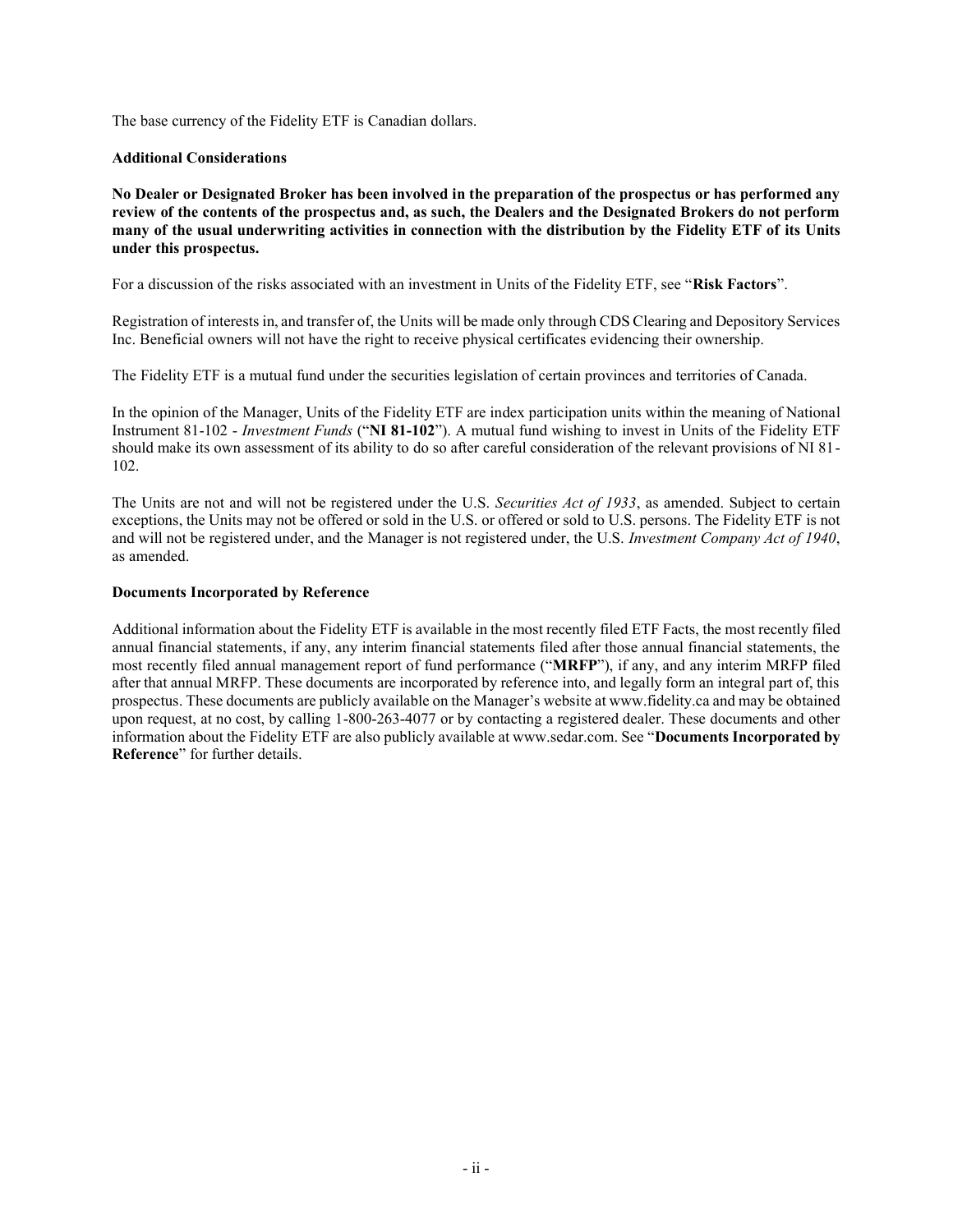The base currency of the Fidelity ETF is Canadian dollars.

**Additional Considerations**

**No Dealer or Designated Broker has been involved in the preparation of the prospectus or has performed any review of the contents of the prospectus and, as such, the Dealers and the Designated Brokers do not perform many of the usual underwriting activities in connection with the distribution by the Fidelity ETF of its Units under this prospectus.**

For a discussion of the risks associated with an investment in Units of the Fidelity ETF, see "**Risk Factors**".

Registration of interests in, and transfer of, the Units will be made only through CDS Clearing and Depository Services Inc. Beneficial owners will not have the right to receive physical certificates evidencing their ownership.

The Fidelity ETF is a mutual fund under the securities legislation of certain provinces and territories of Canada.

In the opinion of the Manager, Units of the Fidelity ETF are index participation units within the meaning of National Instrument 81-102 - *Investment Funds* ("**NI 81-102**"). A mutual fund wishing to invest in Units of the Fidelity ETF should make its own assessment of its ability to do so after careful consideration of the relevant provisions of NI 81-102.

The Units are not and will not be registered under the U.S. *Securities Act of 1933*, as amended. Subject to certain exceptions, the Units may not be offered or sold in the U.S. or offered or sold to U.S. persons. The Fidelity ETF is not and will not be registered under, and the Manager is not registered under, the U.S. *Investment Company Act of 1940*, as amended.

**Documents Incorporated by Reference**

Additional information about the Fidelity ETF is available in the most recently filed ETF Facts, the most recently filed annual financial statements, if any, any interim financial statements filed after those annual financial statements, the most recently filed annual management report of fund performance ("**MRFP**"), if any, and any interim MRFP filed after that annual MRFP. These documents are incorporated by reference into, and legally form an integral part of, this prospectus. These documents are publicly available on the Manager's website at www.fidelity.ca and may be obtained upon request, at no cost, by calling 1-800-263-4077 or by contacting a registered dealer. These documents and other information about the Fidelity ETF are also publicly available at www.sedar.com. See "**Documents Incorporated by Reference**" for further details.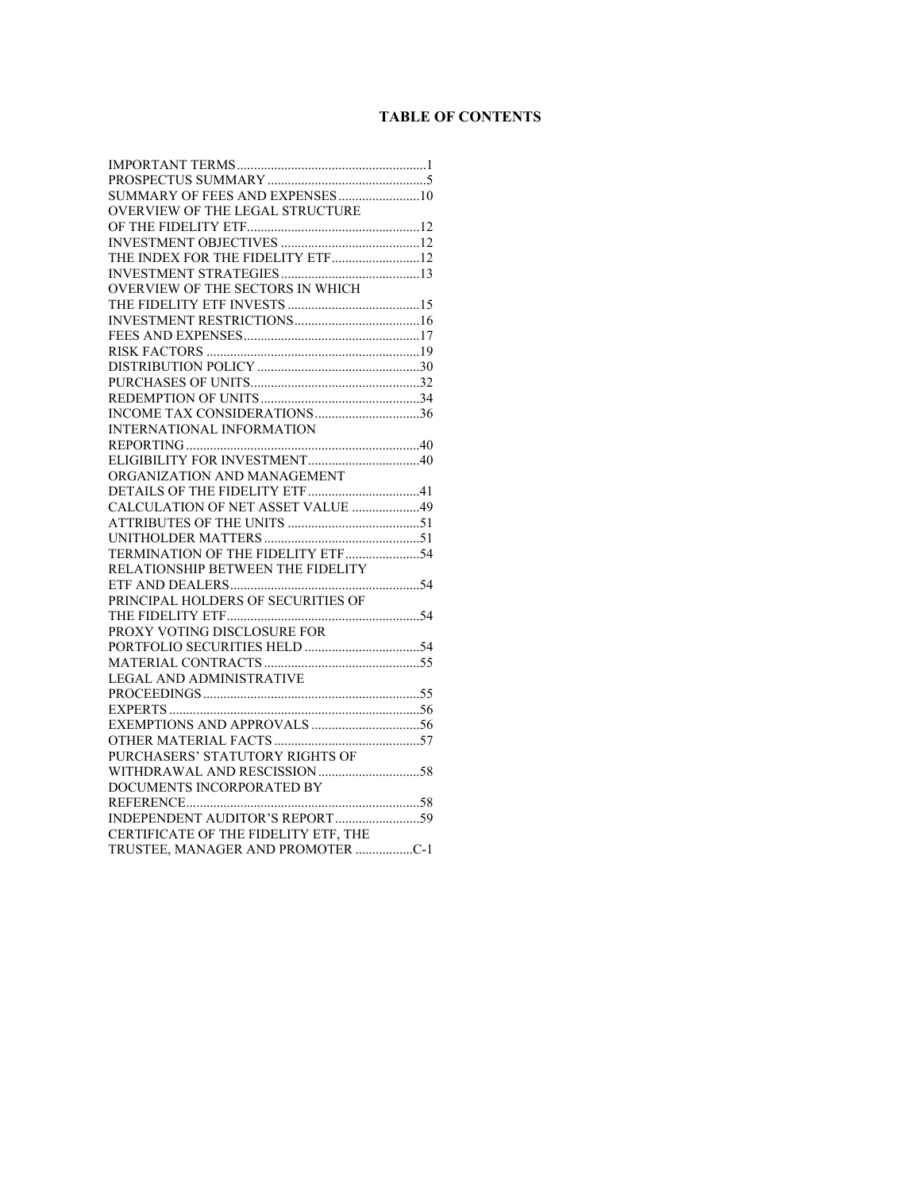# TABLE OF CONTENTS

| | |
|---|---|
| IMPORTANT TERMS | 1 |
| PROSPECTUS SUMMARY | 5 |
| SUMMARY OF FEES AND EXPENSES | 10 |
| OVERVIEW OF THE LEGAL STRUCTURE OF THE FIDELITY ETF | 12 |
| INVESTMENT OBJECTIVES | 12 |
| THE INDEX FOR THE FIDELITY ETF | 12 |
| INVESTMENT STRATEGIES | 13 |
| OVERVIEW OF THE SECTORS IN WHICH THE FIDELITY ETF INVESTS | 15 |
| INVESTMENT RESTRICTIONS | 16 |
| FEES AND EXPENSES | 17 |
| RISK FACTORS | 19 |
| DISTRIBUTION POLICY | 30 |
| PURCHASES OF UNITS | 32 |
| REDEMPTION OF UNITS | 34 |
| INCOME TAX CONSIDERATIONS | 36 |
| INTERNATIONAL INFORMATION REPORTING | 40 |
| ELIGIBILITY FOR INVESTMENT | 40 |
| ORGANIZATION AND MANAGEMENT DETAILS OF THE FIDELITY ETF | 41 |
| CALCULATION OF NET ASSET VALUE | 49 |
| ATTRIBUTES OF THE UNITS | 51 |
| UNITHOLDER MATTERS | 51 |
| TERMINATION OF THE FIDELITY ETF | 54 |
| RELATIONSHIP BETWEEN THE FIDELITY ETF AND DEALERS | 54 |
| PRINCIPAL HOLDERS OF SECURITIES OF THE FIDELITY ETF | 54 |
| PROXY VOTING DISCLOSURE FOR PORTFOLIO SECURITIES HELD | 54 |
| MATERIAL CONTRACTS | 55 |
| LEGAL AND ADMINISTRATIVE PROCEEDINGS | 55 |
| EXPERTS | 56 |
| EXEMPTIONS AND APPROVALS | 56 |
| OTHER MATERIAL FACTS | 57 |
| PURCHASERS' STATUTORY RIGHTS OF WITHDRAWAL AND RESCISSION | 58 |
| DOCUMENTS INCORPORATED BY REFERENCE | 58 |
| INDEPENDENT AUDITOR'S REPORT | 59 |
| CERTIFICATE OF THE FIDELITY ETF, THE TRUSTEE, MANAGER AND PROMOTER | C-1 |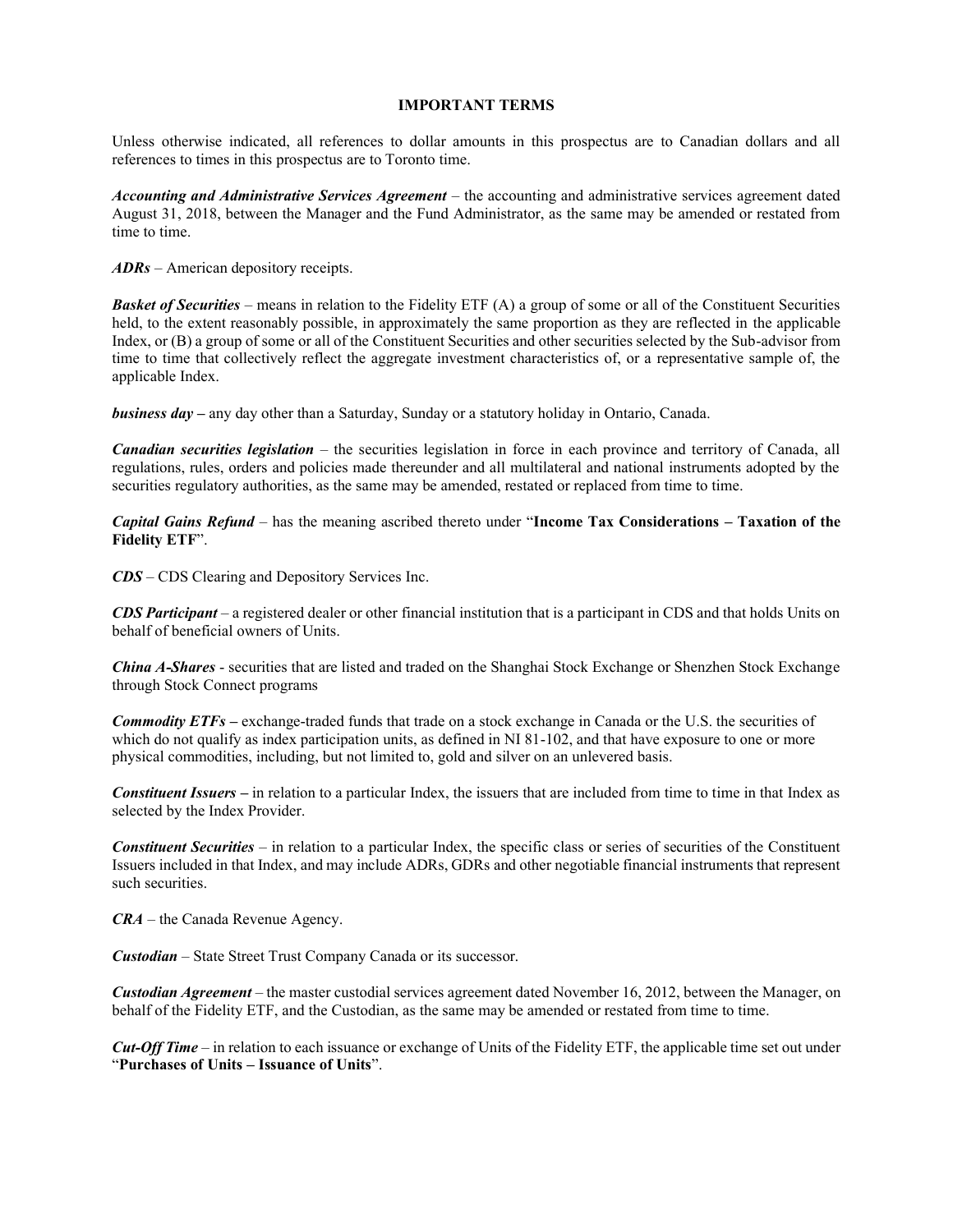## IMPORTANT TERMS

Unless otherwise indicated, all references to dollar amounts in this prospectus are to Canadian dollars and all references to times in this prospectus are to Toronto time.

***Accounting and Administrative Services Agreement*** – the accounting and administrative services agreement dated August 31, 2018, between the Manager and the Fund Administrator, as the same may be amended or restated from time to time.

***ADRs*** – American depository receipts.

***Basket of Securities*** – means in relation to the Fidelity ETF (A) a group of some or all of the Constituent Securities held, to the extent reasonably possible, in approximately the same proportion as they are reflected in the applicable Index, or (B) a group of some or all of the Constituent Securities and other securities selected by the Sub-advisor from time to time that collectively reflect the aggregate investment characteristics of, or a representative sample of, the applicable Index.

***business day*** – any day other than a Saturday, Sunday or a statutory holiday in Ontario, Canada.

***Canadian securities legislation*** – the securities legislation in force in each province and territory of Canada, all regulations, rules, orders and policies made thereunder and all multilateral and national instruments adopted by the securities regulatory authorities, as the same may be amended, restated or replaced from time to time.

***Capital Gains Refund*** – has the meaning ascribed thereto under "**Income Tax Considerations – Taxation of the Fidelity ETF**".

***CDS*** – CDS Clearing and Depository Services Inc.

***CDS Participant*** – a registered dealer or other financial institution that is a participant in CDS and that holds Units on behalf of beneficial owners of Units.

***China A-Shares*** - securities that are listed and traded on the Shanghai Stock Exchange or Shenzhen Stock Exchange through Stock Connect programs

***Commodity ETFs*** – exchange-traded funds that trade on a stock exchange in Canada or the U.S. the securities of which do not qualify as index participation units, as defined in NI 81-102, and that have exposure to one or more physical commodities, including, but not limited to, gold and silver on an unlevered basis.

***Constituent Issuers*** – in relation to a particular Index, the issuers that are included from time to time in that Index as selected by the Index Provider.

***Constituent Securities*** – in relation to a particular Index, the specific class or series of securities of the Constituent Issuers included in that Index, and may include ADRs, GDRs and other negotiable financial instruments that represent such securities.

***CRA*** – the Canada Revenue Agency.

***Custodian*** – State Street Trust Company Canada or its successor.

***Custodian Agreement*** – the master custodial services agreement dated November 16, 2012, between the Manager, on behalf of the Fidelity ETF, and the Custodian, as the same may be amended or restated from time to time.

***Cut-Off Time*** – in relation to each issuance or exchange of Units of the Fidelity ETF, the applicable time set out under "**Purchases of Units – Issuance of Units**".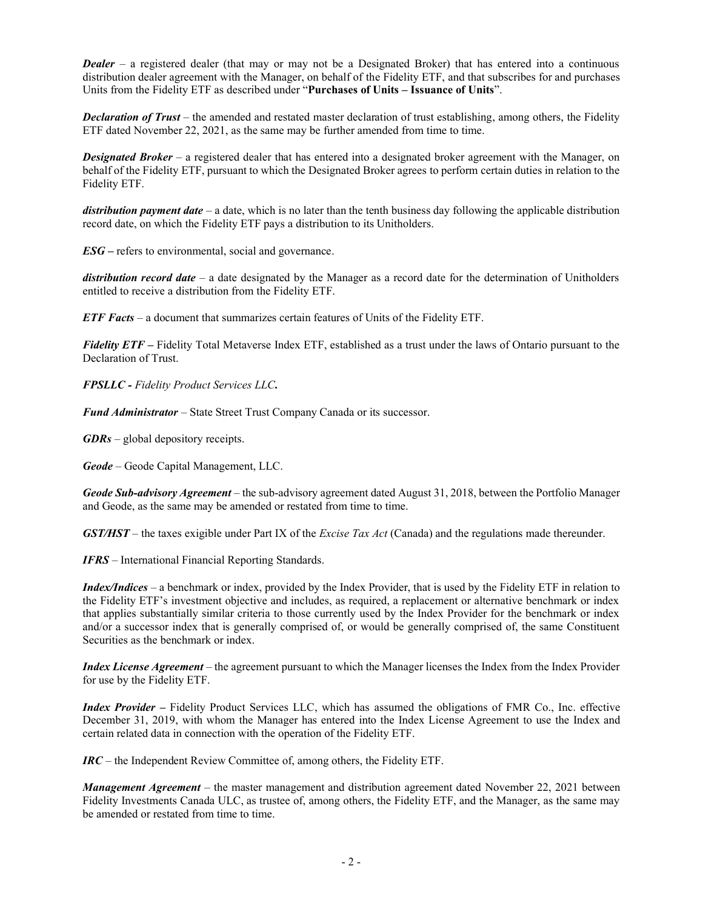***Dealer*** – a registered dealer (that may or may not be a Designated Broker) that has entered into a continuous distribution dealer agreement with the Manager, on behalf of the Fidelity ETF, and that subscribes for and purchases Units from the Fidelity ETF as described under "**Purchases of Units – Issuance of Units**".

***Declaration of Trust*** – the amended and restated master declaration of trust establishing, among others, the Fidelity ETF dated November 22, 2021, as the same may be further amended from time to time.

***Designated Broker*** – a registered dealer that has entered into a designated broker agreement with the Manager, on behalf of the Fidelity ETF, pursuant to which the Designated Broker agrees to perform certain duties in relation to the Fidelity ETF.

***distribution payment date*** – a date, which is no later than the tenth business day following the applicable distribution record date, on which the Fidelity ETF pays a distribution to its Unitholders.

***ESG*** **–** refers to environmental, social and governance.

***distribution record date*** – a date designated by the Manager as a record date for the determination of Unitholders entitled to receive a distribution from the Fidelity ETF.

***ETF Facts*** – a document that summarizes certain features of Units of the Fidelity ETF.

***Fidelity ETF*** **–** Fidelity Total Metaverse Index ETF, established as a trust under the laws of Ontario pursuant to the Declaration of Trust.

***FPSLLC** - Fidelity Product Services LLC.*

***Fund Administrator*** – State Street Trust Company Canada or its successor.

***GDRs*** – global depository receipts.

***Geode*** – Geode Capital Management, LLC.

***Geode Sub-advisory Agreement*** – the sub-advisory agreement dated August 31, 2018, between the Portfolio Manager and Geode, as the same may be amended or restated from time to time.

***GST/HST*** – the taxes exigible under Part IX of the *Excise Tax Act* (Canada) and the regulations made thereunder.

***IFRS*** – International Financial Reporting Standards.

***Index/Indices*** – a benchmark or index, provided by the Index Provider, that is used by the Fidelity ETF in relation to the Fidelity ETF's investment objective and includes, as required, a replacement or alternative benchmark or index that applies substantially similar criteria to those currently used by the Index Provider for the benchmark or index and/or a successor index that is generally comprised of, or would be generally comprised of, the same Constituent Securities as the benchmark or index.

***Index License Agreement*** – the agreement pursuant to which the Manager licenses the Index from the Index Provider for use by the Fidelity ETF.

***Index Provider*** **–** Fidelity Product Services LLC, which has assumed the obligations of FMR Co., Inc. effective December 31, 2019, with whom the Manager has entered into the Index License Agreement to use the Index and certain related data in connection with the operation of the Fidelity ETF.

***IRC*** – the Independent Review Committee of, among others, the Fidelity ETF.

***Management Agreement*** – the master management and distribution agreement dated November 22, 2021 between Fidelity Investments Canada ULC, as trustee of, among others, the Fidelity ETF, and the Manager, as the same may be amended or restated from time to time.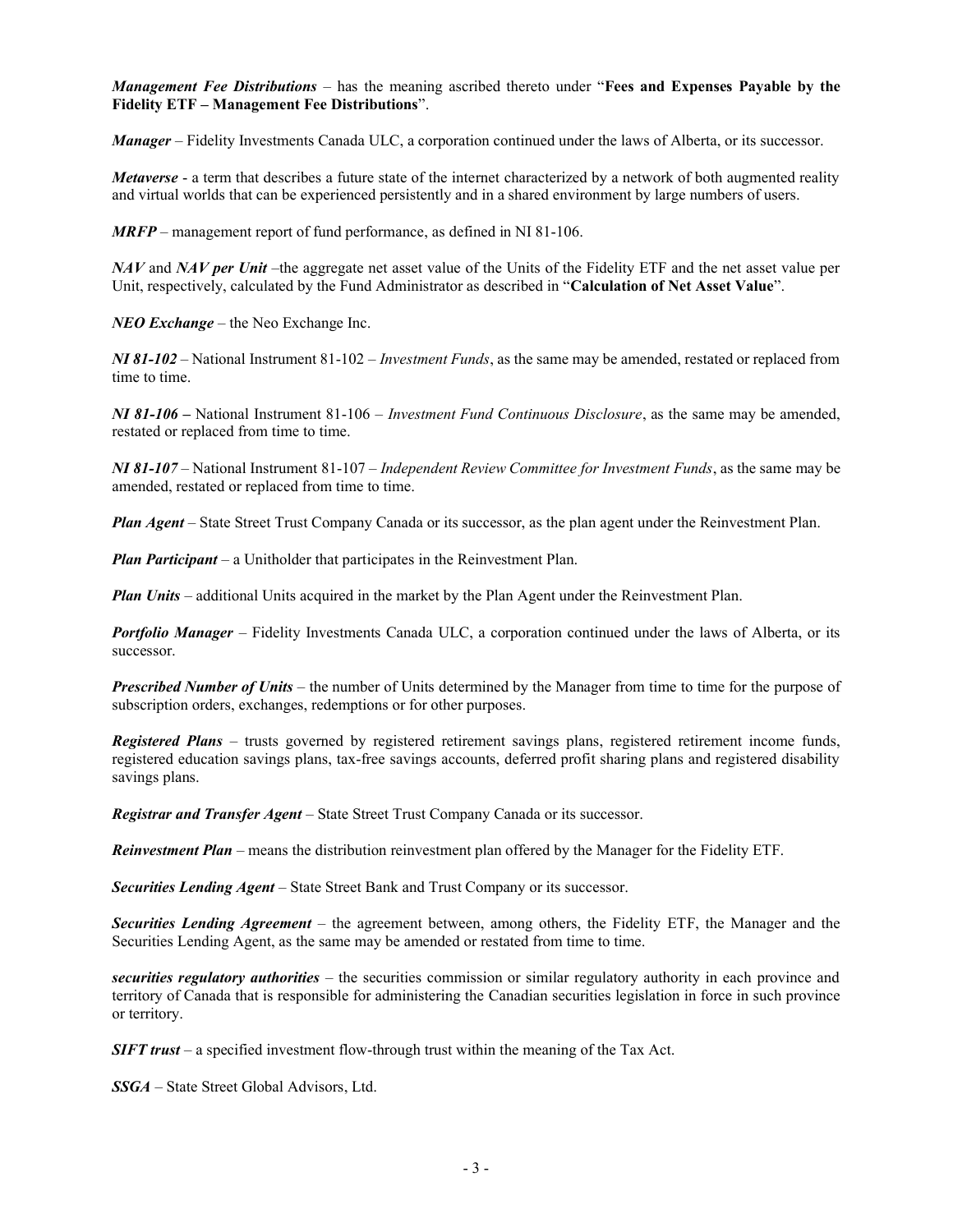***Management Fee Distributions*** – has the meaning ascribed thereto under "**Fees and Expenses Payable by the Fidelity ETF – Management Fee Distributions**".

***Manager*** – Fidelity Investments Canada ULC, a corporation continued under the laws of Alberta, or its successor.

***Metaverse*** - a term that describes a future state of the internet characterized by a network of both augmented reality and virtual worlds that can be experienced persistently and in a shared environment by large numbers of users.

***MRFP*** – management report of fund performance, as defined in NI 81-106.

***NAV*** and ***NAV per Unit*** –the aggregate net asset value of the Units of the Fidelity ETF and the net asset value per Unit, respectively, calculated by the Fund Administrator as described in "**Calculation of Net Asset Value**".

***NEO Exchange*** – the Neo Exchange Inc.

***NI 81-102*** – National Instrument 81-102 – *Investment Funds*, as the same may be amended, restated or replaced from time to time.

***NI 81-106*** **–** National Instrument 81-106 – *Investment Fund Continuous Disclosure*, as the same may be amended, restated or replaced from time to time.

***NI 81-107*** – National Instrument 81-107 – *Independent Review Committee for Investment Funds*, as the same may be amended, restated or replaced from time to time.

***Plan Agent*** – State Street Trust Company Canada or its successor, as the plan agent under the Reinvestment Plan.

***Plan Participant*** – a Unitholder that participates in the Reinvestment Plan.

***Plan Units*** – additional Units acquired in the market by the Plan Agent under the Reinvestment Plan.

***Portfolio Manager*** – Fidelity Investments Canada ULC, a corporation continued under the laws of Alberta, or its successor.

***Prescribed Number of Units*** – the number of Units determined by the Manager from time to time for the purpose of subscription orders, exchanges, redemptions or for other purposes.

***Registered Plans*** – trusts governed by registered retirement savings plans, registered retirement income funds, registered education savings plans, tax-free savings accounts, deferred profit sharing plans and registered disability savings plans.

***Registrar and Transfer Agent*** – State Street Trust Company Canada or its successor.

***Reinvestment Plan*** – means the distribution reinvestment plan offered by the Manager for the Fidelity ETF.

***Securities Lending Agent*** – State Street Bank and Trust Company or its successor.

***Securities Lending Agreement*** – the agreement between, among others, the Fidelity ETF, the Manager and the Securities Lending Agent, as the same may be amended or restated from time to time.

***securities regulatory authorities*** – the securities commission or similar regulatory authority in each province and territory of Canada that is responsible for administering the Canadian securities legislation in force in such province or territory.

***SIFT trust*** – a specified investment flow-through trust within the meaning of the Tax Act.

***SSGA*** – State Street Global Advisors, Ltd.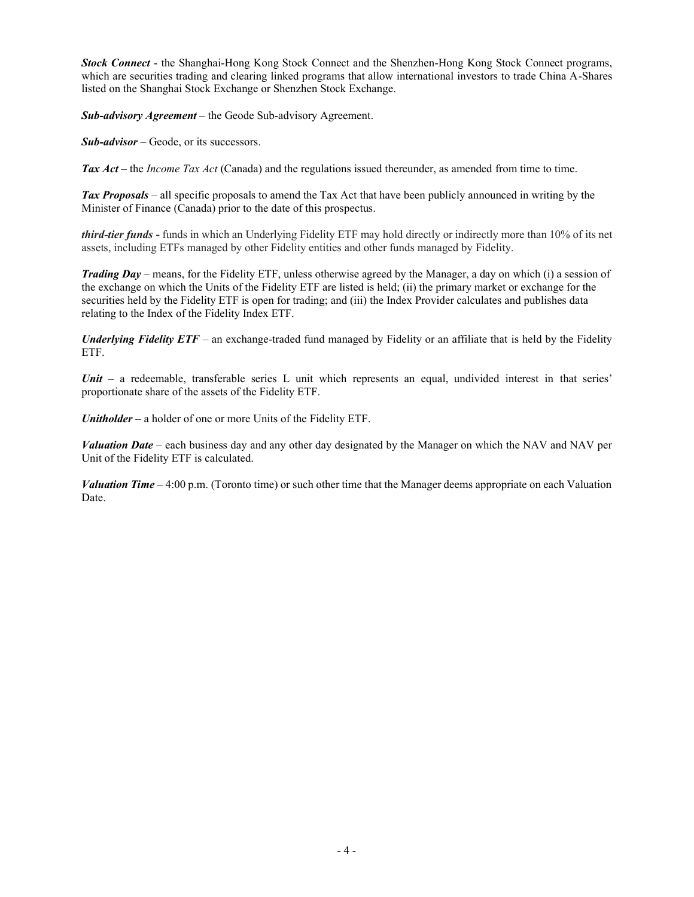***Stock Connect*** - the Shanghai-Hong Kong Stock Connect and the Shenzhen-Hong Kong Stock Connect programs, which are securities trading and clearing linked programs that allow international investors to trade China A-Shares listed on the Shanghai Stock Exchange or Shenzhen Stock Exchange.

***Sub-advisory Agreement*** – the Geode Sub-advisory Agreement.

***Sub-advisor*** – Geode, or its successors.

***Tax Act*** – the *Income Tax Act* (Canada) and the regulations issued thereunder, as amended from time to time.

***Tax Proposals*** – all specific proposals to amend the Tax Act that have been publicly announced in writing by the Minister of Finance (Canada) prior to the date of this prospectus.

***third-tier funds*** **-** funds in which an Underlying Fidelity ETF may hold directly or indirectly more than 10% of its net assets, including ETFs managed by other Fidelity entities and other funds managed by Fidelity.

***Trading Day*** – means, for the Fidelity ETF, unless otherwise agreed by the Manager, a day on which (i) a session of the exchange on which the Units of the Fidelity ETF are listed is held; (ii) the primary market or exchange for the securities held by the Fidelity ETF is open for trading; and (iii) the Index Provider calculates and publishes data relating to the Index of the Fidelity Index ETF.

***Underlying Fidelity ETF*** – an exchange-traded fund managed by Fidelity or an affiliate that is held by the Fidelity ETF.

***Unit*** – a redeemable, transferable series L unit which represents an equal, undivided interest in that series' proportionate share of the assets of the Fidelity ETF.

***Unitholder*** – a holder of one or more Units of the Fidelity ETF.

***Valuation Date*** – each business day and any other day designated by the Manager on which the NAV and NAV per Unit of the Fidelity ETF is calculated.

***Valuation Time*** – 4:00 p.m. (Toronto time) or such other time that the Manager deems appropriate on each Valuation Date.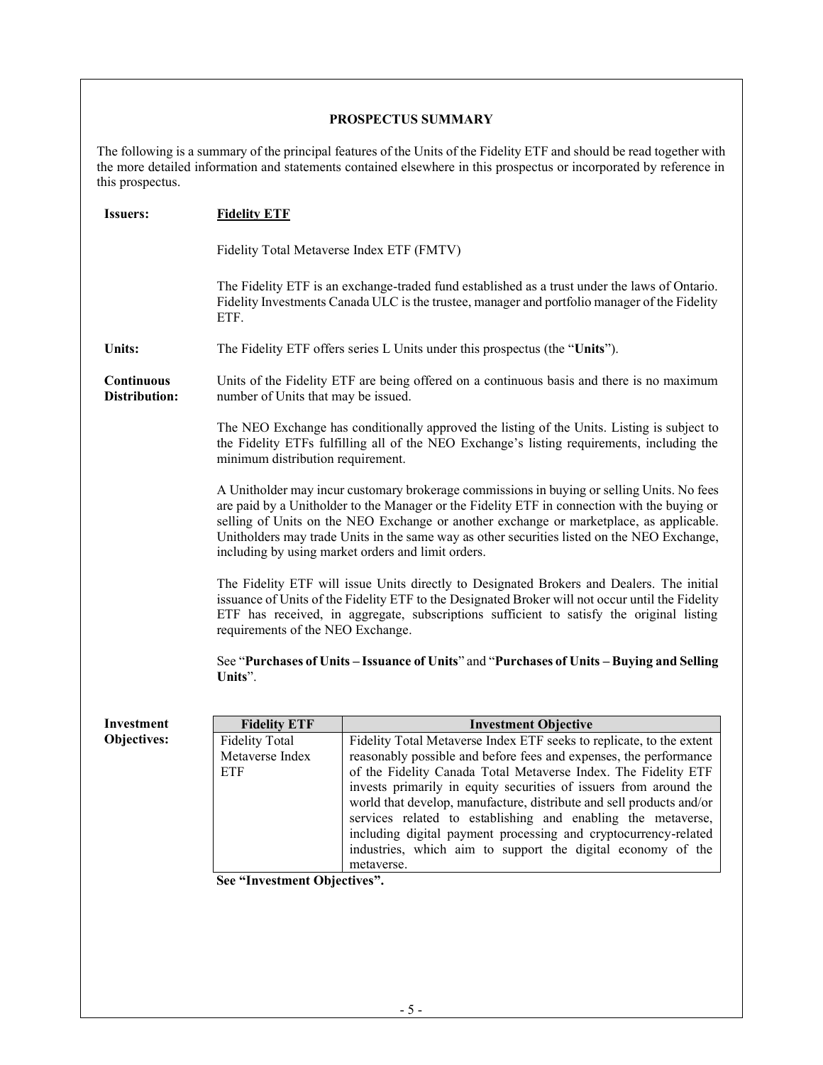## PROSPECTUS SUMMARY

The following is a summary of the principal features of the Units of the Fidelity ETF and should be read together with the more detailed information and statements contained elsewhere in this prospectus or incorporated by reference in this prospectus.

**Issuers:**

**Fidelity ETF**

Fidelity Total Metaverse Index ETF (FMTV)

The Fidelity ETF is an exchange-traded fund established as a trust under the laws of Ontario. Fidelity Investments Canada ULC is the trustee, manager and portfolio manager of the Fidelity ETF.

**Units:**

The Fidelity ETF offers series L Units under this prospectus (the "**Units**").

**Continuous Distribution:**

Units of the Fidelity ETF are being offered on a continuous basis and there is no maximum number of Units that may be issued.

The NEO Exchange has conditionally approved the listing of the Units. Listing is subject to the Fidelity ETFs fulfilling all of the NEO Exchange's listing requirements, including the minimum distribution requirement.

A Unitholder may incur customary brokerage commissions in buying or selling Units. No fees are paid by a Unitholder to the Manager or the Fidelity ETF in connection with the buying or selling of Units on the NEO Exchange or another exchange or marketplace, as applicable. Unitholders may trade Units in the same way as other securities listed on the NEO Exchange, including by using market orders and limit orders.

The Fidelity ETF will issue Units directly to Designated Brokers and Dealers. The initial issuance of Units of the Fidelity ETF to the Designated Broker will not occur until the Fidelity ETF has received, in aggregate, subscriptions sufficient to satisfy the original listing requirements of the NEO Exchange.

See "**Purchases of Units – Issuance of Units**" and "**Purchases of Units – Buying and Selling Units**".

**Investment Objectives:**

| Fidelity ETF | Investment Objective |
|---|---|
| Fidelity Total Metaverse Index ETF | Fidelity Total Metaverse Index ETF seeks to replicate, to the extent reasonably possible and before fees and expenses, the performance of the Fidelity Canada Total Metaverse Index. The Fidelity ETF invests primarily in equity securities of issuers from around the world that develop, manufacture, distribute and sell products and/or services related to establishing and enabling the metaverse, including digital payment processing and cryptocurrency-related industries, which aim to support the digital economy of the metaverse. |

**See "Investment Objectives".**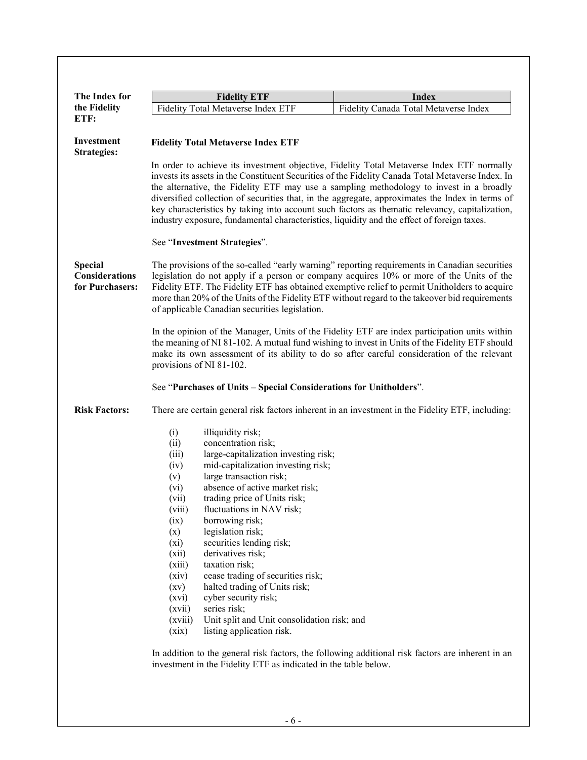**The Index for the Fidelity ETF:**

| Fidelity ETF | Index |
|---|---|
| Fidelity Total Metaverse Index ETF | Fidelity Canada Total Metaverse Index |

**Investment Strategies:**

**Fidelity Total Metaverse Index ETF**

In order to achieve its investment objective, Fidelity Total Metaverse Index ETF normally invests its assets in the Constituent Securities of the Fidelity Canada Total Metaverse Index. In the alternative, the Fidelity ETF may use a sampling methodology to invest in a broadly diversified collection of securities that, in the aggregate, approximates the Index in terms of key characteristics by taking into account such factors as thematic relevancy, capitalization, industry exposure, fundamental characteristics, liquidity and the effect of foreign taxes.

See "**Investment Strategies**".

**Special Considerations for Purchasers:**

The provisions of the so-called "early warning" reporting requirements in Canadian securities legislation do not apply if a person or company acquires 10% or more of the Units of the Fidelity ETF. The Fidelity ETF has obtained exemptive relief to permit Unitholders to acquire more than 20% of the Units of the Fidelity ETF without regard to the takeover bid requirements of applicable Canadian securities legislation.

In the opinion of the Manager, Units of the Fidelity ETF are index participation units within the meaning of NI 81-102. A mutual fund wishing to invest in Units of the Fidelity ETF should make its own assessment of its ability to do so after careful consideration of the relevant provisions of NI 81-102.

See "**Purchases of Units – Special Considerations for Unitholders**".

**Risk Factors:**

There are certain general risk factors inherent in an investment in the Fidelity ETF, including:

(i) illiquidity risk;
(ii) concentration risk;
(iii) large-capitalization investing risk;
(iv) mid-capitalization investing risk;
(v) large transaction risk;
(vi) absence of active market risk;
(vii) trading price of Units risk;
(viii) fluctuations in NAV risk;
(ix) borrowing risk;
(x) legislation risk;
(xi) securities lending risk;
(xii) derivatives risk;
(xiii) taxation risk;
(xiv) cease trading of securities risk;
(xv) halted trading of Units risk;
(xvi) cyber security risk;
(xvii) series risk;
(xviii) Unit split and Unit consolidation risk; and
(xix) listing application risk.

In addition to the general risk factors, the following additional risk factors are inherent in an investment in the Fidelity ETF as indicated in the table below.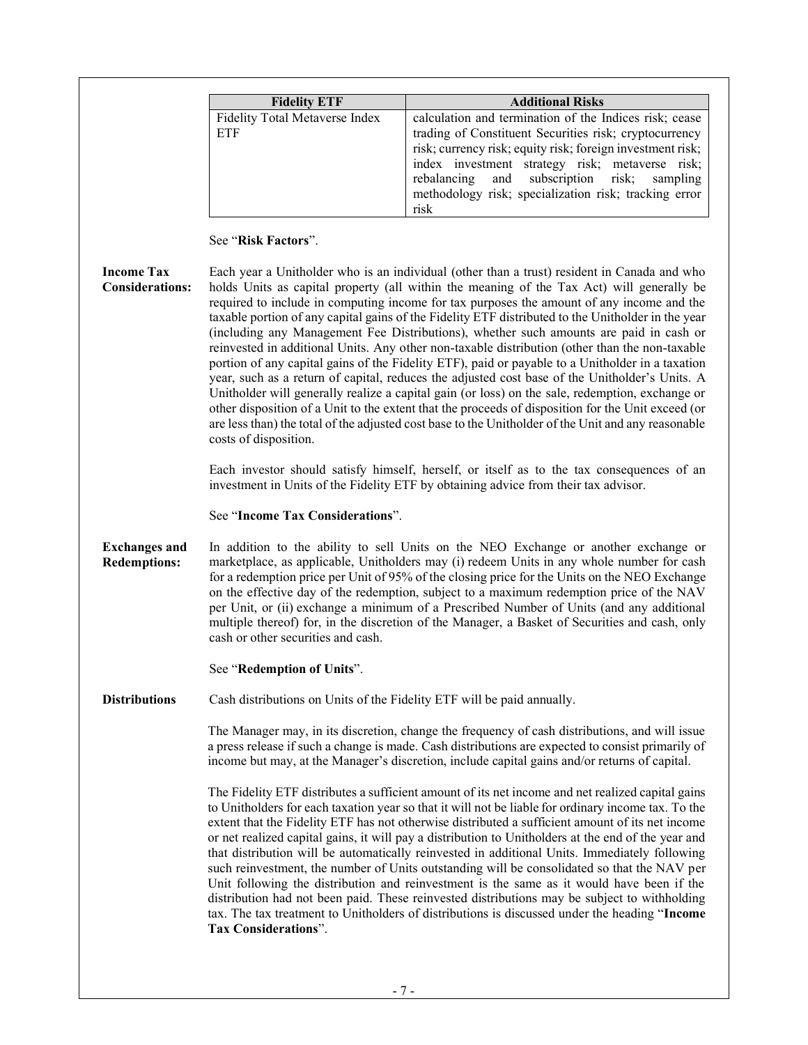| Fidelity ETF | Additional Risks |
|---|---|
| Fidelity Total Metaverse Index ETF | calculation and termination of the Indices risk; cease trading of Constituent Securities risk; cryptocurrency risk; currency risk; equity risk; foreign investment risk; index investment strategy risk; metaverse risk; rebalancing and subscription risk; sampling methodology risk; specialization risk; tracking error risk |

See "**Risk Factors**".

**Income Tax Considerations:**

Each year a Unitholder who is an individual (other than a trust) resident in Canada and who holds Units as capital property (all within the meaning of the Tax Act) will generally be required to include in computing income for tax purposes the amount of any income and the taxable portion of any capital gains of the Fidelity ETF distributed to the Unitholder in the year (including any Management Fee Distributions), whether such amounts are paid in cash or reinvested in additional Units. Any other non-taxable distribution (other than the non-taxable portion of any capital gains of the Fidelity ETF), paid or payable to a Unitholder in a taxation year, such as a return of capital, reduces the adjusted cost base of the Unitholder's Units. A Unitholder will generally realize a capital gain (or loss) on the sale, redemption, exchange or other disposition of a Unit to the extent that the proceeds of disposition for the Unit exceed (or are less than) the total of the adjusted cost base to the Unitholder of the Unit and any reasonable costs of disposition.

Each investor should satisfy himself, herself, or itself as to the tax consequences of an investment in Units of the Fidelity ETF by obtaining advice from their tax advisor.

See "**Income Tax Considerations**".

**Exchanges and Redemptions:**

In addition to the ability to sell Units on the NEO Exchange or another exchange or marketplace, as applicable, Unitholders may (i) redeem Units in any whole number for cash for a redemption price per Unit of 95% of the closing price for the Units on the NEO Exchange on the effective day of the redemption, subject to a maximum redemption price of the NAV per Unit, or (ii) exchange a minimum of a Prescribed Number of Units (and any additional multiple thereof) for, in the discretion of the Manager, a Basket of Securities and cash, only cash or other securities and cash.

See "**Redemption of Units**".

**Distributions**

Cash distributions on Units of the Fidelity ETF will be paid annually.

The Manager may, in its discretion, change the frequency of cash distributions, and will issue a press release if such a change is made. Cash distributions are expected to consist primarily of income but may, at the Manager's discretion, include capital gains and/or returns of capital.

The Fidelity ETF distributes a sufficient amount of its net income and net realized capital gains to Unitholders for each taxation year so that it will not be liable for ordinary income tax. To the extent that the Fidelity ETF has not otherwise distributed a sufficient amount of its net income or net realized capital gains, it will pay a distribution to Unitholders at the end of the year and that distribution will be automatically reinvested in additional Units. Immediately following such reinvestment, the number of Units outstanding will be consolidated so that the NAV per Unit following the distribution and reinvestment is the same as it would have been if the distribution had not been paid. These reinvested distributions may be subject to withholding tax. The tax treatment to Unitholders of distributions is discussed under the heading "**Income Tax Considerations**".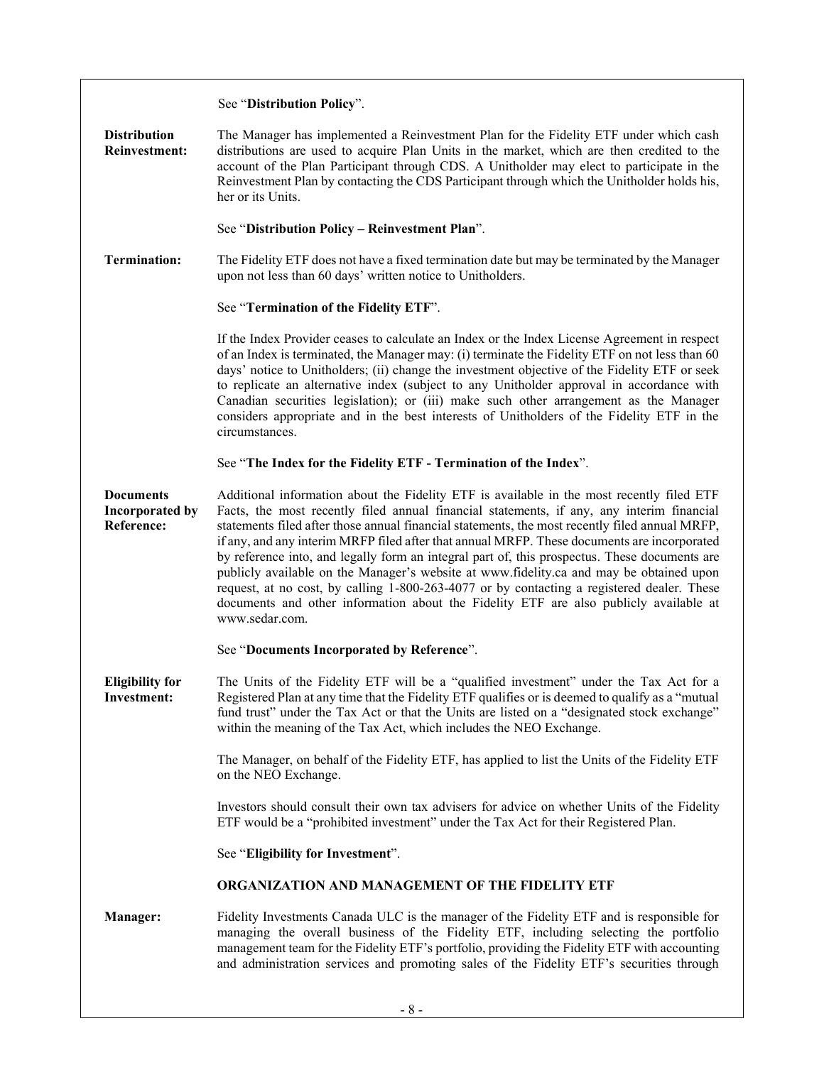See "**Distribution Policy**".

**Distribution Reinvestment:** The Manager has implemented a Reinvestment Plan for the Fidelity ETF under which cash distributions are used to acquire Plan Units in the market, which are then credited to the account of the Plan Participant through CDS. A Unitholder may elect to participate in the Reinvestment Plan by contacting the CDS Participant through which the Unitholder holds his, her or its Units.

See "**Distribution Policy – Reinvestment Plan**".

**Termination:** The Fidelity ETF does not have a fixed termination date but may be terminated by the Manager upon not less than 60 days' written notice to Unitholders.

See "**Termination of the Fidelity ETF**".

If the Index Provider ceases to calculate an Index or the Index License Agreement in respect of an Index is terminated, the Manager may: (i) terminate the Fidelity ETF on not less than 60 days' notice to Unitholders; (ii) change the investment objective of the Fidelity ETF or seek to replicate an alternative index (subject to any Unitholder approval in accordance with Canadian securities legislation); or (iii) make such other arrangement as the Manager considers appropriate and in the best interests of Unitholders of the Fidelity ETF in the circumstances.

See "**The Index for the Fidelity ETF - Termination of the Index**".

**Documents Incorporated by Reference:** Additional information about the Fidelity ETF is available in the most recently filed ETF Facts, the most recently filed annual financial statements, if any, any interim financial statements filed after those annual financial statements, the most recently filed annual MRFP, if any, and any interim MRFP filed after that annual MRFP. These documents are incorporated by reference into, and legally form an integral part of, this prospectus. These documents are publicly available on the Manager's website at www.fidelity.ca and may be obtained upon request, at no cost, by calling 1-800-263-4077 or by contacting a registered dealer. These documents and other information about the Fidelity ETF are also publicly available at www.sedar.com.

See "**Documents Incorporated by Reference**".

**Eligibility for Investment:** The Units of the Fidelity ETF will be a "qualified investment" under the Tax Act for a Registered Plan at any time that the Fidelity ETF qualifies or is deemed to qualify as a "mutual fund trust" under the Tax Act or that the Units are listed on a "designated stock exchange" within the meaning of the Tax Act, which includes the NEO Exchange.

The Manager, on behalf of the Fidelity ETF, has applied to list the Units of the Fidelity ETF on the NEO Exchange.

Investors should consult their own tax advisers for advice on whether Units of the Fidelity ETF would be a "prohibited investment" under the Tax Act for their Registered Plan.

See "**Eligibility for Investment**".

## ORGANIZATION AND MANAGEMENT OF THE FIDELITY ETF

**Manager:** Fidelity Investments Canada ULC is the manager of the Fidelity ETF and is responsible for managing the overall business of the Fidelity ETF, including selecting the portfolio management team for the Fidelity ETF's portfolio, providing the Fidelity ETF with accounting and administration services and promoting sales of the Fidelity ETF's securities through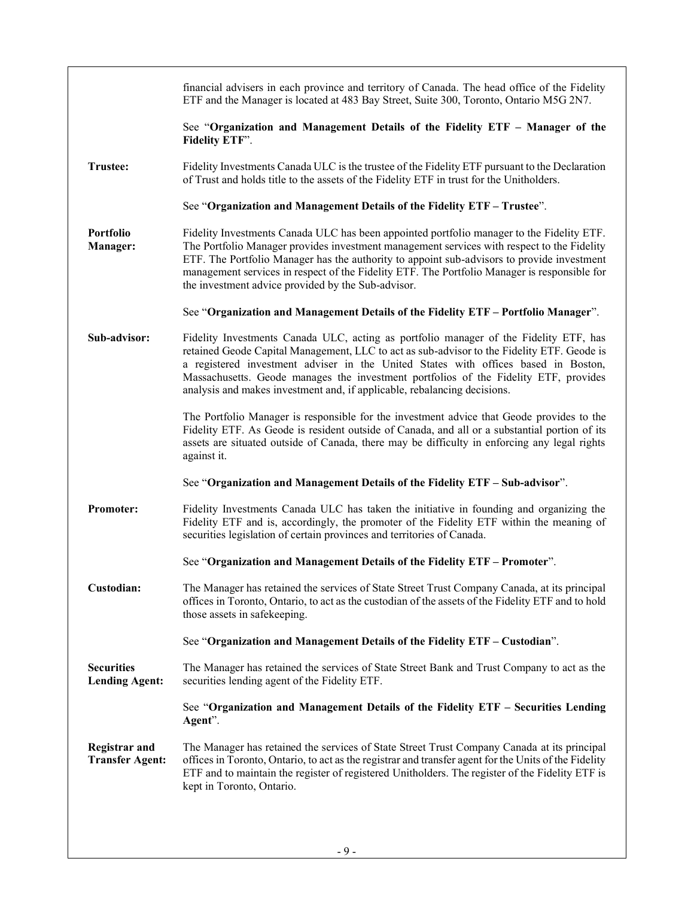financial advisers in each province and territory of Canada. The head office of the Fidelity ETF and the Manager is located at 483 Bay Street, Suite 300, Toronto, Ontario M5G 2N7.

See "**Organization and Management Details of the Fidelity ETF – Manager of the Fidelity ETF**".

**Trustee:** Fidelity Investments Canada ULC is the trustee of the Fidelity ETF pursuant to the Declaration of Trust and holds title to the assets of the Fidelity ETF in trust for the Unitholders.

See "**Organization and Management Details of the Fidelity ETF – Trustee**".

**Portfolio Manager:** Fidelity Investments Canada ULC has been appointed portfolio manager to the Fidelity ETF. The Portfolio Manager provides investment management services with respect to the Fidelity ETF. The Portfolio Manager has the authority to appoint sub-advisors to provide investment management services in respect of the Fidelity ETF. The Portfolio Manager is responsible for the investment advice provided by the Sub-advisor.

See "**Organization and Management Details of the Fidelity ETF – Portfolio Manager**".

**Sub-advisor:** Fidelity Investments Canada ULC, acting as portfolio manager of the Fidelity ETF, has retained Geode Capital Management, LLC to act as sub-advisor to the Fidelity ETF. Geode is a registered investment adviser in the United States with offices based in Boston, Massachusetts. Geode manages the investment portfolios of the Fidelity ETF, provides analysis and makes investment and, if applicable, rebalancing decisions.

The Portfolio Manager is responsible for the investment advice that Geode provides to the Fidelity ETF. As Geode is resident outside of Canada, and all or a substantial portion of its assets are situated outside of Canada, there may be difficulty in enforcing any legal rights against it.

See "**Organization and Management Details of the Fidelity ETF – Sub-advisor**".

**Promoter:** Fidelity Investments Canada ULC has taken the initiative in founding and organizing the Fidelity ETF and is, accordingly, the promoter of the Fidelity ETF within the meaning of securities legislation of certain provinces and territories of Canada.

See "**Organization and Management Details of the Fidelity ETF – Promoter**".

**Custodian:** The Manager has retained the services of State Street Trust Company Canada, at its principal offices in Toronto, Ontario, to act as the custodian of the assets of the Fidelity ETF and to hold those assets in safekeeping.

See "**Organization and Management Details of the Fidelity ETF – Custodian**".

**Securities Lending Agent:** The Manager has retained the services of State Street Bank and Trust Company to act as the securities lending agent of the Fidelity ETF.

See "**Organization and Management Details of the Fidelity ETF – Securities Lending Agent**".

**Registrar and Transfer Agent:** The Manager has retained the services of State Street Trust Company Canada at its principal offices in Toronto, Ontario, to act as the registrar and transfer agent for the Units of the Fidelity ETF and to maintain the register of registered Unitholders. The register of the Fidelity ETF is kept in Toronto, Ontario.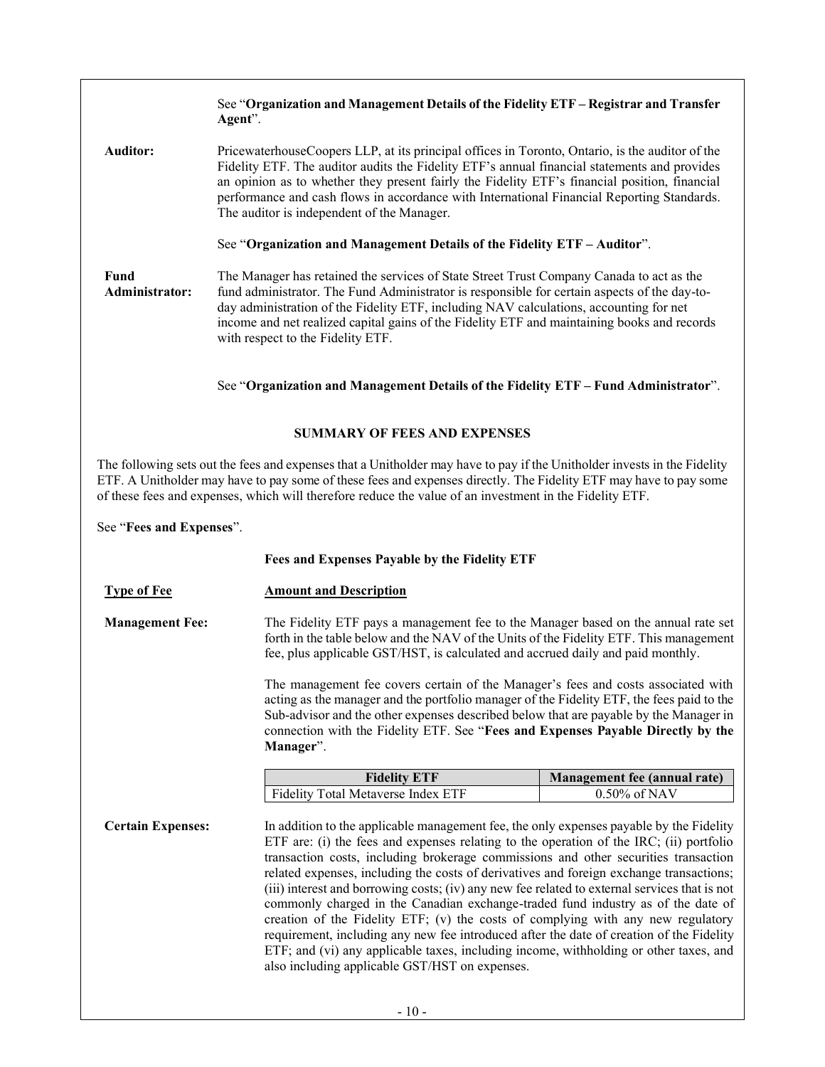See "**Organization and Management Details of the Fidelity ETF – Registrar and Transfer Agent**".

**Auditor:** PricewaterhouseCoopers LLP, at its principal offices in Toronto, Ontario, is the auditor of the Fidelity ETF. The auditor audits the Fidelity ETF's annual financial statements and provides an opinion as to whether they present fairly the Fidelity ETF's financial position, financial performance and cash flows in accordance with International Financial Reporting Standards. The auditor is independent of the Manager.

See "**Organization and Management Details of the Fidelity ETF – Auditor**".

**Fund Administrator:** The Manager has retained the services of State Street Trust Company Canada to act as the fund administrator. The Fund Administrator is responsible for certain aspects of the day-to-day administration of the Fidelity ETF, including NAV calculations, accounting for net income and net realized capital gains of the Fidelity ETF and maintaining books and records with respect to the Fidelity ETF.

See "**Organization and Management Details of the Fidelity ETF – Fund Administrator**".

## SUMMARY OF FEES AND EXPENSES

The following sets out the fees and expenses that a Unitholder may have to pay if the Unitholder invests in the Fidelity ETF. A Unitholder may have to pay some of these fees and expenses directly. The Fidelity ETF may have to pay some of these fees and expenses, which will therefore reduce the value of an investment in the Fidelity ETF.

See "**Fees and Expenses**".

### Fees and Expenses Payable by the Fidelity ETF

**Type of Fee** — **Amount and Description**

**Management Fee:** The Fidelity ETF pays a management fee to the Manager based on the annual rate set forth in the table below and the NAV of the Units of the Fidelity ETF. This management fee, plus applicable GST/HST, is calculated and accrued daily and paid monthly.

The management fee covers certain of the Manager's fees and costs associated with acting as the manager and the portfolio manager of the Fidelity ETF, the fees paid to the Sub-advisor and the other expenses described below that are payable by the Manager in connection with the Fidelity ETF. See "**Fees and Expenses Payable Directly by the Manager**".

| Fidelity ETF | Management fee (annual rate) |
|---|---|
| Fidelity Total Metaverse Index ETF | 0.50% of NAV |

**Certain Expenses:** In addition to the applicable management fee, the only expenses payable by the Fidelity ETF are: (i) the fees and expenses relating to the operation of the IRC; (ii) portfolio transaction costs, including brokerage commissions and other securities transaction related expenses, including the costs of derivatives and foreign exchange transactions; (iii) interest and borrowing costs; (iv) any new fee related to external services that is not commonly charged in the Canadian exchange-traded fund industry as of the date of creation of the Fidelity ETF; (v) the costs of complying with any new regulatory requirement, including any new fee introduced after the date of creation of the Fidelity ETF; and (vi) any applicable taxes, including income, withholding or other taxes, and also including applicable GST/HST on expenses.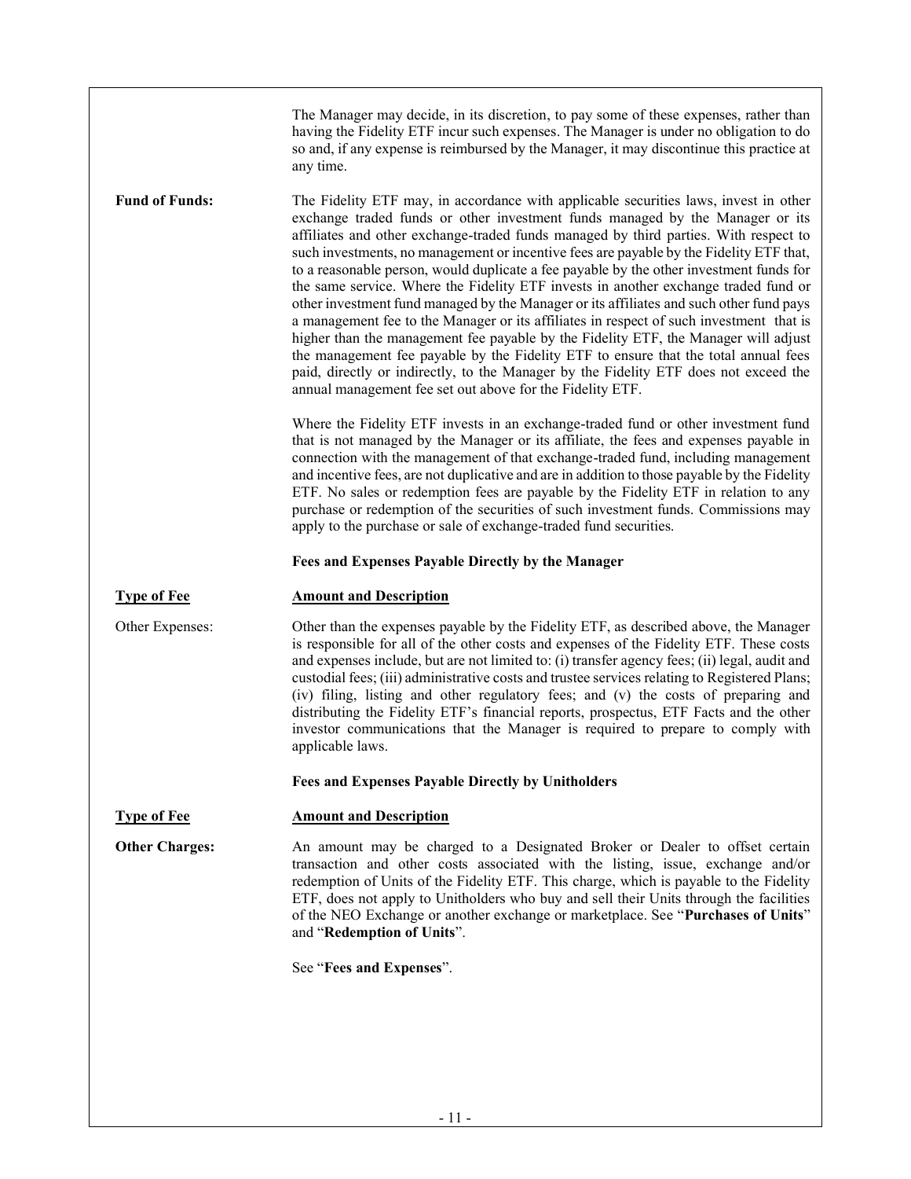| | |
|---|---|
| | The Manager may decide, in its discretion, to pay some of these expenses, rather than having the Fidelity ETF incur such expenses. The Manager is under no obligation to do so and, if any expense is reimbursed by the Manager, it may discontinue this practice at any time. |
| **Fund of Funds:** | The Fidelity ETF may, in accordance with applicable securities laws, invest in other exchange traded funds or other investment funds managed by the Manager or its affiliates and other exchange-traded funds managed by third parties. With respect to such investments, no management or incentive fees are payable by the Fidelity ETF that, to a reasonable person, would duplicate a fee payable by the other investment funds for the same service. Where the Fidelity ETF invests in another exchange traded fund or other investment fund managed by the Manager or its affiliates and such other fund pays a management fee to the Manager or its affiliates in respect of such investment that is higher than the management fee payable by the Fidelity ETF, the Manager will adjust the management fee payable by the Fidelity ETF to ensure that the total annual fees paid, directly or indirectly, to the Manager by the Fidelity ETF does not exceed the annual management fee set out above for the Fidelity ETF.<br><br>Where the Fidelity ETF invests in an exchange-traded fund or other investment fund that is not managed by the Manager or its affiliate, the fees and expenses payable in connection with the management of that exchange-traded fund, including management and incentive fees, are not duplicative and are in addition to those payable by the Fidelity ETF. No sales or redemption fees are payable by the Fidelity ETF in relation to any purchase or redemption of the securities of such investment funds. Commissions may apply to the purchase or sale of exchange-traded fund securities. |
| | **Fees and Expenses Payable Directly by the Manager** |
| **Type of Fee** | **Amount and Description** |
| Other Expenses: | Other than the expenses payable by the Fidelity ETF, as described above, the Manager is responsible for all of the other costs and expenses of the Fidelity ETF. These costs and expenses include, but are not limited to: (i) transfer agency fees; (ii) legal, audit and custodial fees; (iii) administrative costs and trustee services relating to Registered Plans; (iv) filing, listing and other regulatory fees; and (v) the costs of preparing and distributing the Fidelity ETF's financial reports, prospectus, ETF Facts and the other investor communications that the Manager is required to prepare to comply with applicable laws. |
| | **Fees and Expenses Payable Directly by Unitholders** |
| **Type of Fee** | **Amount and Description** |
| **Other Charges:** | An amount may be charged to a Designated Broker or Dealer to offset certain transaction and other costs associated with the listing, issue, exchange and/or redemption of Units of the Fidelity ETF. This charge, which is payable to the Fidelity ETF, does not apply to Unitholders who buy and sell their Units through the facilities of the NEO Exchange or another exchange or marketplace. See "**Purchases of Units**" and "**Redemption of Units**".<br><br>See "**Fees and Expenses**". |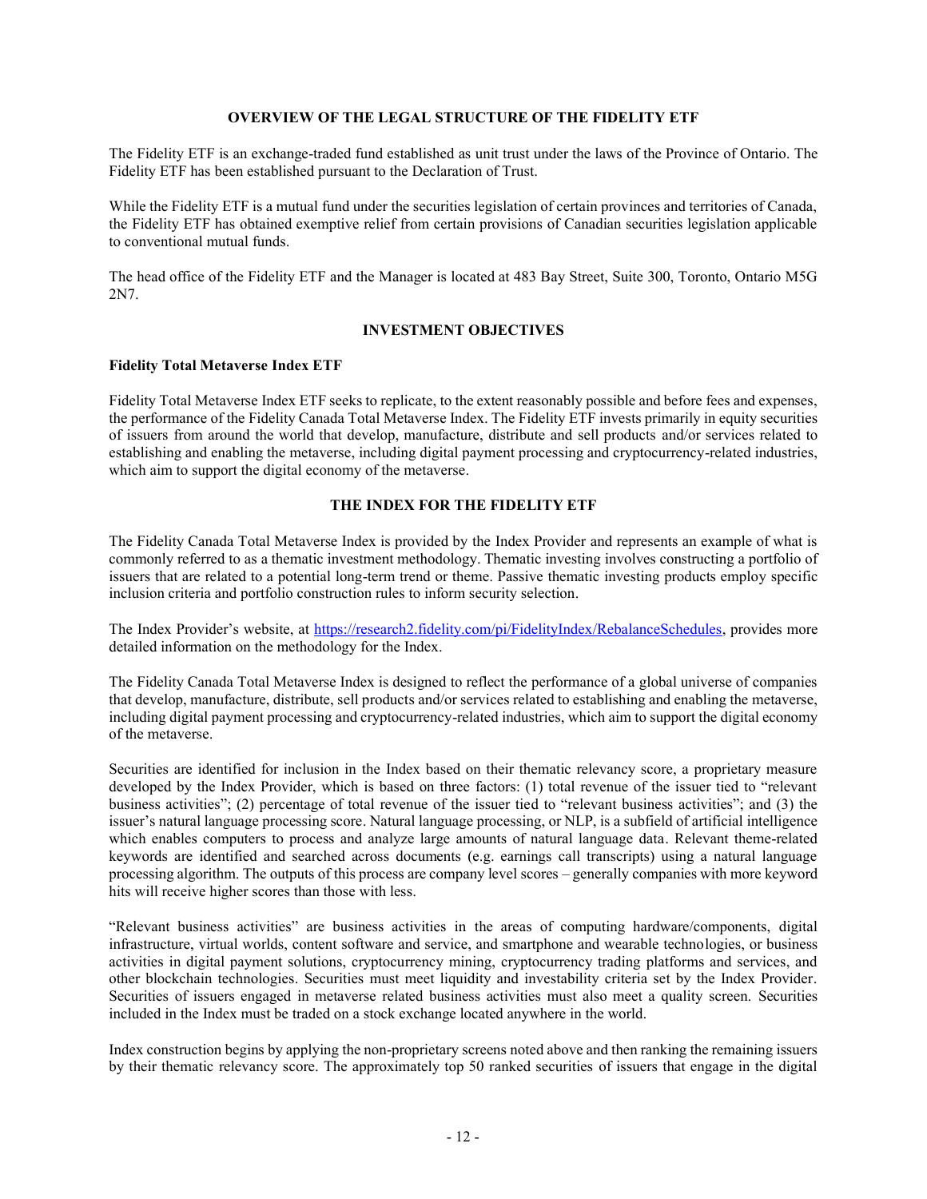## OVERVIEW OF THE LEGAL STRUCTURE OF THE FIDELITY ETF

The Fidelity ETF is an exchange-traded fund established as unit trust under the laws of the Province of Ontario. The Fidelity ETF has been established pursuant to the Declaration of Trust.

While the Fidelity ETF is a mutual fund under the securities legislation of certain provinces and territories of Canada, the Fidelity ETF has obtained exemptive relief from certain provisions of Canadian securities legislation applicable to conventional mutual funds.

The head office of the Fidelity ETF and the Manager is located at 483 Bay Street, Suite 300, Toronto, Ontario M5G 2N7.

## INVESTMENT OBJECTIVES

**Fidelity Total Metaverse Index ETF**

Fidelity Total Metaverse Index ETF seeks to replicate, to the extent reasonably possible and before fees and expenses, the performance of the Fidelity Canada Total Metaverse Index. The Fidelity ETF invests primarily in equity securities of issuers from around the world that develop, manufacture, distribute and sell products and/or services related to establishing and enabling the metaverse, including digital payment processing and cryptocurrency-related industries, which aim to support the digital economy of the metaverse.

## THE INDEX FOR THE FIDELITY ETF

The Fidelity Canada Total Metaverse Index is provided by the Index Provider and represents an example of what is commonly referred to as a thematic investment methodology. Thematic investing involves constructing a portfolio of issuers that are related to a potential long-term trend or theme. Passive thematic investing products employ specific inclusion criteria and portfolio construction rules to inform security selection.

The Index Provider's website, at https://research2.fidelity.com/pi/FidelityIndex/RebalanceSchedules, provides more detailed information on the methodology for the Index.

The Fidelity Canada Total Metaverse Index is designed to reflect the performance of a global universe of companies that develop, manufacture, distribute, sell products and/or services related to establishing and enabling the metaverse, including digital payment processing and cryptocurrency-related industries, which aim to support the digital economy of the metaverse.

Securities are identified for inclusion in the Index based on their thematic relevancy score, a proprietary measure developed by the Index Provider, which is based on three factors: (1) total revenue of the issuer tied to "relevant business activities"; (2) percentage of total revenue of the issuer tied to "relevant business activities"; and (3) the issuer's natural language processing score. Natural language processing, or NLP, is a subfield of artificial intelligence which enables computers to process and analyze large amounts of natural language data. Relevant theme-related keywords are identified and searched across documents (e.g. earnings call transcripts) using a natural language processing algorithm. The outputs of this process are company level scores – generally companies with more keyword hits will receive higher scores than those with less.

"Relevant business activities" are business activities in the areas of computing hardware/components, digital infrastructure, virtual worlds, content software and service, and smartphone and wearable technologies, or business activities in digital payment solutions, cryptocurrency mining, cryptocurrency trading platforms and services, and other blockchain technologies. Securities must meet liquidity and investability criteria set by the Index Provider. Securities of issuers engaged in metaverse related business activities must also meet a quality screen. Securities included in the Index must be traded on a stock exchange located anywhere in the world.

Index construction begins by applying the non-proprietary screens noted above and then ranking the remaining issuers by their thematic relevancy score. The approximately top 50 ranked securities of issuers that engage in the digital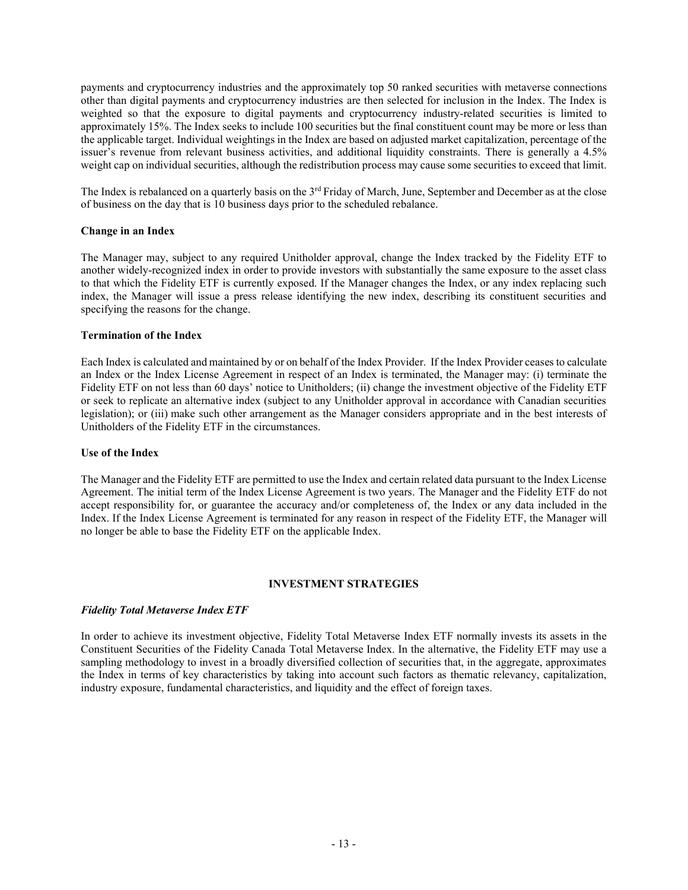payments and cryptocurrency industries and the approximately top 50 ranked securities with metaverse connections other than digital payments and cryptocurrency industries are then selected for inclusion in the Index. The Index is weighted so that the exposure to digital payments and cryptocurrency industry-related securities is limited to approximately 15%. The Index seeks to include 100 securities but the final constituent count may be more or less than the applicable target. Individual weightings in the Index are based on adjusted market capitalization, percentage of the issuer's revenue from relevant business activities, and additional liquidity constraints. There is generally a 4.5% weight cap on individual securities, although the redistribution process may cause some securities to exceed that limit.

The Index is rebalanced on a quarterly basis on the 3rd Friday of March, June, September and December as at the close of business on the day that is 10 business days prior to the scheduled rebalance.

**Change in an Index**

The Manager may, subject to any required Unitholder approval, change the Index tracked by the Fidelity ETF to another widely-recognized index in order to provide investors with substantially the same exposure to the asset class to that which the Fidelity ETF is currently exposed. If the Manager changes the Index, or any index replacing such index, the Manager will issue a press release identifying the new index, describing its constituent securities and specifying the reasons for the change.

**Termination of the Index**

Each Index is calculated and maintained by or on behalf of the Index Provider. If the Index Provider ceases to calculate an Index or the Index License Agreement in respect of an Index is terminated, the Manager may: (i) terminate the Fidelity ETF on not less than 60 days' notice to Unitholders; (ii) change the investment objective of the Fidelity ETF or seek to replicate an alternative index (subject to any Unitholder approval in accordance with Canadian securities legislation); or (iii) make such other arrangement as the Manager considers appropriate and in the best interests of Unitholders of the Fidelity ETF in the circumstances.

**Use of the Index**

The Manager and the Fidelity ETF are permitted to use the Index and certain related data pursuant to the Index License Agreement. The initial term of the Index License Agreement is two years. The Manager and the Fidelity ETF do not accept responsibility for, or guarantee the accuracy and/or completeness of, the Index or any data included in the Index. If the Index License Agreement is terminated for any reason in respect of the Fidelity ETF, the Manager will no longer be able to base the Fidelity ETF on the applicable Index.

## INVESTMENT STRATEGIES

***Fidelity Total Metaverse Index ETF***

In order to achieve its investment objective, Fidelity Total Metaverse Index ETF normally invests its assets in the Constituent Securities of the Fidelity Canada Total Metaverse Index. In the alternative, the Fidelity ETF may use a sampling methodology to invest in a broadly diversified collection of securities that, in the aggregate, approximates the Index in terms of key characteristics by taking into account such factors as thematic relevancy, capitalization, industry exposure, fundamental characteristics, and liquidity and the effect of foreign taxes.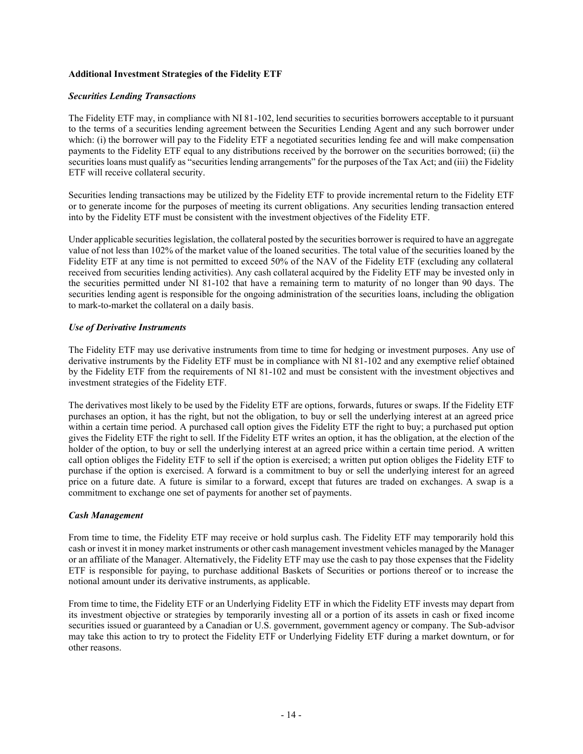**Additional Investment Strategies of the Fidelity ETF**

***Securities Lending Transactions***

The Fidelity ETF may, in compliance with NI 81-102, lend securities to securities borrowers acceptable to it pursuant to the terms of a securities lending agreement between the Securities Lending Agent and any such borrower under which: (i) the borrower will pay to the Fidelity ETF a negotiated securities lending fee and will make compensation payments to the Fidelity ETF equal to any distributions received by the borrower on the securities borrowed; (ii) the securities loans must qualify as "securities lending arrangements" for the purposes of the Tax Act; and (iii) the Fidelity ETF will receive collateral security.

Securities lending transactions may be utilized by the Fidelity ETF to provide incremental return to the Fidelity ETF or to generate income for the purposes of meeting its current obligations. Any securities lending transaction entered into by the Fidelity ETF must be consistent with the investment objectives of the Fidelity ETF.

Under applicable securities legislation, the collateral posted by the securities borrower is required to have an aggregate value of not less than 102% of the market value of the loaned securities. The total value of the securities loaned by the Fidelity ETF at any time is not permitted to exceed 50% of the NAV of the Fidelity ETF (excluding any collateral received from securities lending activities). Any cash collateral acquired by the Fidelity ETF may be invested only in the securities permitted under NI 81-102 that have a remaining term to maturity of no longer than 90 days. The securities lending agent is responsible for the ongoing administration of the securities loans, including the obligation to mark-to-market the collateral on a daily basis.

***Use of Derivative Instruments***

The Fidelity ETF may use derivative instruments from time to time for hedging or investment purposes. Any use of derivative instruments by the Fidelity ETF must be in compliance with NI 81-102 and any exemptive relief obtained by the Fidelity ETF from the requirements of NI 81-102 and must be consistent with the investment objectives and investment strategies of the Fidelity ETF.

The derivatives most likely to be used by the Fidelity ETF are options, forwards, futures or swaps. If the Fidelity ETF purchases an option, it has the right, but not the obligation, to buy or sell the underlying interest at an agreed price within a certain time period. A purchased call option gives the Fidelity ETF the right to buy; a purchased put option gives the Fidelity ETF the right to sell. If the Fidelity ETF writes an option, it has the obligation, at the election of the holder of the option, to buy or sell the underlying interest at an agreed price within a certain time period. A written call option obliges the Fidelity ETF to sell if the option is exercised; a written put option obliges the Fidelity ETF to purchase if the option is exercised. A forward is a commitment to buy or sell the underlying interest for an agreed price on a future date. A future is similar to a forward, except that futures are traded on exchanges. A swap is a commitment to exchange one set of payments for another set of payments.

***Cash Management***

From time to time, the Fidelity ETF may receive or hold surplus cash. The Fidelity ETF may temporarily hold this cash or invest it in money market instruments or other cash management investment vehicles managed by the Manager or an affiliate of the Manager. Alternatively, the Fidelity ETF may use the cash to pay those expenses that the Fidelity ETF is responsible for paying, to purchase additional Baskets of Securities or portions thereof or to increase the notional amount under its derivative instruments, as applicable.

From time to time, the Fidelity ETF or an Underlying Fidelity ETF in which the Fidelity ETF invests may depart from its investment objective or strategies by temporarily investing all or a portion of its assets in cash or fixed income securities issued or guaranteed by a Canadian or U.S. government, government agency or company. The Sub-advisor may take this action to try to protect the Fidelity ETF or Underlying Fidelity ETF during a market downturn, or for other reasons.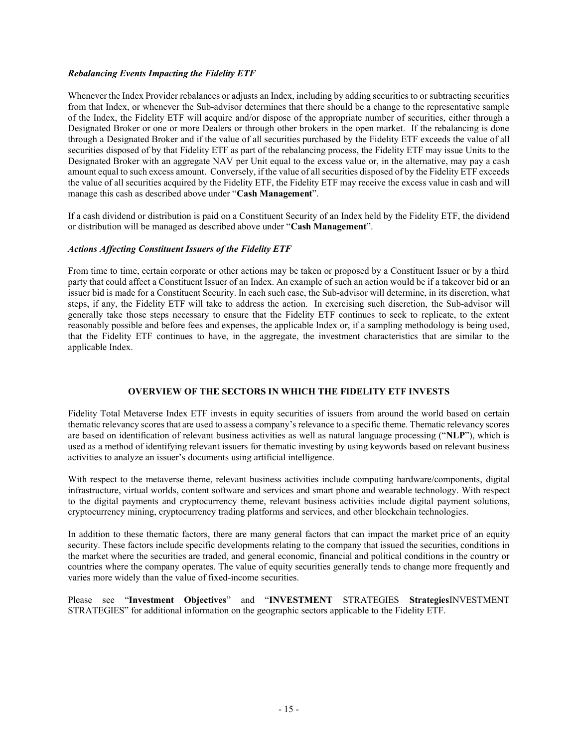### *Rebalancing Events Impacting the Fidelity ETF*

Whenever the Index Provider rebalances or adjusts an Index, including by adding securities to or subtracting securities from that Index, or whenever the Sub-advisor determines that there should be a change to the representative sample of the Index, the Fidelity ETF will acquire and/or dispose of the appropriate number of securities, either through a Designated Broker or one or more Dealers or through other brokers in the open market. If the rebalancing is done through a Designated Broker and if the value of all securities purchased by the Fidelity ETF exceeds the value of all securities disposed of by that Fidelity ETF as part of the rebalancing process, the Fidelity ETF may issue Units to the Designated Broker with an aggregate NAV per Unit equal to the excess value or, in the alternative, may pay a cash amount equal to such excess amount. Conversely, if the value of all securities disposed of by the Fidelity ETF exceeds the value of all securities acquired by the Fidelity ETF, the Fidelity ETF may receive the excess value in cash and will manage this cash as described above under "**Cash Management**".

If a cash dividend or distribution is paid on a Constituent Security of an Index held by the Fidelity ETF, the dividend or distribution will be managed as described above under "**Cash Management**".

### *Actions Affecting Constituent Issuers of the Fidelity ETF*

From time to time, certain corporate or other actions may be taken or proposed by a Constituent Issuer or by a third party that could affect a Constituent Issuer of an Index. An example of such an action would be if a takeover bid or an issuer bid is made for a Constituent Security. In each such case, the Sub-advisor will determine, in its discretion, what steps, if any, the Fidelity ETF will take to address the action. In exercising such discretion, the Sub-advisor will generally take those steps necessary to ensure that the Fidelity ETF continues to seek to replicate, to the extent reasonably possible and before fees and expenses, the applicable Index or, if a sampling methodology is being used, that the Fidelity ETF continues to have, in the aggregate, the investment characteristics that are similar to the applicable Index.

## OVERVIEW OF THE SECTORS IN WHICH THE FIDELITY ETF INVESTS

Fidelity Total Metaverse Index ETF invests in equity securities of issuers from around the world based on certain thematic relevancy scores that are used to assess a company's relevance to a specific theme. Thematic relevancy scores are based on identification of relevant business activities as well as natural language processing ("**NLP**"), which is used as a method of identifying relevant issuers for thematic investing by using keywords based on relevant business activities to analyze an issuer's documents using artificial intelligence.

With respect to the metaverse theme, relevant business activities include computing hardware/components, digital infrastructure, virtual worlds, content software and services and smart phone and wearable technology. With respect to the digital payments and cryptocurrency theme, relevant business activities include digital payment solutions, cryptocurrency mining, cryptocurrency trading platforms and services, and other blockchain technologies.

In addition to these thematic factors, there are many general factors that can impact the market price of an equity security. These factors include specific developments relating to the company that issued the securities, conditions in the market where the securities are traded, and general economic, financial and political conditions in the country or countries where the company operates. The value of equity securities generally tends to change more frequently and varies more widely than the value of fixed-income securities.

Please see "**Investment Objectives**" and "**INVESTMENT** STRATEGIES **Strategies**INVESTMENT STRATEGIES" for additional information on the geographic sectors applicable to the Fidelity ETF.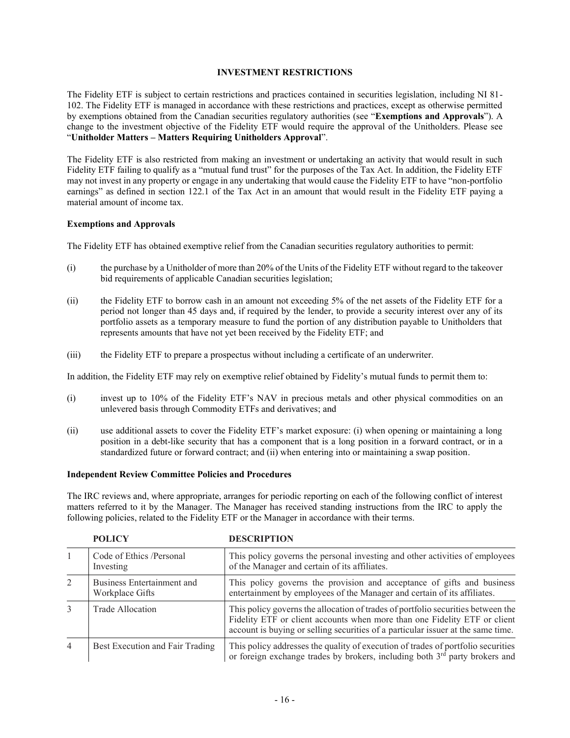## INVESTMENT RESTRICTIONS

The Fidelity ETF is subject to certain restrictions and practices contained in securities legislation, including NI 81-102. The Fidelity ETF is managed in accordance with these restrictions and practices, except as otherwise permitted by exemptions obtained from the Canadian securities regulatory authorities (see "**Exemptions and Approvals**"). A change to the investment objective of the Fidelity ETF would require the approval of the Unitholders. Please see "**Unitholder Matters – Matters Requiring Unitholders Approval**".

The Fidelity ETF is also restricted from making an investment or undertaking an activity that would result in such Fidelity ETF failing to qualify as a "mutual fund trust" for the purposes of the Tax Act. In addition, the Fidelity ETF may not invest in any property or engage in any undertaking that would cause the Fidelity ETF to have "non-portfolio earnings" as defined in section 122.1 of the Tax Act in an amount that would result in the Fidelity ETF paying a material amount of income tax.

### Exemptions and Approvals

The Fidelity ETF has obtained exemptive relief from the Canadian securities regulatory authorities to permit:

(i) the purchase by a Unitholder of more than 20% of the Units of the Fidelity ETF without regard to the takeover bid requirements of applicable Canadian securities legislation;

(ii) the Fidelity ETF to borrow cash in an amount not exceeding 5% of the net assets of the Fidelity ETF for a period not longer than 45 days and, if required by the lender, to provide a security interest over any of its portfolio assets as a temporary measure to fund the portion of any distribution payable to Unitholders that represents amounts that have not yet been received by the Fidelity ETF; and

(iii) the Fidelity ETF to prepare a prospectus without including a certificate of an underwriter.

In addition, the Fidelity ETF may rely on exemptive relief obtained by Fidelity's mutual funds to permit them to:

(i) invest up to 10% of the Fidelity ETF's NAV in precious metals and other physical commodities on an unlevered basis through Commodity ETFs and derivatives; and

(ii) use additional assets to cover the Fidelity ETF's market exposure: (i) when opening or maintaining a long position in a debt-like security that has a component that is a long position in a forward contract, or in a standardized future or forward contract; and (ii) when entering into or maintaining a swap position.

### Independent Review Committee Policies and Procedures

The IRC reviews and, where appropriate, arranges for periodic reporting on each of the following conflict of interest matters referred to it by the Manager. The Manager has received standing instructions from the IRC to apply the following policies, related to the Fidelity ETF or the Manager in accordance with their terms.

| | POLICY | DESCRIPTION |
|---|---|---|
| 1 | Code of Ethics /Personal Investing | This policy governs the personal investing and other activities of employees of the Manager and certain of its affiliates. |
| 2 | Business Entertainment and Workplace Gifts | This policy governs the provision and acceptance of gifts and business entertainment by employees of the Manager and certain of its affiliates. |
| 3 | Trade Allocation | This policy governs the allocation of trades of portfolio securities between the Fidelity ETF or client accounts when more than one Fidelity ETF or client account is buying or selling securities of a particular issuer at the same time. |
| 4 | Best Execution and Fair Trading | This policy addresses the quality of execution of trades of portfolio securities or foreign exchange trades by brokers, including both 3rd party brokers and |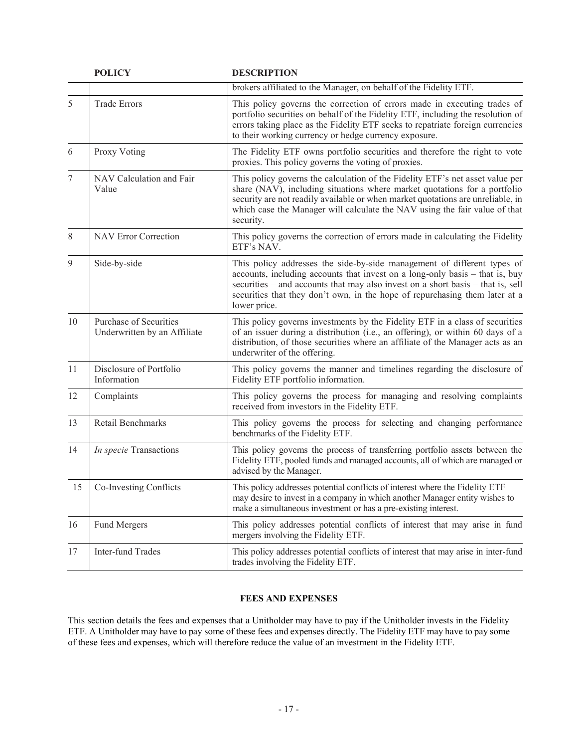| | POLICY | DESCRIPTION |
|---|---|---|
| | | brokers affiliated to the Manager, on behalf of the Fidelity ETF. |
| 5 | Trade Errors | This policy governs the correction of errors made in executing trades of portfolio securities on behalf of the Fidelity ETF, including the resolution of errors taking place as the Fidelity ETF seeks to repatriate foreign currencies to their working currency or hedge currency exposure. |
| 6 | Proxy Voting | The Fidelity ETF owns portfolio securities and therefore the right to vote proxies. This policy governs the voting of proxies. |
| 7 | NAV Calculation and Fair Value | This policy governs the calculation of the Fidelity ETF's net asset value per share (NAV), including situations where market quotations for a portfolio security are not readily available or when market quotations are unreliable, in which case the Manager will calculate the NAV using the fair value of that security. |
| 8 | NAV Error Correction | This policy governs the correction of errors made in calculating the Fidelity ETF's NAV. |
| 9 | Side-by-side | This policy addresses the side-by-side management of different types of accounts, including accounts that invest on a long-only basis – that is, buy securities – and accounts that may also invest on a short basis – that is, sell securities that they don't own, in the hope of repurchasing them later at a lower price. |
| 10 | Purchase of Securities Underwritten by an Affiliate | This policy governs investments by the Fidelity ETF in a class of securities of an issuer during a distribution (i.e., an offering), or within 60 days of a distribution, of those securities where an affiliate of the Manager acts as an underwriter of the offering. |
| 11 | Disclosure of Portfolio Information | This policy governs the manner and timelines regarding the disclosure of Fidelity ETF portfolio information. |
| 12 | Complaints | This policy governs the process for managing and resolving complaints received from investors in the Fidelity ETF. |
| 13 | Retail Benchmarks | This policy governs the process for selecting and changing performance benchmarks of the Fidelity ETF. |
| 14 | *In specie* Transactions | This policy governs the process of transferring portfolio assets between the Fidelity ETF, pooled funds and managed accounts, all of which are managed or advised by the Manager. |
| 15 | Co-Investing Conflicts | This policy addresses potential conflicts of interest where the Fidelity ETF may desire to invest in a company in which another Manager entity wishes to make a simultaneous investment or has a pre-existing interest. |
| 16 | Fund Mergers | This policy addresses potential conflicts of interest that may arise in fund mergers involving the Fidelity ETF. |
| 17 | Inter-fund Trades | This policy addresses potential conflicts of interest that may arise in inter-fund trades involving the Fidelity ETF. |

## FEES AND EXPENSES

This section details the fees and expenses that a Unitholder may have to pay if the Unitholder invests in the Fidelity ETF. A Unitholder may have to pay some of these fees and expenses directly. The Fidelity ETF may have to pay some of these fees and expenses, which will therefore reduce the value of an investment in the Fidelity ETF.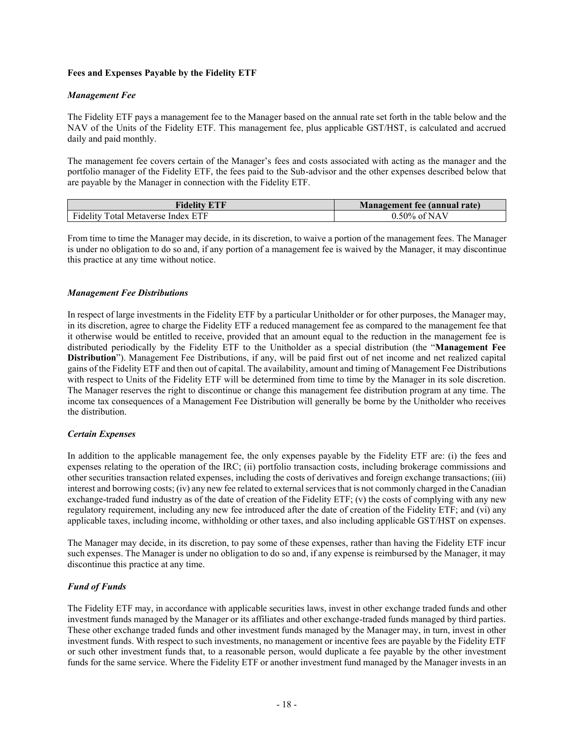**Fees and Expenses Payable by the Fidelity ETF**

***Management Fee***

The Fidelity ETF pays a management fee to the Manager based on the annual rate set forth in the table below and the NAV of the Units of the Fidelity ETF. This management fee, plus applicable GST/HST, is calculated and accrued daily and paid monthly.

The management fee covers certain of the Manager's fees and costs associated with acting as the manager and the portfolio manager of the Fidelity ETF, the fees paid to the Sub-advisor and the other expenses described below that are payable by the Manager in connection with the Fidelity ETF.

| Fidelity ETF | Management fee (annual rate) |
|---|---|
| Fidelity Total Metaverse Index ETF | 0.50% of NAV |

From time to time the Manager may decide, in its discretion, to waive a portion of the management fees. The Manager is under no obligation to do so and, if any portion of a management fee is waived by the Manager, it may discontinue this practice at any time without notice.

***Management Fee Distributions***

In respect of large investments in the Fidelity ETF by a particular Unitholder or for other purposes, the Manager may, in its discretion, agree to charge the Fidelity ETF a reduced management fee as compared to the management fee that it otherwise would be entitled to receive, provided that an amount equal to the reduction in the management fee is distributed periodically by the Fidelity ETF to the Unitholder as a special distribution (the "**Management Fee Distribution**"). Management Fee Distributions, if any, will be paid first out of net income and net realized capital gains of the Fidelity ETF and then out of capital. The availability, amount and timing of Management Fee Distributions with respect to Units of the Fidelity ETF will be determined from time to time by the Manager in its sole discretion. The Manager reserves the right to discontinue or change this management fee distribution program at any time. The income tax consequences of a Management Fee Distribution will generally be borne by the Unitholder who receives the distribution.

***Certain Expenses***

In addition to the applicable management fee, the only expenses payable by the Fidelity ETF are: (i) the fees and expenses relating to the operation of the IRC; (ii) portfolio transaction costs, including brokerage commissions and other securities transaction related expenses, including the costs of derivatives and foreign exchange transactions; (iii) interest and borrowing costs; (iv) any new fee related to external services that is not commonly charged in the Canadian exchange-traded fund industry as of the date of creation of the Fidelity ETF; (v) the costs of complying with any new regulatory requirement, including any new fee introduced after the date of creation of the Fidelity ETF; and (vi) any applicable taxes, including income, withholding or other taxes, and also including applicable GST/HST on expenses.

The Manager may decide, in its discretion, to pay some of these expenses, rather than having the Fidelity ETF incur such expenses. The Manager is under no obligation to do so and, if any expense is reimbursed by the Manager, it may discontinue this practice at any time.

***Fund of Funds***

The Fidelity ETF may, in accordance with applicable securities laws, invest in other exchange traded funds and other investment funds managed by the Manager or its affiliates and other exchange-traded funds managed by third parties. These other exchange traded funds and other investment funds managed by the Manager may, in turn, invest in other investment funds. With respect to such investments, no management or incentive fees are payable by the Fidelity ETF or such other investment funds that, to a reasonable person, would duplicate a fee payable by the other investment funds for the same service. Where the Fidelity ETF or another investment fund managed by the Manager invests in an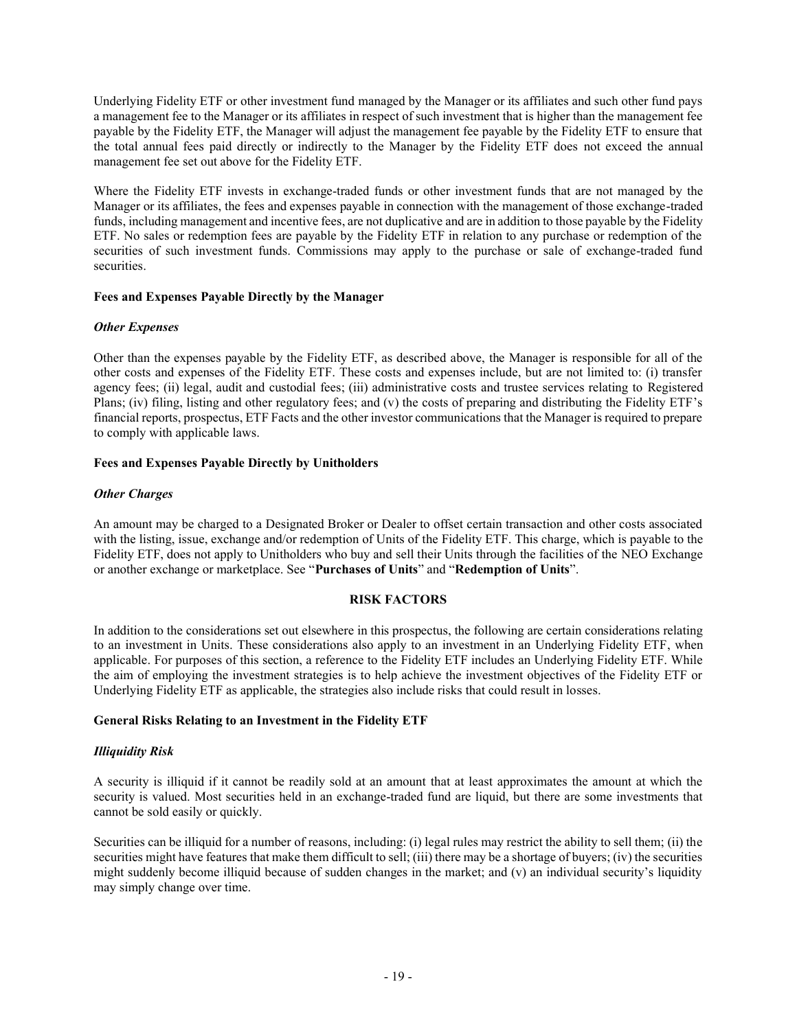Underlying Fidelity ETF or other investment fund managed by the Manager or its affiliates and such other fund pays a management fee to the Manager or its affiliates in respect of such investment that is higher than the management fee payable by the Fidelity ETF, the Manager will adjust the management fee payable by the Fidelity ETF to ensure that the total annual fees paid directly or indirectly to the Manager by the Fidelity ETF does not exceed the annual management fee set out above for the Fidelity ETF.

Where the Fidelity ETF invests in exchange-traded funds or other investment funds that are not managed by the Manager or its affiliates, the fees and expenses payable in connection with the management of those exchange-traded funds, including management and incentive fees, are not duplicative and are in addition to those payable by the Fidelity ETF. No sales or redemption fees are payable by the Fidelity ETF in relation to any purchase or redemption of the securities of such investment funds. Commissions may apply to the purchase or sale of exchange-traded fund securities.

**Fees and Expenses Payable Directly by the Manager**

***Other Expenses***

Other than the expenses payable by the Fidelity ETF, as described above, the Manager is responsible for all of the other costs and expenses of the Fidelity ETF. These costs and expenses include, but are not limited to: (i) transfer agency fees; (ii) legal, audit and custodial fees; (iii) administrative costs and trustee services relating to Registered Plans; (iv) filing, listing and other regulatory fees; and (v) the costs of preparing and distributing the Fidelity ETF's financial reports, prospectus, ETF Facts and the other investor communications that the Manager is required to prepare to comply with applicable laws.

**Fees and Expenses Payable Directly by Unitholders**

***Other Charges***

An amount may be charged to a Designated Broker or Dealer to offset certain transaction and other costs associated with the listing, issue, exchange and/or redemption of Units of the Fidelity ETF. This charge, which is payable to the Fidelity ETF, does not apply to Unitholders who buy and sell their Units through the facilities of the NEO Exchange or another exchange or marketplace. See "**Purchases of Units**" and "**Redemption of Units**".

## RISK FACTORS

In addition to the considerations set out elsewhere in this prospectus, the following are certain considerations relating to an investment in Units. These considerations also apply to an investment in an Underlying Fidelity ETF, when applicable. For purposes of this section, a reference to the Fidelity ETF includes an Underlying Fidelity ETF. While the aim of employing the investment strategies is to help achieve the investment objectives of the Fidelity ETF or Underlying Fidelity ETF as applicable, the strategies also include risks that could result in losses.

**General Risks Relating to an Investment in the Fidelity ETF**

***Illiquidity Risk***

A security is illiquid if it cannot be readily sold at an amount that at least approximates the amount at which the security is valued. Most securities held in an exchange-traded fund are liquid, but there are some investments that cannot be sold easily or quickly.

Securities can be illiquid for a number of reasons, including: (i) legal rules may restrict the ability to sell them; (ii) the securities might have features that make them difficult to sell; (iii) there may be a shortage of buyers; (iv) the securities might suddenly become illiquid because of sudden changes in the market; and (v) an individual security's liquidity may simply change over time.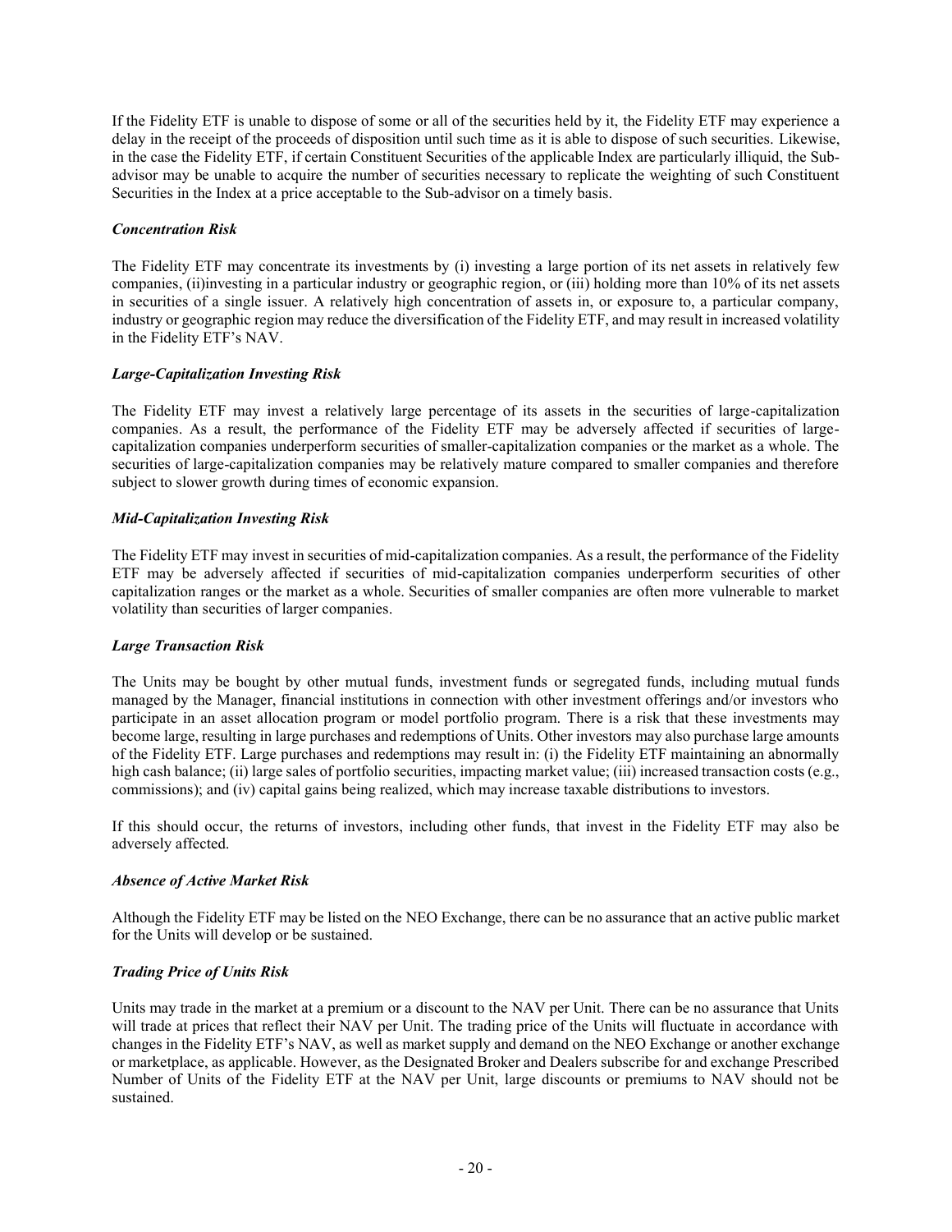If the Fidelity ETF is unable to dispose of some or all of the securities held by it, the Fidelity ETF may experience a delay in the receipt of the proceeds of disposition until such time as it is able to dispose of such securities. Likewise, in the case the Fidelity ETF, if certain Constituent Securities of the applicable Index are particularly illiquid, the Sub-advisor may be unable to acquire the number of securities necessary to replicate the weighting of such Constituent Securities in the Index at a price acceptable to the Sub-advisor on a timely basis.

***Concentration Risk***

The Fidelity ETF may concentrate its investments by (i) investing a large portion of its net assets in relatively few companies, (ii)investing in a particular industry or geographic region, or (iii) holding more than 10% of its net assets in securities of a single issuer. A relatively high concentration of assets in, or exposure to, a particular company, industry or geographic region may reduce the diversification of the Fidelity ETF, and may result in increased volatility in the Fidelity ETF's NAV.

***Large-Capitalization Investing Risk***

The Fidelity ETF may invest a relatively large percentage of its assets in the securities of large-capitalization companies. As a result, the performance of the Fidelity ETF may be adversely affected if securities of large-capitalization companies underperform securities of smaller-capitalization companies or the market as a whole. The securities of large-capitalization companies may be relatively mature compared to smaller companies and therefore subject to slower growth during times of economic expansion.

***Mid-Capitalization Investing Risk***

The Fidelity ETF may invest in securities of mid-capitalization companies. As a result, the performance of the Fidelity ETF may be adversely affected if securities of mid-capitalization companies underperform securities of other capitalization ranges or the market as a whole. Securities of smaller companies are often more vulnerable to market volatility than securities of larger companies.

***Large Transaction Risk***

The Units may be bought by other mutual funds, investment funds or segregated funds, including mutual funds managed by the Manager, financial institutions in connection with other investment offerings and/or investors who participate in an asset allocation program or model portfolio program. There is a risk that these investments may become large, resulting in large purchases and redemptions of Units. Other investors may also purchase large amounts of the Fidelity ETF. Large purchases and redemptions may result in: (i) the Fidelity ETF maintaining an abnormally high cash balance; (ii) large sales of portfolio securities, impacting market value; (iii) increased transaction costs (e.g., commissions); and (iv) capital gains being realized, which may increase taxable distributions to investors.

If this should occur, the returns of investors, including other funds, that invest in the Fidelity ETF may also be adversely affected.

***Absence of Active Market Risk***

Although the Fidelity ETF may be listed on the NEO Exchange, there can be no assurance that an active public market for the Units will develop or be sustained.

***Trading Price of Units Risk***

Units may trade in the market at a premium or a discount to the NAV per Unit. There can be no assurance that Units will trade at prices that reflect their NAV per Unit. The trading price of the Units will fluctuate in accordance with changes in the Fidelity ETF's NAV, as well as market supply and demand on the NEO Exchange or another exchange or marketplace, as applicable. However, as the Designated Broker and Dealers subscribe for and exchange Prescribed Number of Units of the Fidelity ETF at the NAV per Unit, large discounts or premiums to NAV should not be sustained.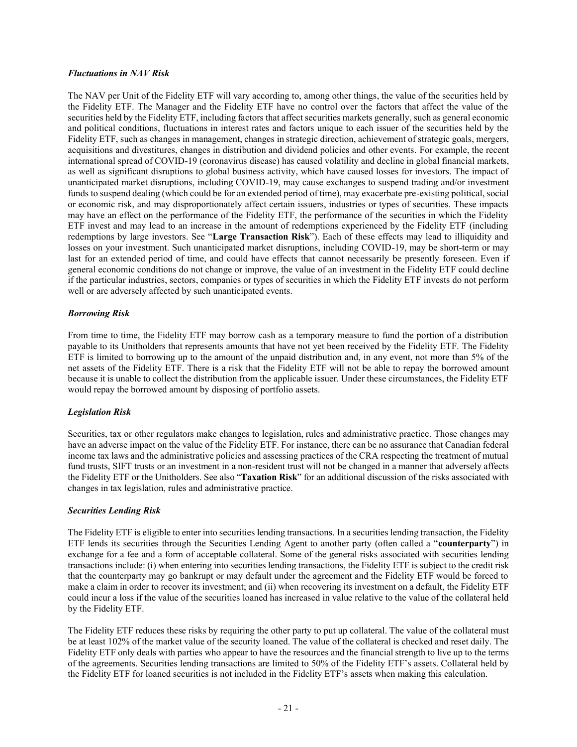### *Fluctuations in NAV Risk*

The NAV per Unit of the Fidelity ETF will vary according to, among other things, the value of the securities held by the Fidelity ETF. The Manager and the Fidelity ETF have no control over the factors that affect the value of the securities held by the Fidelity ETF, including factors that affect securities markets generally, such as general economic and political conditions, fluctuations in interest rates and factors unique to each issuer of the securities held by the Fidelity ETF, such as changes in management, changes in strategic direction, achievement of strategic goals, mergers, acquisitions and divestitures, changes in distribution and dividend policies and other events. For example, the recent international spread of COVID-19 (coronavirus disease) has caused volatility and decline in global financial markets, as well as significant disruptions to global business activity, which have caused losses for investors. The impact of unanticipated market disruptions, including COVID-19, may cause exchanges to suspend trading and/or investment funds to suspend dealing (which could be for an extended period of time), may exacerbate pre-existing political, social or economic risk, and may disproportionately affect certain issuers, industries or types of securities. These impacts may have an effect on the performance of the Fidelity ETF, the performance of the securities in which the Fidelity ETF invest and may lead to an increase in the amount of redemptions experienced by the Fidelity ETF (including redemptions by large investors. See "**Large Transaction Risk**"). Each of these effects may lead to illiquidity and losses on your investment. Such unanticipated market disruptions, including COVID-19, may be short-term or may last for an extended period of time, and could have effects that cannot necessarily be presently foreseen. Even if general economic conditions do not change or improve, the value of an investment in the Fidelity ETF could decline if the particular industries, sectors, companies or types of securities in which the Fidelity ETF invests do not perform well or are adversely affected by such unanticipated events.

### *Borrowing Risk*

From time to time, the Fidelity ETF may borrow cash as a temporary measure to fund the portion of a distribution payable to its Unitholders that represents amounts that have not yet been received by the Fidelity ETF. The Fidelity ETF is limited to borrowing up to the amount of the unpaid distribution and, in any event, not more than 5% of the net assets of the Fidelity ETF. There is a risk that the Fidelity ETF will not be able to repay the borrowed amount because it is unable to collect the distribution from the applicable issuer. Under these circumstances, the Fidelity ETF would repay the borrowed amount by disposing of portfolio assets.

### *Legislation Risk*

Securities, tax or other regulators make changes to legislation, rules and administrative practice. Those changes may have an adverse impact on the value of the Fidelity ETF. For instance, there can be no assurance that Canadian federal income tax laws and the administrative policies and assessing practices of the CRA respecting the treatment of mutual fund trusts, SIFT trusts or an investment in a non-resident trust will not be changed in a manner that adversely affects the Fidelity ETF or the Unitholders. See also "**Taxation Risk**" for an additional discussion of the risks associated with changes in tax legislation, rules and administrative practice.

### *Securities Lending Risk*

The Fidelity ETF is eligible to enter into securities lending transactions. In a securities lending transaction, the Fidelity ETF lends its securities through the Securities Lending Agent to another party (often called a "**counterparty**") in exchange for a fee and a form of acceptable collateral. Some of the general risks associated with securities lending transactions include: (i) when entering into securities lending transactions, the Fidelity ETF is subject to the credit risk that the counterparty may go bankrupt or may default under the agreement and the Fidelity ETF would be forced to make a claim in order to recover its investment; and (ii) when recovering its investment on a default, the Fidelity ETF could incur a loss if the value of the securities loaned has increased in value relative to the value of the collateral held by the Fidelity ETF.

The Fidelity ETF reduces these risks by requiring the other party to put up collateral. The value of the collateral must be at least 102% of the market value of the security loaned. The value of the collateral is checked and reset daily. The Fidelity ETF only deals with parties who appear to have the resources and the financial strength to live up to the terms of the agreements. Securities lending transactions are limited to 50% of the Fidelity ETF's assets. Collateral held by the Fidelity ETF for loaned securities is not included in the Fidelity ETF's assets when making this calculation.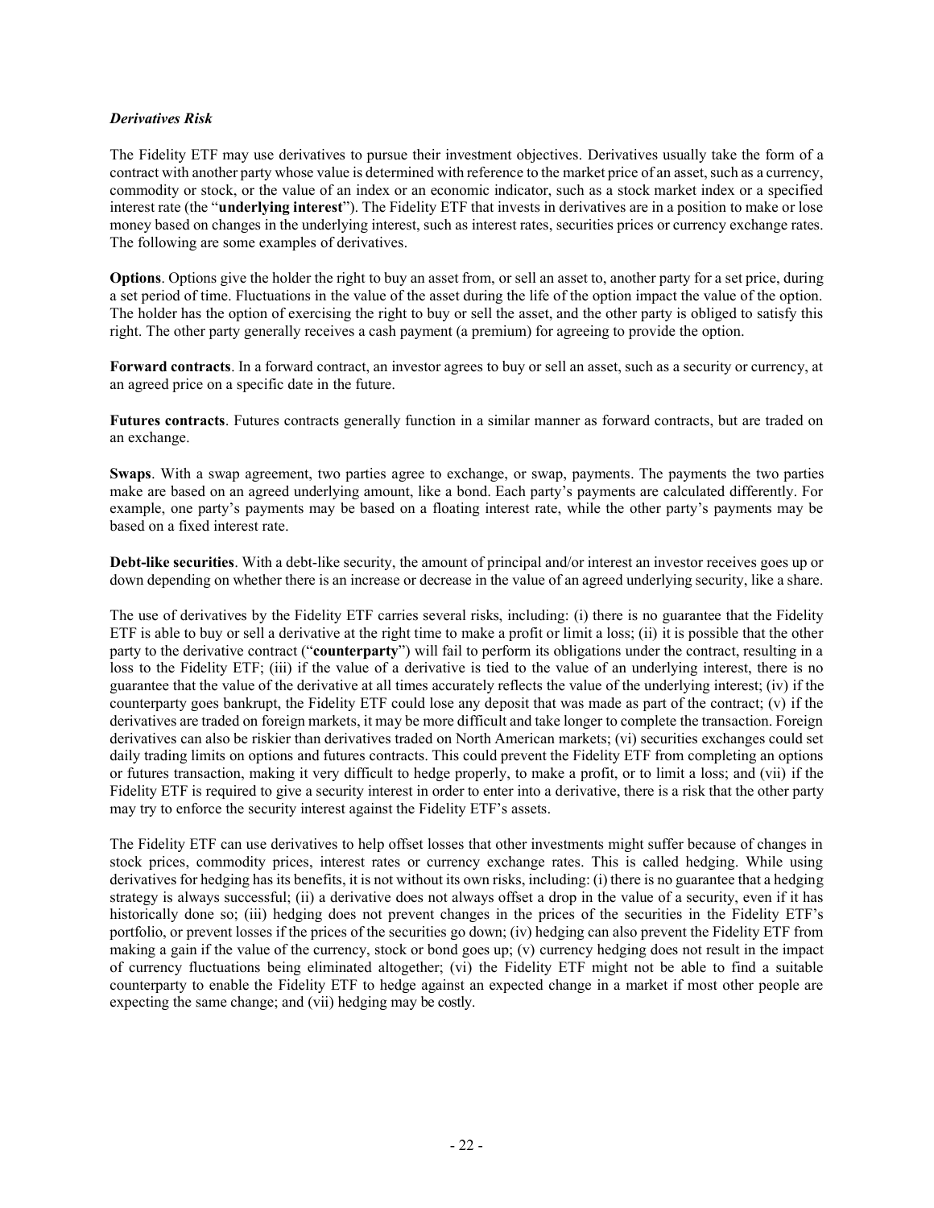***Derivatives Risk***

The Fidelity ETF may use derivatives to pursue their investment objectives. Derivatives usually take the form of a contract with another party whose value is determined with reference to the market price of an asset, such as a currency, commodity or stock, or the value of an index or an economic indicator, such as a stock market index or a specified interest rate (the "**underlying interest**"). The Fidelity ETF that invests in derivatives are in a position to make or lose money based on changes in the underlying interest, such as interest rates, securities prices or currency exchange rates. The following are some examples of derivatives.

**Options**. Options give the holder the right to buy an asset from, or sell an asset to, another party for a set price, during a set period of time. Fluctuations in the value of the asset during the life of the option impact the value of the option. The holder has the option of exercising the right to buy or sell the asset, and the other party is obliged to satisfy this right. The other party generally receives a cash payment (a premium) for agreeing to provide the option.

**Forward contracts**. In a forward contract, an investor agrees to buy or sell an asset, such as a security or currency, at an agreed price on a specific date in the future.

**Futures contracts**. Futures contracts generally function in a similar manner as forward contracts, but are traded on an exchange.

**Swaps**. With a swap agreement, two parties agree to exchange, or swap, payments. The payments the two parties make are based on an agreed underlying amount, like a bond. Each party's payments are calculated differently. For example, one party's payments may be based on a floating interest rate, while the other party's payments may be based on a fixed interest rate.

**Debt-like securities**. With a debt-like security, the amount of principal and/or interest an investor receives goes up or down depending on whether there is an increase or decrease in the value of an agreed underlying security, like a share.

The use of derivatives by the Fidelity ETF carries several risks, including: (i) there is no guarantee that the Fidelity ETF is able to buy or sell a derivative at the right time to make a profit or limit a loss; (ii) it is possible that the other party to the derivative contract ("**counterparty**") will fail to perform its obligations under the contract, resulting in a loss to the Fidelity ETF; (iii) if the value of a derivative is tied to the value of an underlying interest, there is no guarantee that the value of the derivative at all times accurately reflects the value of the underlying interest; (iv) if the counterparty goes bankrupt, the Fidelity ETF could lose any deposit that was made as part of the contract; (v) if the derivatives are traded on foreign markets, it may be more difficult and take longer to complete the transaction. Foreign derivatives can also be riskier than derivatives traded on North American markets; (vi) securities exchanges could set daily trading limits on options and futures contracts. This could prevent the Fidelity ETF from completing an options or futures transaction, making it very difficult to hedge properly, to make a profit, or to limit a loss; and (vii) if the Fidelity ETF is required to give a security interest in order to enter into a derivative, there is a risk that the other party may try to enforce the security interest against the Fidelity ETF's assets.

The Fidelity ETF can use derivatives to help offset losses that other investments might suffer because of changes in stock prices, commodity prices, interest rates or currency exchange rates. This is called hedging. While using derivatives for hedging has its benefits, it is not without its own risks, including: (i) there is no guarantee that a hedging strategy is always successful; (ii) a derivative does not always offset a drop in the value of a security, even if it has historically done so; (iii) hedging does not prevent changes in the prices of the securities in the Fidelity ETF's portfolio, or prevent losses if the prices of the securities go down; (iv) hedging can also prevent the Fidelity ETF from making a gain if the value of the currency, stock or bond goes up; (v) currency hedging does not result in the impact of currency fluctuations being eliminated altogether; (vi) the Fidelity ETF might not be able to find a suitable counterparty to enable the Fidelity ETF to hedge against an expected change in a market if most other people are expecting the same change; and (vii) hedging may be costly.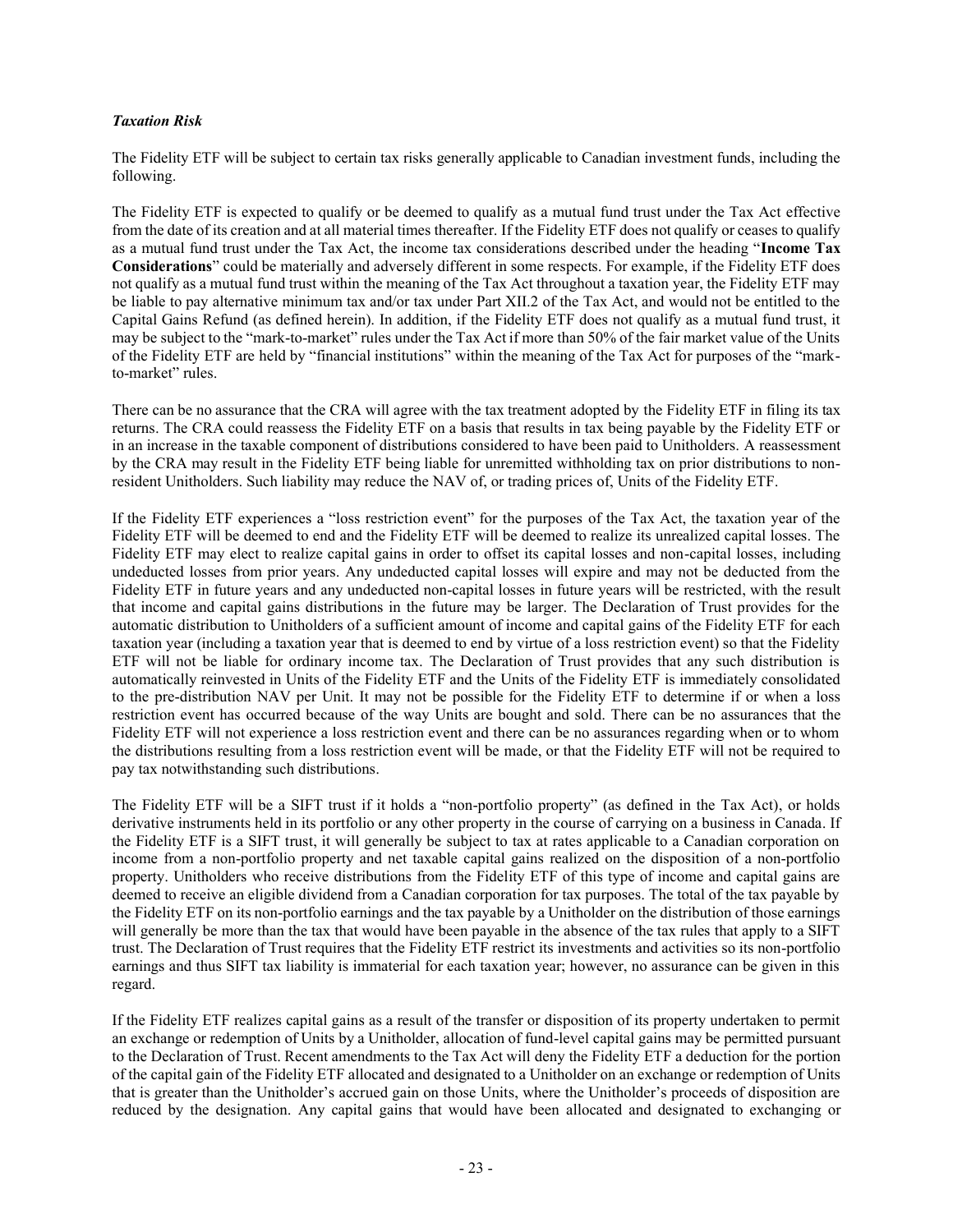### *Taxation Risk*

The Fidelity ETF will be subject to certain tax risks generally applicable to Canadian investment funds, including the following.

The Fidelity ETF is expected to qualify or be deemed to qualify as a mutual fund trust under the Tax Act effective from the date of its creation and at all material times thereafter. If the Fidelity ETF does not qualify or ceases to qualify as a mutual fund trust under the Tax Act, the income tax considerations described under the heading "**Income Tax Considerations**" could be materially and adversely different in some respects. For example, if the Fidelity ETF does not qualify as a mutual fund trust within the meaning of the Tax Act throughout a taxation year, the Fidelity ETF may be liable to pay alternative minimum tax and/or tax under Part XII.2 of the Tax Act, and would not be entitled to the Capital Gains Refund (as defined herein). In addition, if the Fidelity ETF does not qualify as a mutual fund trust, it may be subject to the "mark-to-market" rules under the Tax Act if more than 50% of the fair market value of the Units of the Fidelity ETF are held by "financial institutions" within the meaning of the Tax Act for purposes of the "mark-to-market" rules.

There can be no assurance that the CRA will agree with the tax treatment adopted by the Fidelity ETF in filing its tax returns. The CRA could reassess the Fidelity ETF on a basis that results in tax being payable by the Fidelity ETF or in an increase in the taxable component of distributions considered to have been paid to Unitholders. A reassessment by the CRA may result in the Fidelity ETF being liable for unremitted withholding tax on prior distributions to non-resident Unitholders. Such liability may reduce the NAV of, or trading prices of, Units of the Fidelity ETF.

If the Fidelity ETF experiences a "loss restriction event" for the purposes of the Tax Act, the taxation year of the Fidelity ETF will be deemed to end and the Fidelity ETF will be deemed to realize its unrealized capital losses. The Fidelity ETF may elect to realize capital gains in order to offset its capital losses and non-capital losses, including undeducted losses from prior years. Any undeducted capital losses will expire and may not be deducted from the Fidelity ETF in future years and any undeducted non-capital losses in future years will be restricted, with the result that income and capital gains distributions in the future may be larger. The Declaration of Trust provides for the automatic distribution to Unitholders of a sufficient amount of income and capital gains of the Fidelity ETF for each taxation year (including a taxation year that is deemed to end by virtue of a loss restriction event) so that the Fidelity ETF will not be liable for ordinary income tax. The Declaration of Trust provides that any such distribution is automatically reinvested in Units of the Fidelity ETF and the Units of the Fidelity ETF is immediately consolidated to the pre-distribution NAV per Unit. It may not be possible for the Fidelity ETF to determine if or when a loss restriction event has occurred because of the way Units are bought and sold. There can be no assurances that the Fidelity ETF will not experience a loss restriction event and there can be no assurances regarding when or to whom the distributions resulting from a loss restriction event will be made, or that the Fidelity ETF will not be required to pay tax notwithstanding such distributions.

The Fidelity ETF will be a SIFT trust if it holds a "non-portfolio property" (as defined in the Tax Act), or holds derivative instruments held in its portfolio or any other property in the course of carrying on a business in Canada. If the Fidelity ETF is a SIFT trust, it will generally be subject to tax at rates applicable to a Canadian corporation on income from a non-portfolio property and net taxable capital gains realized on the disposition of a non-portfolio property. Unitholders who receive distributions from the Fidelity ETF of this type of income and capital gains are deemed to receive an eligible dividend from a Canadian corporation for tax purposes. The total of the tax payable by the Fidelity ETF on its non-portfolio earnings and the tax payable by a Unitholder on the distribution of those earnings will generally be more than the tax that would have been payable in the absence of the tax rules that apply to a SIFT trust. The Declaration of Trust requires that the Fidelity ETF restrict its investments and activities so its non-portfolio earnings and thus SIFT tax liability is immaterial for each taxation year; however, no assurance can be given in this regard.

If the Fidelity ETF realizes capital gains as a result of the transfer or disposition of its property undertaken to permit an exchange or redemption of Units by a Unitholder, allocation of fund-level capital gains may be permitted pursuant to the Declaration of Trust. Recent amendments to the Tax Act will deny the Fidelity ETF a deduction for the portion of the capital gain of the Fidelity ETF allocated and designated to a Unitholder on an exchange or redemption of Units that is greater than the Unitholder's accrued gain on those Units, where the Unitholder's proceeds of disposition are reduced by the designation. Any capital gains that would have been allocated and designated to exchanging or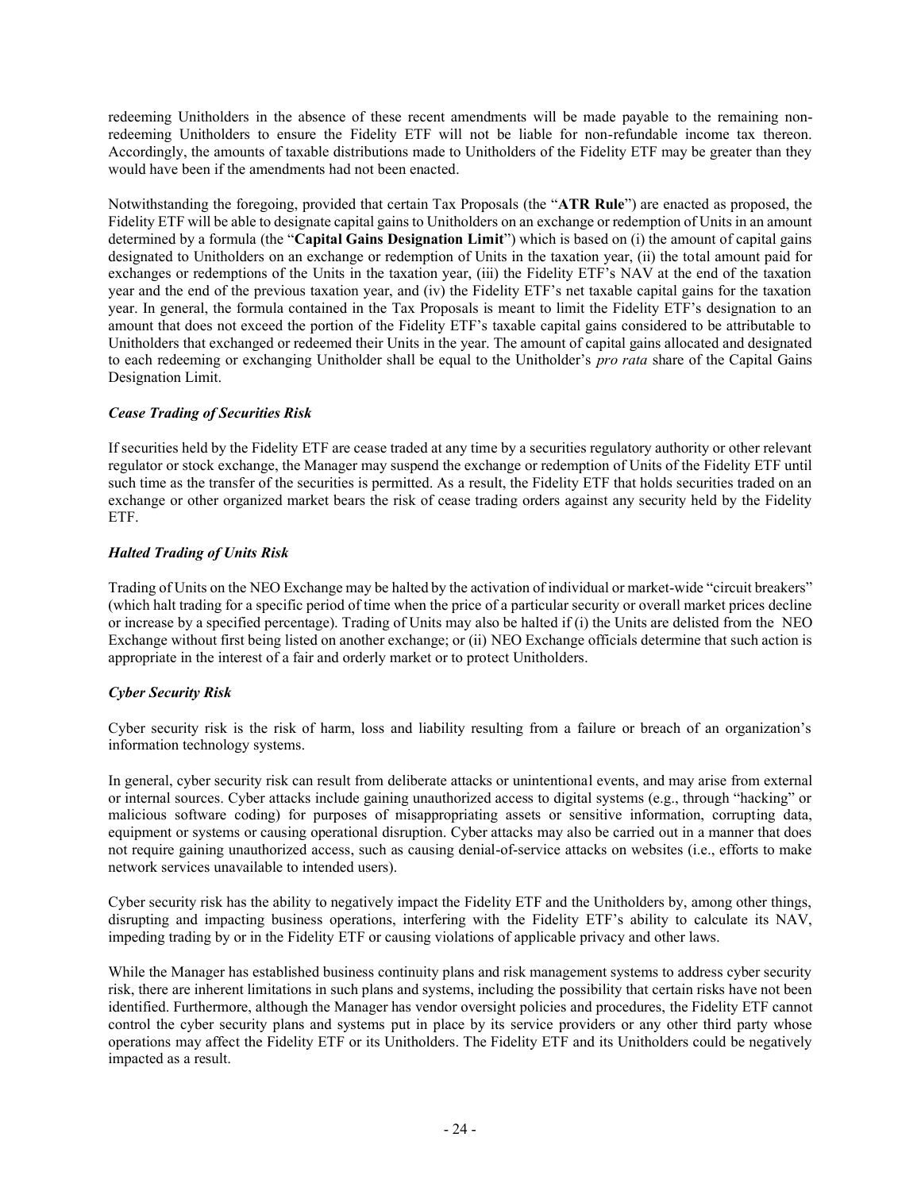redeeming Unitholders in the absence of these recent amendments will be made payable to the remaining non-redeeming Unitholders to ensure the Fidelity ETF will not be liable for non-refundable income tax thereon. Accordingly, the amounts of taxable distributions made to Unitholders of the Fidelity ETF may be greater than they would have been if the amendments had not been enacted.

Notwithstanding the foregoing, provided that certain Tax Proposals (the "**ATR Rule**") are enacted as proposed, the Fidelity ETF will be able to designate capital gains to Unitholders on an exchange or redemption of Units in an amount determined by a formula (the "**Capital Gains Designation Limit**") which is based on (i) the amount of capital gains designated to Unitholders on an exchange or redemption of Units in the taxation year, (ii) the total amount paid for exchanges or redemptions of the Units in the taxation year, (iii) the Fidelity ETF's NAV at the end of the taxation year and the end of the previous taxation year, and (iv) the Fidelity ETF's net taxable capital gains for the taxation year. In general, the formula contained in the Tax Proposals is meant to limit the Fidelity ETF's designation to an amount that does not exceed the portion of the Fidelity ETF's taxable capital gains considered to be attributable to Unitholders that exchanged or redeemed their Units in the year. The amount of capital gains allocated and designated to each redeeming or exchanging Unitholder shall be equal to the Unitholder's *pro rata* share of the Capital Gains Designation Limit.

### *Cease Trading of Securities Risk*

If securities held by the Fidelity ETF are cease traded at any time by a securities regulatory authority or other relevant regulator or stock exchange, the Manager may suspend the exchange or redemption of Units of the Fidelity ETF until such time as the transfer of the securities is permitted. As a result, the Fidelity ETF that holds securities traded on an exchange or other organized market bears the risk of cease trading orders against any security held by the Fidelity ETF.

### *Halted Trading of Units Risk*

Trading of Units on the NEO Exchange may be halted by the activation of individual or market-wide "circuit breakers" (which halt trading for a specific period of time when the price of a particular security or overall market prices decline or increase by a specified percentage). Trading of Units may also be halted if (i) the Units are delisted from the NEO Exchange without first being listed on another exchange; or (ii) NEO Exchange officials determine that such action is appropriate in the interest of a fair and orderly market or to protect Unitholders.

### *Cyber Security Risk*

Cyber security risk is the risk of harm, loss and liability resulting from a failure or breach of an organization's information technology systems.

In general, cyber security risk can result from deliberate attacks or unintentional events, and may arise from external or internal sources. Cyber attacks include gaining unauthorized access to digital systems (e.g., through "hacking" or malicious software coding) for purposes of misappropriating assets or sensitive information, corrupting data, equipment or systems or causing operational disruption. Cyber attacks may also be carried out in a manner that does not require gaining unauthorized access, such as causing denial-of-service attacks on websites (i.e., efforts to make network services unavailable to intended users).

Cyber security risk has the ability to negatively impact the Fidelity ETF and the Unitholders by, among other things, disrupting and impacting business operations, interfering with the Fidelity ETF's ability to calculate its NAV, impeding trading by or in the Fidelity ETF or causing violations of applicable privacy and other laws.

While the Manager has established business continuity plans and risk management systems to address cyber security risk, there are inherent limitations in such plans and systems, including the possibility that certain risks have not been identified. Furthermore, although the Manager has vendor oversight policies and procedures, the Fidelity ETF cannot control the cyber security plans and systems put in place by its service providers or any other third party whose operations may affect the Fidelity ETF or its Unitholders. The Fidelity ETF and its Unitholders could be negatively impacted as a result.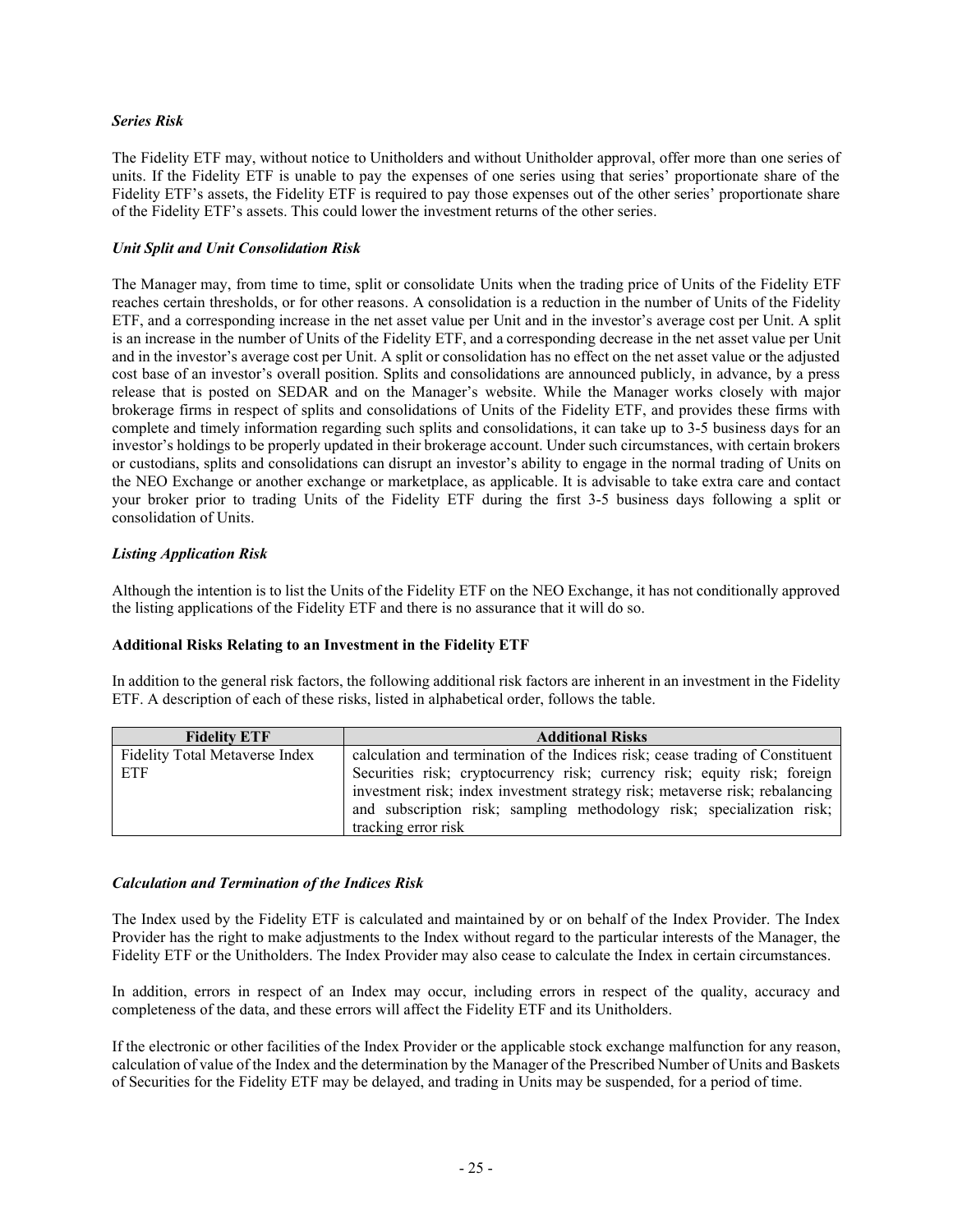*Series Risk*

The Fidelity ETF may, without notice to Unitholders and without Unitholder approval, offer more than one series of units. If the Fidelity ETF is unable to pay the expenses of one series using that series' proportionate share of the Fidelity ETF's assets, the Fidelity ETF is required to pay those expenses out of the other series' proportionate share of the Fidelity ETF's assets. This could lower the investment returns of the other series.

*Unit Split and Unit Consolidation Risk*

The Manager may, from time to time, split or consolidate Units when the trading price of Units of the Fidelity ETF reaches certain thresholds, or for other reasons. A consolidation is a reduction in the number of Units of the Fidelity ETF, and a corresponding increase in the net asset value per Unit and in the investor's average cost per Unit. A split is an increase in the number of Units of the Fidelity ETF, and a corresponding decrease in the net asset value per Unit and in the investor's average cost per Unit. A split or consolidation has no effect on the net asset value or the adjusted cost base of an investor's overall position. Splits and consolidations are announced publicly, in advance, by a press release that is posted on SEDAR and on the Manager's website. While the Manager works closely with major brokerage firms in respect of splits and consolidations of Units of the Fidelity ETF, and provides these firms with complete and timely information regarding such splits and consolidations, it can take up to 3-5 business days for an investor's holdings to be properly updated in their brokerage account. Under such circumstances, with certain brokers or custodians, splits and consolidations can disrupt an investor's ability to engage in the normal trading of Units on the NEO Exchange or another exchange or marketplace, as applicable. It is advisable to take extra care and contact your broker prior to trading Units of the Fidelity ETF during the first 3-5 business days following a split or consolidation of Units.

*Listing Application Risk*

Although the intention is to list the Units of the Fidelity ETF on the NEO Exchange, it has not conditionally approved the listing applications of the Fidelity ETF and there is no assurance that it will do so.

**Additional Risks Relating to an Investment in the Fidelity ETF**

In addition to the general risk factors, the following additional risk factors are inherent in an investment in the Fidelity ETF. A description of each of these risks, listed in alphabetical order, follows the table.

| Fidelity ETF | Additional Risks |
|---|---|
| Fidelity Total Metaverse Index ETF | calculation and termination of the Indices risk; cease trading of Constituent Securities risk; cryptocurrency risk; currency risk; equity risk; foreign investment risk; index investment strategy risk; metaverse risk; rebalancing and subscription risk; sampling methodology risk; specialization risk; tracking error risk |

*Calculation and Termination of the Indices Risk*

The Index used by the Fidelity ETF is calculated and maintained by or on behalf of the Index Provider. The Index Provider has the right to make adjustments to the Index without regard to the particular interests of the Manager, the Fidelity ETF or the Unitholders. The Index Provider may also cease to calculate the Index in certain circumstances.

In addition, errors in respect of an Index may occur, including errors in respect of the quality, accuracy and completeness of the data, and these errors will affect the Fidelity ETF and its Unitholders.

If the electronic or other facilities of the Index Provider or the applicable stock exchange malfunction for any reason, calculation of value of the Index and the determination by the Manager of the Prescribed Number of Units and Baskets of Securities for the Fidelity ETF may be delayed, and trading in Units may be suspended, for a period of time.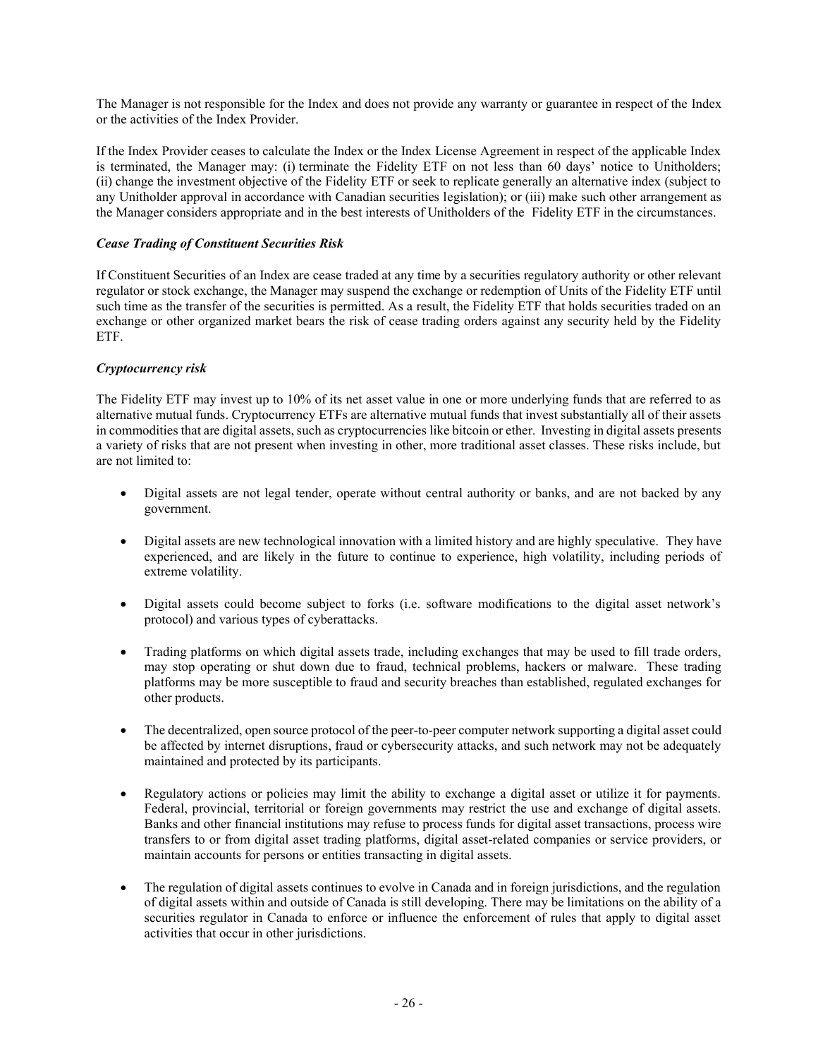The Manager is not responsible for the Index and does not provide any warranty or guarantee in respect of the Index or the activities of the Index Provider.

If the Index Provider ceases to calculate the Index or the Index License Agreement in respect of the applicable Index is terminated, the Manager may: (i) terminate the Fidelity ETF on not less than 60 days' notice to Unitholders; (ii) change the investment objective of the Fidelity ETF or seek to replicate generally an alternative index (subject to any Unitholder approval in accordance with Canadian securities legislation); or (iii) make such other arrangement as the Manager considers appropriate and in the best interests of Unitholders of the Fidelity ETF in the circumstances.

***Cease Trading of Constituent Securities Risk***

If Constituent Securities of an Index are cease traded at any time by a securities regulatory authority or other relevant regulator or stock exchange, the Manager may suspend the exchange or redemption of Units of the Fidelity ETF until such time as the transfer of the securities is permitted. As a result, the Fidelity ETF that holds securities traded on an exchange or other organized market bears the risk of cease trading orders against any security held by the Fidelity ETF.

***Cryptocurrency risk***

The Fidelity ETF may invest up to 10% of its net asset value in one or more underlying funds that are referred to as alternative mutual funds. Cryptocurrency ETFs are alternative mutual funds that invest substantially all of their assets in commodities that are digital assets, such as cryptocurrencies like bitcoin or ether. Investing in digital assets presents a variety of risks that are not present when investing in other, more traditional asset classes. These risks include, but are not limited to:

- Digital assets are not legal tender, operate without central authority or banks, and are not backed by any government.
- Digital assets are new technological innovation with a limited history and are highly speculative. They have experienced, and are likely in the future to continue to experience, high volatility, including periods of extreme volatility.
- Digital assets could become subject to forks (i.e. software modifications to the digital asset network's protocol) and various types of cyberattacks.
- Trading platforms on which digital assets trade, including exchanges that may be used to fill trade orders, may stop operating or shut down due to fraud, technical problems, hackers or malware. These trading platforms may be more susceptible to fraud and security breaches than established, regulated exchanges for other products.
- The decentralized, open source protocol of the peer-to-peer computer network supporting a digital asset could be affected by internet disruptions, fraud or cybersecurity attacks, and such network may not be adequately maintained and protected by its participants.
- Regulatory actions or policies may limit the ability to exchange a digital asset or utilize it for payments. Federal, provincial, territorial or foreign governments may restrict the use and exchange of digital assets. Banks and other financial institutions may refuse to process funds for digital asset transactions, process wire transfers to or from digital asset trading platforms, digital asset-related companies or service providers, or maintain accounts for persons or entities transacting in digital assets.
- The regulation of digital assets continues to evolve in Canada and in foreign jurisdictions, and the regulation of digital assets within and outside of Canada is still developing. There may be limitations on the ability of a securities regulator in Canada to enforce or influence the enforcement of rules that apply to digital asset activities that occur in other jurisdictions.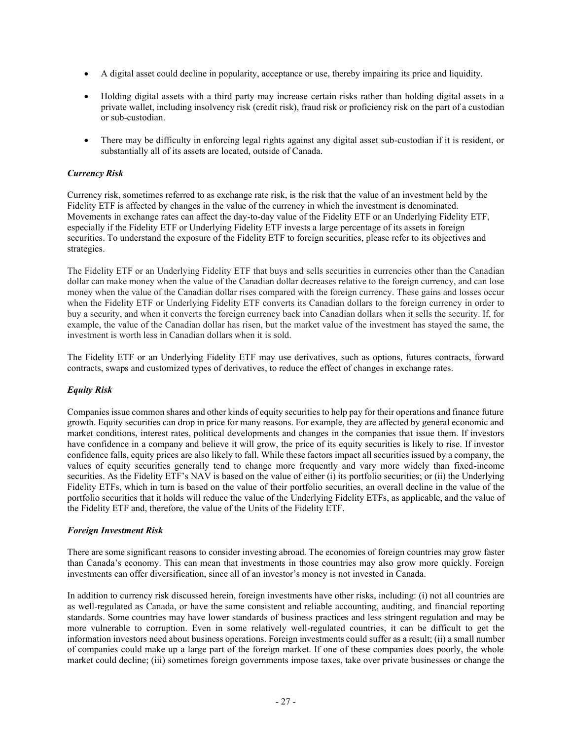- A digital asset could decline in popularity, acceptance or use, thereby impairing its price and liquidity.
- Holding digital assets with a third party may increase certain risks rather than holding digital assets in a private wallet, including insolvency risk (credit risk), fraud risk or proficiency risk on the part of a custodian or sub-custodian.
- There may be difficulty in enforcing legal rights against any digital asset sub-custodian if it is resident, or substantially all of its assets are located, outside of Canada.

### *Currency Risk*

Currency risk, sometimes referred to as exchange rate risk, is the risk that the value of an investment held by the Fidelity ETF is affected by changes in the value of the currency in which the investment is denominated. Movements in exchange rates can affect the day-to-day value of the Fidelity ETF or an Underlying Fidelity ETF, especially if the Fidelity ETF or Underlying Fidelity ETF invests a large percentage of its assets in foreign securities. To understand the exposure of the Fidelity ETF to foreign securities, please refer to its objectives and strategies.

The Fidelity ETF or an Underlying Fidelity ETF that buys and sells securities in currencies other than the Canadian dollar can make money when the value of the Canadian dollar decreases relative to the foreign currency, and can lose money when the value of the Canadian dollar rises compared with the foreign currency. These gains and losses occur when the Fidelity ETF or Underlying Fidelity ETF converts its Canadian dollars to the foreign currency in order to buy a security, and when it converts the foreign currency back into Canadian dollars when it sells the security. If, for example, the value of the Canadian dollar has risen, but the market value of the investment has stayed the same, the investment is worth less in Canadian dollars when it is sold.

The Fidelity ETF or an Underlying Fidelity ETF may use derivatives, such as options, futures contracts, forward contracts, swaps and customized types of derivatives, to reduce the effect of changes in exchange rates.

### *Equity Risk*

Companies issue common shares and other kinds of equity securities to help pay for their operations and finance future growth. Equity securities can drop in price for many reasons. For example, they are affected by general economic and market conditions, interest rates, political developments and changes in the companies that issue them. If investors have confidence in a company and believe it will grow, the price of its equity securities is likely to rise. If investor confidence falls, equity prices are also likely to fall. While these factors impact all securities issued by a company, the values of equity securities generally tend to change more frequently and vary more widely than fixed-income securities. As the Fidelity ETF's NAV is based on the value of either (i) its portfolio securities; or (ii) the Underlying Fidelity ETFs, which in turn is based on the value of their portfolio securities, an overall decline in the value of the portfolio securities that it holds will reduce the value of the Underlying Fidelity ETFs, as applicable, and the value of the Fidelity ETF and, therefore, the value of the Units of the Fidelity ETF.

### *Foreign Investment Risk*

There are some significant reasons to consider investing abroad. The economies of foreign countries may grow faster than Canada's economy. This can mean that investments in those countries may also grow more quickly. Foreign investments can offer diversification, since all of an investor's money is not invested in Canada.

In addition to currency risk discussed herein, foreign investments have other risks, including: (i) not all countries are as well-regulated as Canada, or have the same consistent and reliable accounting, auditing, and financial reporting standards. Some countries may have lower standards of business practices and less stringent regulation and may be more vulnerable to corruption. Even in some relatively well-regulated countries, it can be difficult to get the information investors need about business operations. Foreign investments could suffer as a result; (ii) a small number of companies could make up a large part of the foreign market. If one of these companies does poorly, the whole market could decline; (iii) sometimes foreign governments impose taxes, take over private businesses or change the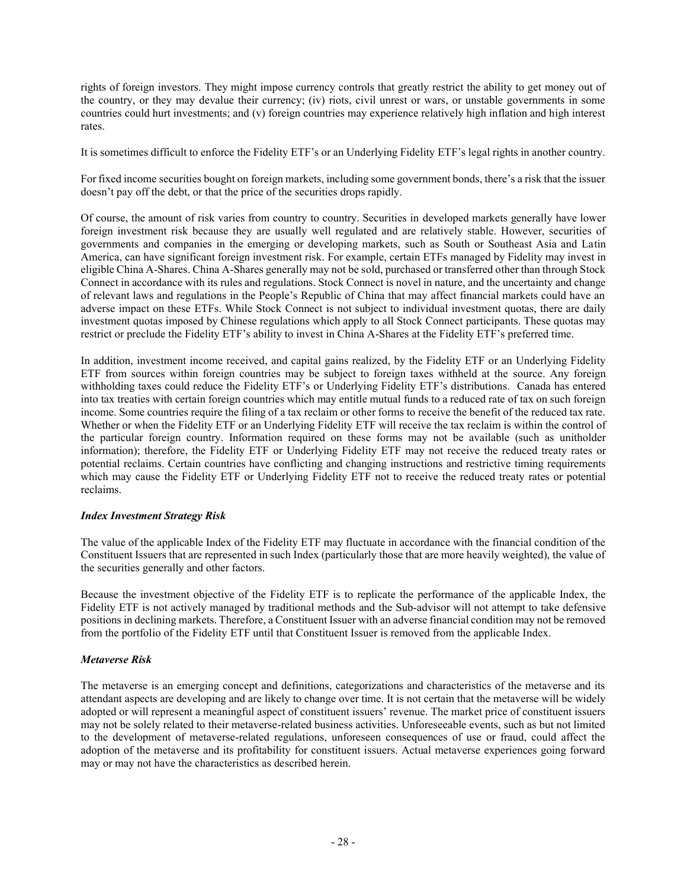rights of foreign investors. They might impose currency controls that greatly restrict the ability to get money out of the country, or they may devalue their currency; (iv) riots, civil unrest or wars, or unstable governments in some countries could hurt investments; and (v) foreign countries may experience relatively high inflation and high interest rates.

It is sometimes difficult to enforce the Fidelity ETF's or an Underlying Fidelity ETF's legal rights in another country.

For fixed income securities bought on foreign markets, including some government bonds, there's a risk that the issuer doesn't pay off the debt, or that the price of the securities drops rapidly.

Of course, the amount of risk varies from country to country. Securities in developed markets generally have lower foreign investment risk because they are usually well regulated and are relatively stable. However, securities of governments and companies in the emerging or developing markets, such as South or Southeast Asia and Latin America, can have significant foreign investment risk. For example, certain ETFs managed by Fidelity may invest in eligible China A-Shares. China A-Shares generally may not be sold, purchased or transferred other than through Stock Connect in accordance with its rules and regulations. Stock Connect is novel in nature, and the uncertainty and change of relevant laws and regulations in the People's Republic of China that may affect financial markets could have an adverse impact on these ETFs. While Stock Connect is not subject to individual investment quotas, there are daily investment quotas imposed by Chinese regulations which apply to all Stock Connect participants. These quotas may restrict or preclude the Fidelity ETF's ability to invest in China A-Shares at the Fidelity ETF's preferred time.

In addition, investment income received, and capital gains realized, by the Fidelity ETF or an Underlying Fidelity ETF from sources within foreign countries may be subject to foreign taxes withheld at the source. Any foreign withholding taxes could reduce the Fidelity ETF's or Underlying Fidelity ETF's distributions. Canada has entered into tax treaties with certain foreign countries which may entitle mutual funds to a reduced rate of tax on such foreign income. Some countries require the filing of a tax reclaim or other forms to receive the benefit of the reduced tax rate. Whether or when the Fidelity ETF or an Underlying Fidelity ETF will receive the tax reclaim is within the control of the particular foreign country. Information required on these forms may not be available (such as unitholder information); therefore, the Fidelity ETF or Underlying Fidelity ETF may not receive the reduced treaty rates or potential reclaims. Certain countries have conflicting and changing instructions and restrictive timing requirements which may cause the Fidelity ETF or Underlying Fidelity ETF not to receive the reduced treaty rates or potential reclaims.

***Index Investment Strategy Risk***

The value of the applicable Index of the Fidelity ETF may fluctuate in accordance with the financial condition of the Constituent Issuers that are represented in such Index (particularly those that are more heavily weighted), the value of the securities generally and other factors.

Because the investment objective of the Fidelity ETF is to replicate the performance of the applicable Index, the Fidelity ETF is not actively managed by traditional methods and the Sub-advisor will not attempt to take defensive positions in declining markets. Therefore, a Constituent Issuer with an adverse financial condition may not be removed from the portfolio of the Fidelity ETF until that Constituent Issuer is removed from the applicable Index.

***Metaverse Risk***

The metaverse is an emerging concept and definitions, categorizations and characteristics of the metaverse and its attendant aspects are developing and are likely to change over time. It is not certain that the metaverse will be widely adopted or will represent a meaningful aspect of constituent issuers' revenue. The market price of constituent issuers may not be solely related to their metaverse-related business activities. Unforeseeable events, such as but not limited to the development of metaverse-related regulations, unforeseen consequences of use or fraud, could affect the adoption of the metaverse and its profitability for constituent issuers. Actual metaverse experiences going forward may or may not have the characteristics as described herein.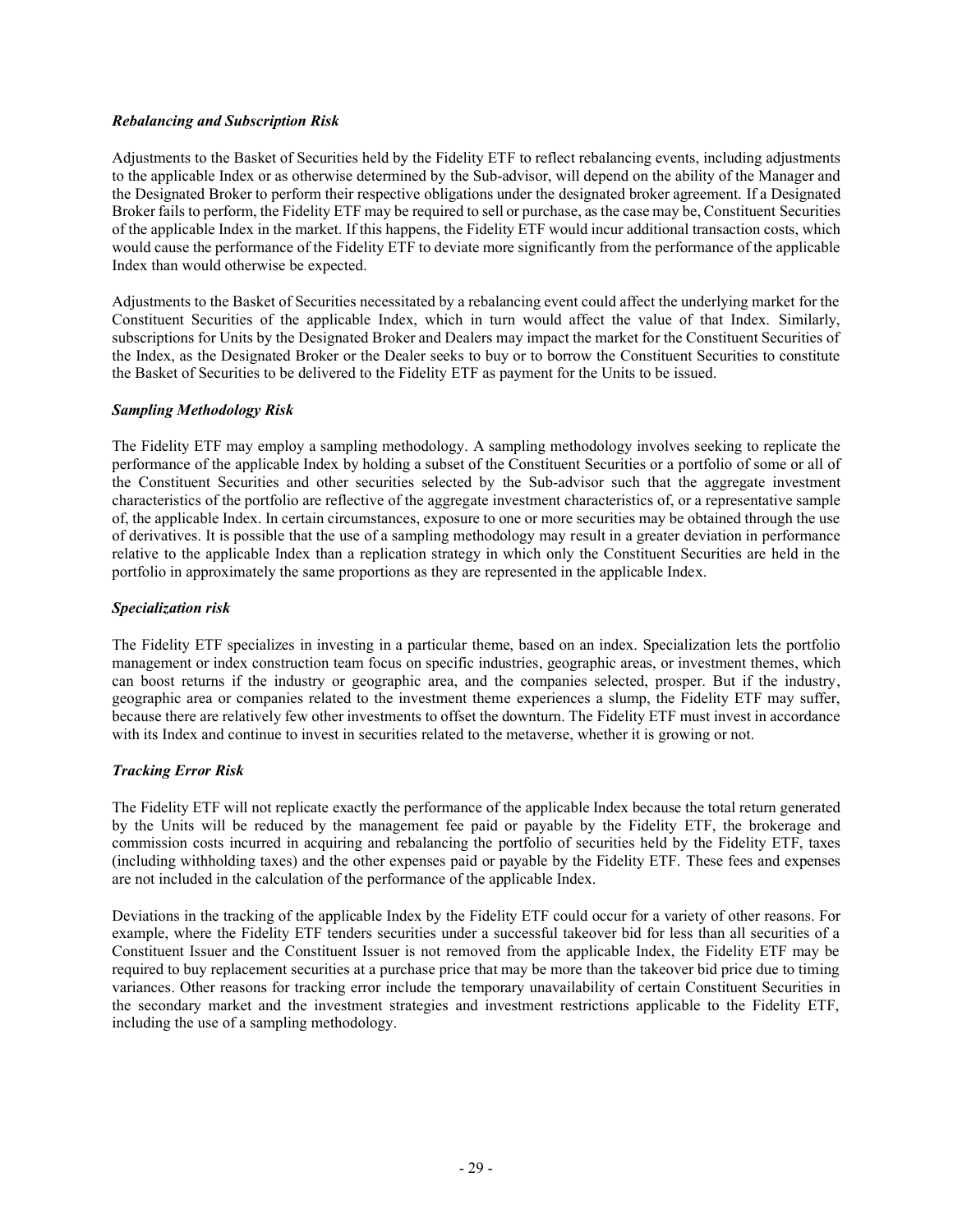***Rebalancing and Subscription Risk***

Adjustments to the Basket of Securities held by the Fidelity ETF to reflect rebalancing events, including adjustments to the applicable Index or as otherwise determined by the Sub-advisor, will depend on the ability of the Manager and the Designated Broker to perform their respective obligations under the designated broker agreement. If a Designated Broker fails to perform, the Fidelity ETF may be required to sell or purchase, as the case may be, Constituent Securities of the applicable Index in the market. If this happens, the Fidelity ETF would incur additional transaction costs, which would cause the performance of the Fidelity ETF to deviate more significantly from the performance of the applicable Index than would otherwise be expected.

Adjustments to the Basket of Securities necessitated by a rebalancing event could affect the underlying market for the Constituent Securities of the applicable Index, which in turn would affect the value of that Index. Similarly, subscriptions for Units by the Designated Broker and Dealers may impact the market for the Constituent Securities of the Index, as the Designated Broker or the Dealer seeks to buy or to borrow the Constituent Securities to constitute the Basket of Securities to be delivered to the Fidelity ETF as payment for the Units to be issued.

***Sampling Methodology Risk***

The Fidelity ETF may employ a sampling methodology. A sampling methodology involves seeking to replicate the performance of the applicable Index by holding a subset of the Constituent Securities or a portfolio of some or all of the Constituent Securities and other securities selected by the Sub-advisor such that the aggregate investment characteristics of the portfolio are reflective of the aggregate investment characteristics of, or a representative sample of, the applicable Index. In certain circumstances, exposure to one or more securities may be obtained through the use of derivatives. It is possible that the use of a sampling methodology may result in a greater deviation in performance relative to the applicable Index than a replication strategy in which only the Constituent Securities are held in the portfolio in approximately the same proportions as they are represented in the applicable Index.

***Specialization risk***

The Fidelity ETF specializes in investing in a particular theme, based on an index. Specialization lets the portfolio management or index construction team focus on specific industries, geographic areas, or investment themes, which can boost returns if the industry or geographic area, and the companies selected, prosper. But if the industry, geographic area or companies related to the investment theme experiences a slump, the Fidelity ETF may suffer, because there are relatively few other investments to offset the downturn. The Fidelity ETF must invest in accordance with its Index and continue to invest in securities related to the metaverse, whether it is growing or not.

***Tracking Error Risk***

The Fidelity ETF will not replicate exactly the performance of the applicable Index because the total return generated by the Units will be reduced by the management fee paid or payable by the Fidelity ETF, the brokerage and commission costs incurred in acquiring and rebalancing the portfolio of securities held by the Fidelity ETF, taxes (including withholding taxes) and the other expenses paid or payable by the Fidelity ETF. These fees and expenses are not included in the calculation of the performance of the applicable Index.

Deviations in the tracking of the applicable Index by the Fidelity ETF could occur for a variety of other reasons. For example, where the Fidelity ETF tenders securities under a successful takeover bid for less than all securities of a Constituent Issuer and the Constituent Issuer is not removed from the applicable Index, the Fidelity ETF may be required to buy replacement securities at a purchase price that may be more than the takeover bid price due to timing variances. Other reasons for tracking error include the temporary unavailability of certain Constituent Securities in the secondary market and the investment strategies and investment restrictions applicable to the Fidelity ETF, including the use of a sampling methodology.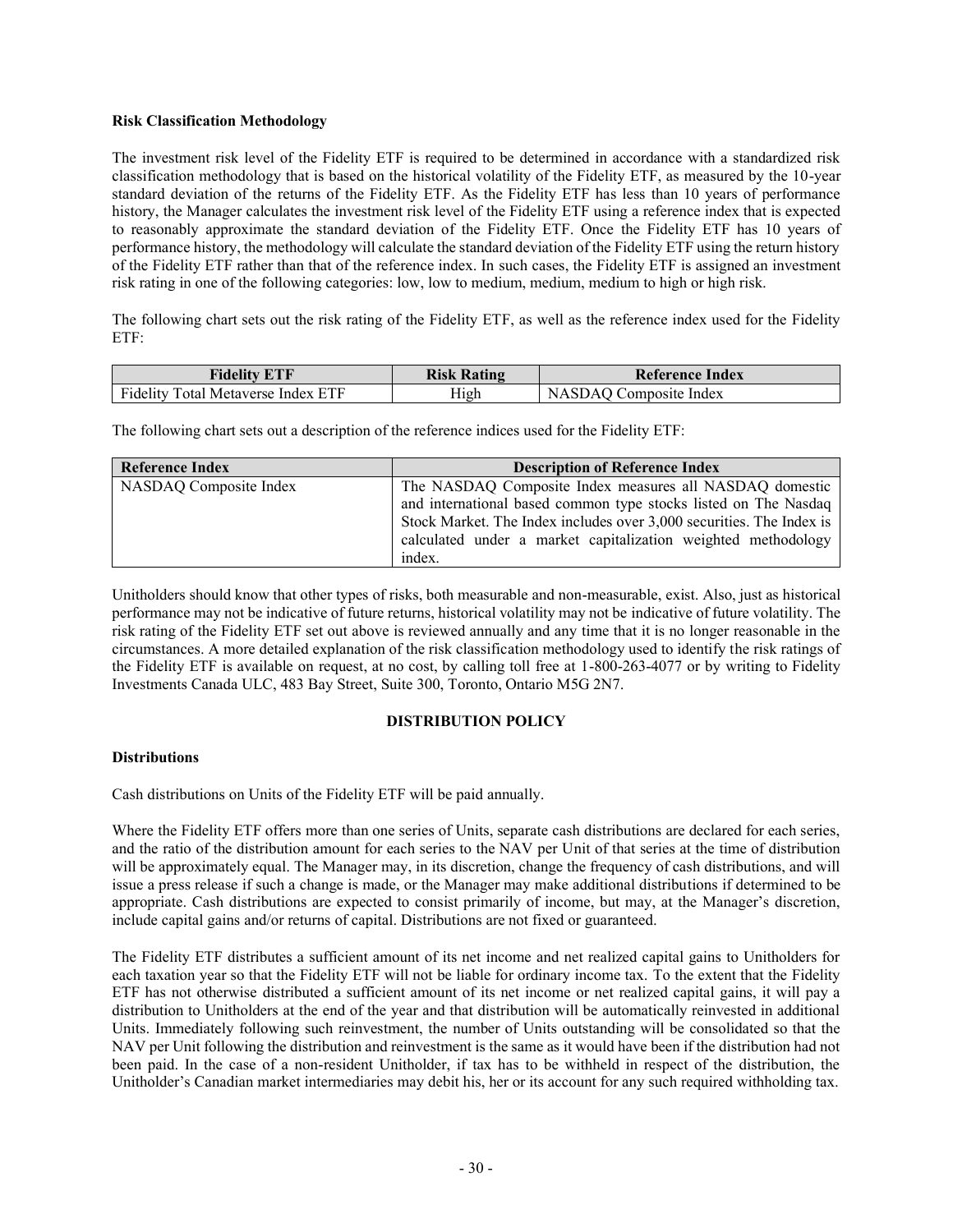**Risk Classification Methodology**

The investment risk level of the Fidelity ETF is required to be determined in accordance with a standardized risk classification methodology that is based on the historical volatility of the Fidelity ETF, as measured by the 10-year standard deviation of the returns of the Fidelity ETF. As the Fidelity ETF has less than 10 years of performance history, the Manager calculates the investment risk level of the Fidelity ETF using a reference index that is expected to reasonably approximate the standard deviation of the Fidelity ETF. Once the Fidelity ETF has 10 years of performance history, the methodology will calculate the standard deviation of the Fidelity ETF using the return history of the Fidelity ETF rather than that of the reference index. In such cases, the Fidelity ETF is assigned an investment risk rating in one of the following categories: low, low to medium, medium, medium to high or high risk.

The following chart sets out the risk rating of the Fidelity ETF, as well as the reference index used for the Fidelity ETF:

| Fidelity ETF | Risk Rating | Reference Index |
|---|---|---|
| Fidelity Total Metaverse Index ETF | High | NASDAQ Composite Index |

The following chart sets out a description of the reference indices used for the Fidelity ETF:

| Reference Index | Description of Reference Index |
|---|---|
| NASDAQ Composite Index | The NASDAQ Composite Index measures all NASDAQ domestic and international based common type stocks listed on The Nasdaq Stock Market. The Index includes over 3,000 securities. The Index is calculated under a market capitalization weighted methodology index. |

Unitholders should know that other types of risks, both measurable and non-measurable, exist. Also, just as historical performance may not be indicative of future returns, historical volatility may not be indicative of future volatility. The risk rating of the Fidelity ETF set out above is reviewed annually and any time that it is no longer reasonable in the circumstances. A more detailed explanation of the risk classification methodology used to identify the risk ratings of the Fidelity ETF is available on request, at no cost, by calling toll free at 1-800-263-4077 or by writing to Fidelity Investments Canada ULC, 483 Bay Street, Suite 300, Toronto, Ontario M5G 2N7.

## DISTRIBUTION POLICY

**Distributions**

Cash distributions on Units of the Fidelity ETF will be paid annually.

Where the Fidelity ETF offers more than one series of Units, separate cash distributions are declared for each series, and the ratio of the distribution amount for each series to the NAV per Unit of that series at the time of distribution will be approximately equal. The Manager may, in its discretion, change the frequency of cash distributions, and will issue a press release if such a change is made, or the Manager may make additional distributions if determined to be appropriate. Cash distributions are expected to consist primarily of income, but may, at the Manager's discretion, include capital gains and/or returns of capital. Distributions are not fixed or guaranteed.

The Fidelity ETF distributes a sufficient amount of its net income and net realized capital gains to Unitholders for each taxation year so that the Fidelity ETF will not be liable for ordinary income tax. To the extent that the Fidelity ETF has not otherwise distributed a sufficient amount of its net income or net realized capital gains, it will pay a distribution to Unitholders at the end of the year and that distribution will be automatically reinvested in additional Units. Immediately following such reinvestment, the number of Units outstanding will be consolidated so that the NAV per Unit following the distribution and reinvestment is the same as it would have been if the distribution had not been paid. In the case of a non-resident Unitholder, if tax has to be withheld in respect of the distribution, the Unitholder's Canadian market intermediaries may debit his, her or its account for any such required withholding tax.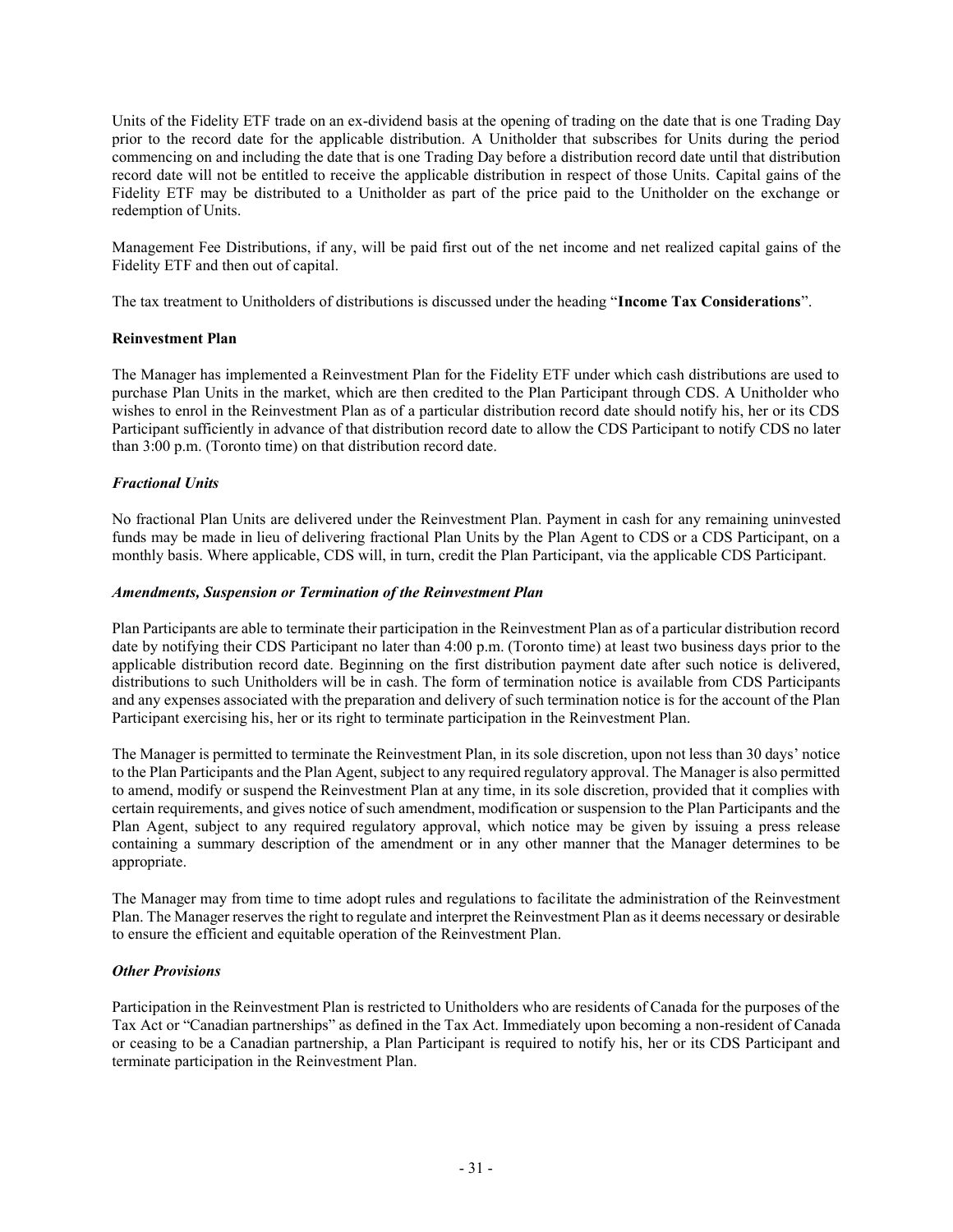Units of the Fidelity ETF trade on an ex-dividend basis at the opening of trading on the date that is one Trading Day prior to the record date for the applicable distribution. A Unitholder that subscribes for Units during the period commencing on and including the date that is one Trading Day before a distribution record date until that distribution record date will not be entitled to receive the applicable distribution in respect of those Units. Capital gains of the Fidelity ETF may be distributed to a Unitholder as part of the price paid to the Unitholder on the exchange or redemption of Units.

Management Fee Distributions, if any, will be paid first out of the net income and net realized capital gains of the Fidelity ETF and then out of capital.

The tax treatment to Unitholders of distributions is discussed under the heading "**Income Tax Considerations**".

### Reinvestment Plan

The Manager has implemented a Reinvestment Plan for the Fidelity ETF under which cash distributions are used to purchase Plan Units in the market, which are then credited to the Plan Participant through CDS. A Unitholder who wishes to enrol in the Reinvestment Plan as of a particular distribution record date should notify his, her or its CDS Participant sufficiently in advance of that distribution record date to allow the CDS Participant to notify CDS no later than 3:00 p.m. (Toronto time) on that distribution record date.

#### *Fractional Units*

No fractional Plan Units are delivered under the Reinvestment Plan. Payment in cash for any remaining uninvested funds may be made in lieu of delivering fractional Plan Units by the Plan Agent to CDS or a CDS Participant, on a monthly basis. Where applicable, CDS will, in turn, credit the Plan Participant, via the applicable CDS Participant.

#### *Amendments, Suspension or Termination of the Reinvestment Plan*

Plan Participants are able to terminate their participation in the Reinvestment Plan as of a particular distribution record date by notifying their CDS Participant no later than 4:00 p.m. (Toronto time) at least two business days prior to the applicable distribution record date. Beginning on the first distribution payment date after such notice is delivered, distributions to such Unitholders will be in cash. The form of termination notice is available from CDS Participants and any expenses associated with the preparation and delivery of such termination notice is for the account of the Plan Participant exercising his, her or its right to terminate participation in the Reinvestment Plan.

The Manager is permitted to terminate the Reinvestment Plan, in its sole discretion, upon not less than 30 days' notice to the Plan Participants and the Plan Agent, subject to any required regulatory approval. The Manager is also permitted to amend, modify or suspend the Reinvestment Plan at any time, in its sole discretion, provided that it complies with certain requirements, and gives notice of such amendment, modification or suspension to the Plan Participants and the Plan Agent, subject to any required regulatory approval, which notice may be given by issuing a press release containing a summary description of the amendment or in any other manner that the Manager determines to be appropriate.

The Manager may from time to time adopt rules and regulations to facilitate the administration of the Reinvestment Plan. The Manager reserves the right to regulate and interpret the Reinvestment Plan as it deems necessary or desirable to ensure the efficient and equitable operation of the Reinvestment Plan.

#### *Other Provisions*

Participation in the Reinvestment Plan is restricted to Unitholders who are residents of Canada for the purposes of the Tax Act or "Canadian partnerships" as defined in the Tax Act. Immediately upon becoming a non-resident of Canada or ceasing to be a Canadian partnership, a Plan Participant is required to notify his, her or its CDS Participant and terminate participation in the Reinvestment Plan.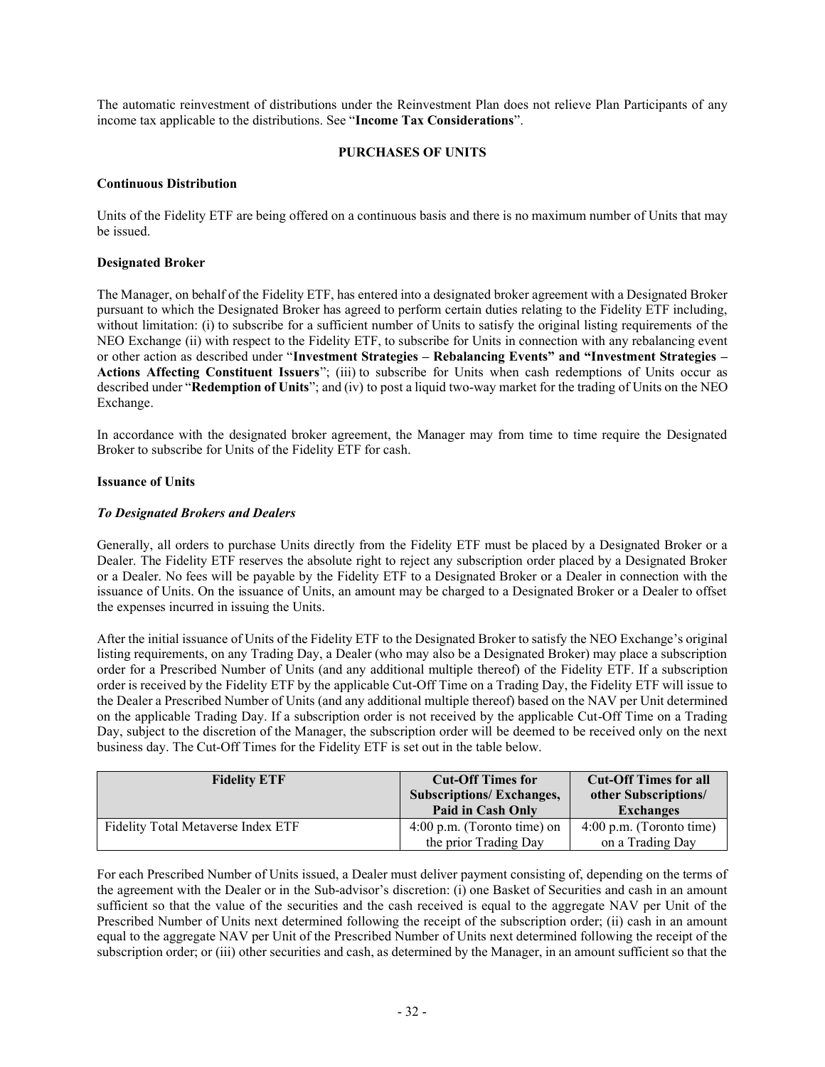The automatic reinvestment of distributions under the Reinvestment Plan does not relieve Plan Participants of any income tax applicable to the distributions. See "**Income Tax Considerations**".

## PURCHASES OF UNITS

### Continuous Distribution

Units of the Fidelity ETF are being offered on a continuous basis and there is no maximum number of Units that may be issued.

### Designated Broker

The Manager, on behalf of the Fidelity ETF, has entered into a designated broker agreement with a Designated Broker pursuant to which the Designated Broker has agreed to perform certain duties relating to the Fidelity ETF including, without limitation: (i) to subscribe for a sufficient number of Units to satisfy the original listing requirements of the NEO Exchange (ii) with respect to the Fidelity ETF, to subscribe for Units in connection with any rebalancing event or other action as described under "**Investment Strategies – Rebalancing Events" and "Investment Strategies – Actions Affecting Constituent Issuers**"; (iii) to subscribe for Units when cash redemptions of Units occur as described under "**Redemption of Units**"; and (iv) to post a liquid two-way market for the trading of Units on the NEO Exchange.

In accordance with the designated broker agreement, the Manager may from time to time require the Designated Broker to subscribe for Units of the Fidelity ETF for cash.

### Issuance of Units

#### *To Designated Brokers and Dealers*

Generally, all orders to purchase Units directly from the Fidelity ETF must be placed by a Designated Broker or a Dealer. The Fidelity ETF reserves the absolute right to reject any subscription order placed by a Designated Broker or a Dealer. No fees will be payable by the Fidelity ETF to a Designated Broker or a Dealer in connection with the issuance of Units. On the issuance of Units, an amount may be charged to a Designated Broker or a Dealer to offset the expenses incurred in issuing the Units.

After the initial issuance of Units of the Fidelity ETF to the Designated Broker to satisfy the NEO Exchange's original listing requirements, on any Trading Day, a Dealer (who may also be a Designated Broker) may place a subscription order for a Prescribed Number of Units (and any additional multiple thereof) of the Fidelity ETF. If a subscription order is received by the Fidelity ETF by the applicable Cut-Off Time on a Trading Day, the Fidelity ETF will issue to the Dealer a Prescribed Number of Units (and any additional multiple thereof) based on the NAV per Unit determined on the applicable Trading Day. If a subscription order is not received by the applicable Cut-Off Time on a Trading Day, subject to the discretion of the Manager, the subscription order will be deemed to be received only on the next business day. The Cut-Off Times for the Fidelity ETF is set out in the table below.

| Fidelity ETF | Cut-Off Times for Subscriptions/ Exchanges, Paid in Cash Only | Cut-Off Times for all other Subscriptions/ Exchanges |
|---|---|---|
| Fidelity Total Metaverse Index ETF | 4:00 p.m. (Toronto time) on the prior Trading Day | 4:00 p.m. (Toronto time) on a Trading Day |

For each Prescribed Number of Units issued, a Dealer must deliver payment consisting of, depending on the terms of the agreement with the Dealer or in the Sub-advisor's discretion: (i) one Basket of Securities and cash in an amount sufficient so that the value of the securities and the cash received is equal to the aggregate NAV per Unit of the Prescribed Number of Units next determined following the receipt of the subscription order; (ii) cash in an amount equal to the aggregate NAV per Unit of the Prescribed Number of Units next determined following the receipt of the subscription order; or (iii) other securities and cash, as determined by the Manager, in an amount sufficient so that the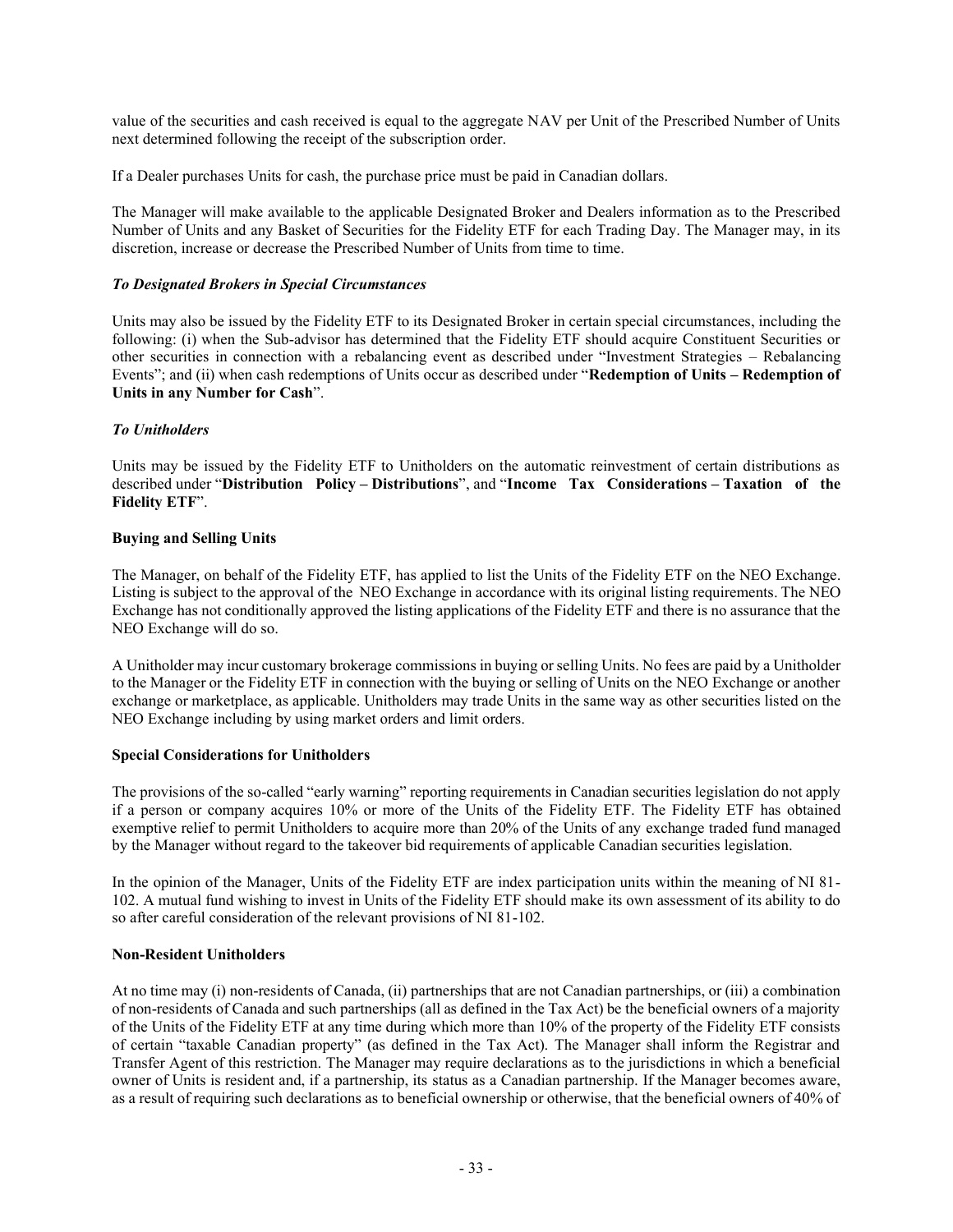value of the securities and cash received is equal to the aggregate NAV per Unit of the Prescribed Number of Units next determined following the receipt of the subscription order.

If a Dealer purchases Units for cash, the purchase price must be paid in Canadian dollars.

The Manager will make available to the applicable Designated Broker and Dealers information as to the Prescribed Number of Units and any Basket of Securities for the Fidelity ETF for each Trading Day. The Manager may, in its discretion, increase or decrease the Prescribed Number of Units from time to time.

***To Designated Brokers in Special Circumstances***

Units may also be issued by the Fidelity ETF to its Designated Broker in certain special circumstances, including the following: (i) when the Sub-advisor has determined that the Fidelity ETF should acquire Constituent Securities or other securities in connection with a rebalancing event as described under "Investment Strategies – Rebalancing Events"; and (ii) when cash redemptions of Units occur as described under "**Redemption of Units – Redemption of Units in any Number for Cash**".

***To Unitholders***

Units may be issued by the Fidelity ETF to Unitholders on the automatic reinvestment of certain distributions as described under "**Distribution Policy – Distributions**", and "**Income Tax Considerations – Taxation of the Fidelity ETF**".

**Buying and Selling Units**

The Manager, on behalf of the Fidelity ETF, has applied to list the Units of the Fidelity ETF on the NEO Exchange. Listing is subject to the approval of the NEO Exchange in accordance with its original listing requirements. The NEO Exchange has not conditionally approved the listing applications of the Fidelity ETF and there is no assurance that the NEO Exchange will do so.

A Unitholder may incur customary brokerage commissions in buying or selling Units. No fees are paid by a Unitholder to the Manager or the Fidelity ETF in connection with the buying or selling of Units on the NEO Exchange or another exchange or marketplace, as applicable. Unitholders may trade Units in the same way as other securities listed on the NEO Exchange including by using market orders and limit orders.

**Special Considerations for Unitholders**

The provisions of the so-called "early warning" reporting requirements in Canadian securities legislation do not apply if a person or company acquires 10% or more of the Units of the Fidelity ETF. The Fidelity ETF has obtained exemptive relief to permit Unitholders to acquire more than 20% of the Units of any exchange traded fund managed by the Manager without regard to the takeover bid requirements of applicable Canadian securities legislation.

In the opinion of the Manager, Units of the Fidelity ETF are index participation units within the meaning of NI 81-102. A mutual fund wishing to invest in Units of the Fidelity ETF should make its own assessment of its ability to do so after careful consideration of the relevant provisions of NI 81-102.

**Non-Resident Unitholders**

At no time may (i) non-residents of Canada, (ii) partnerships that are not Canadian partnerships, or (iii) a combination of non-residents of Canada and such partnerships (all as defined in the Tax Act) be the beneficial owners of a majority of the Units of the Fidelity ETF at any time during which more than 10% of the property of the Fidelity ETF consists of certain "taxable Canadian property" (as defined in the Tax Act). The Manager shall inform the Registrar and Transfer Agent of this restriction. The Manager may require declarations as to the jurisdictions in which a beneficial owner of Units is resident and, if a partnership, its status as a Canadian partnership. If the Manager becomes aware, as a result of requiring such declarations as to beneficial ownership or otherwise, that the beneficial owners of 40% of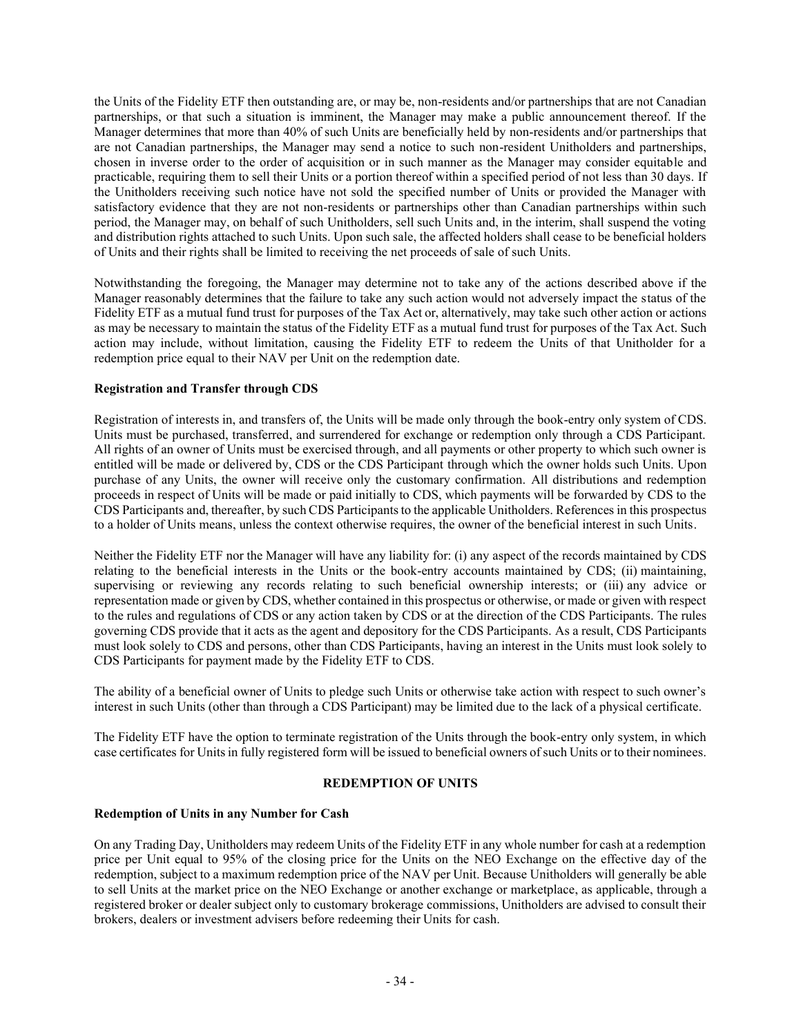the Units of the Fidelity ETF then outstanding are, or may be, non-residents and/or partnerships that are not Canadian partnerships, or that such a situation is imminent, the Manager may make a public announcement thereof. If the Manager determines that more than 40% of such Units are beneficially held by non-residents and/or partnerships that are not Canadian partnerships, the Manager may send a notice to such non-resident Unitholders and partnerships, chosen in inverse order to the order of acquisition or in such manner as the Manager may consider equitable and practicable, requiring them to sell their Units or a portion thereof within a specified period of not less than 30 days. If the Unitholders receiving such notice have not sold the specified number of Units or provided the Manager with satisfactory evidence that they are not non-residents or partnerships other than Canadian partnerships within such period, the Manager may, on behalf of such Unitholders, sell such Units and, in the interim, shall suspend the voting and distribution rights attached to such Units. Upon such sale, the affected holders shall cease to be beneficial holders of Units and their rights shall be limited to receiving the net proceeds of sale of such Units.

Notwithstanding the foregoing, the Manager may determine not to take any of the actions described above if the Manager reasonably determines that the failure to take any such action would not adversely impact the status of the Fidelity ETF as a mutual fund trust for purposes of the Tax Act or, alternatively, may take such other action or actions as may be necessary to maintain the status of the Fidelity ETF as a mutual fund trust for purposes of the Tax Act. Such action may include, without limitation, causing the Fidelity ETF to redeem the Units of that Unitholder for a redemption price equal to their NAV per Unit on the redemption date.

**Registration and Transfer through CDS**

Registration of interests in, and transfers of, the Units will be made only through the book-entry only system of CDS. Units must be purchased, transferred, and surrendered for exchange or redemption only through a CDS Participant. All rights of an owner of Units must be exercised through, and all payments or other property to which such owner is entitled will be made or delivered by, CDS or the CDS Participant through which the owner holds such Units. Upon purchase of any Units, the owner will receive only the customary confirmation. All distributions and redemption proceeds in respect of Units will be made or paid initially to CDS, which payments will be forwarded by CDS to the CDS Participants and, thereafter, by such CDS Participants to the applicable Unitholders. References in this prospectus to a holder of Units means, unless the context otherwise requires, the owner of the beneficial interest in such Units.

Neither the Fidelity ETF nor the Manager will have any liability for: (i) any aspect of the records maintained by CDS relating to the beneficial interests in the Units or the book-entry accounts maintained by CDS; (ii) maintaining, supervising or reviewing any records relating to such beneficial ownership interests; or (iii) any advice or representation made or given by CDS, whether contained in this prospectus or otherwise, or made or given with respect to the rules and regulations of CDS or any action taken by CDS or at the direction of the CDS Participants. The rules governing CDS provide that it acts as the agent and depository for the CDS Participants. As a result, CDS Participants must look solely to CDS and persons, other than CDS Participants, having an interest in the Units must look solely to CDS Participants for payment made by the Fidelity ETF to CDS.

The ability of a beneficial owner of Units to pledge such Units or otherwise take action with respect to such owner's interest in such Units (other than through a CDS Participant) may be limited due to the lack of a physical certificate.

The Fidelity ETF have the option to terminate registration of the Units through the book-entry only system, in which case certificates for Units in fully registered form will be issued to beneficial owners of such Units or to their nominees.

## REDEMPTION OF UNITS

**Redemption of Units in any Number for Cash**

On any Trading Day, Unitholders may redeem Units of the Fidelity ETF in any whole number for cash at a redemption price per Unit equal to 95% of the closing price for the Units on the NEO Exchange on the effective day of the redemption, subject to a maximum redemption price of the NAV per Unit. Because Unitholders will generally be able to sell Units at the market price on the NEO Exchange or another exchange or marketplace, as applicable, through a registered broker or dealer subject only to customary brokerage commissions, Unitholders are advised to consult their brokers, dealers or investment advisers before redeeming their Units for cash.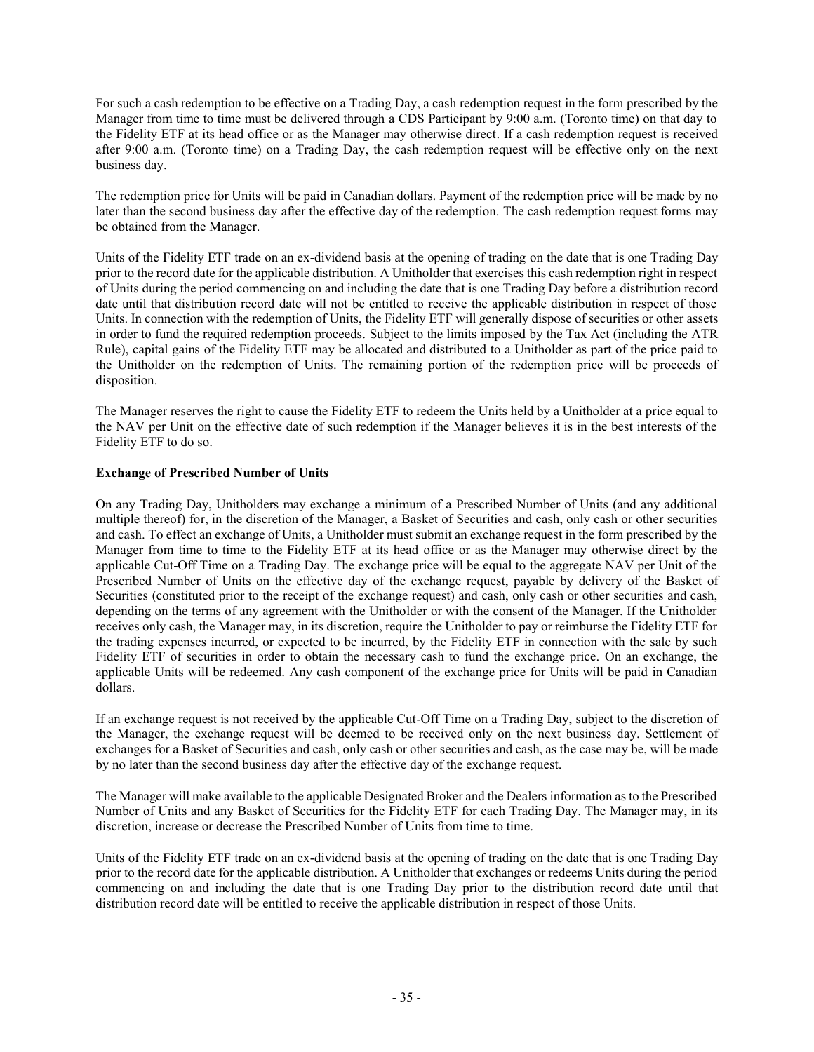For such a cash redemption to be effective on a Trading Day, a cash redemption request in the form prescribed by the Manager from time to time must be delivered through a CDS Participant by 9:00 a.m. (Toronto time) on that day to the Fidelity ETF at its head office or as the Manager may otherwise direct. If a cash redemption request is received after 9:00 a.m. (Toronto time) on a Trading Day, the cash redemption request will be effective only on the next business day.

The redemption price for Units will be paid in Canadian dollars. Payment of the redemption price will be made by no later than the second business day after the effective day of the redemption. The cash redemption request forms may be obtained from the Manager.

Units of the Fidelity ETF trade on an ex-dividend basis at the opening of trading on the date that is one Trading Day prior to the record date for the applicable distribution. A Unitholder that exercises this cash redemption right in respect of Units during the period commencing on and including the date that is one Trading Day before a distribution record date until that distribution record date will not be entitled to receive the applicable distribution in respect of those Units. In connection with the redemption of Units, the Fidelity ETF will generally dispose of securities or other assets in order to fund the required redemption proceeds. Subject to the limits imposed by the Tax Act (including the ATR Rule), capital gains of the Fidelity ETF may be allocated and distributed to a Unitholder as part of the price paid to the Unitholder on the redemption of Units. The remaining portion of the redemption price will be proceeds of disposition.

The Manager reserves the right to cause the Fidelity ETF to redeem the Units held by a Unitholder at a price equal to the NAV per Unit on the effective date of such redemption if the Manager believes it is in the best interests of the Fidelity ETF to do so.

**Exchange of Prescribed Number of Units**

On any Trading Day, Unitholders may exchange a minimum of a Prescribed Number of Units (and any additional multiple thereof) for, in the discretion of the Manager, a Basket of Securities and cash, only cash or other securities and cash. To effect an exchange of Units, a Unitholder must submit an exchange request in the form prescribed by the Manager from time to time to the Fidelity ETF at its head office or as the Manager may otherwise direct by the applicable Cut-Off Time on a Trading Day. The exchange price will be equal to the aggregate NAV per Unit of the Prescribed Number of Units on the effective day of the exchange request, payable by delivery of the Basket of Securities (constituted prior to the receipt of the exchange request) and cash, only cash or other securities and cash, depending on the terms of any agreement with the Unitholder or with the consent of the Manager. If the Unitholder receives only cash, the Manager may, in its discretion, require the Unitholder to pay or reimburse the Fidelity ETF for the trading expenses incurred, or expected to be incurred, by the Fidelity ETF in connection with the sale by such Fidelity ETF of securities in order to obtain the necessary cash to fund the exchange price. On an exchange, the applicable Units will be redeemed. Any cash component of the exchange price for Units will be paid in Canadian dollars.

If an exchange request is not received by the applicable Cut-Off Time on a Trading Day, subject to the discretion of the Manager, the exchange request will be deemed to be received only on the next business day. Settlement of exchanges for a Basket of Securities and cash, only cash or other securities and cash, as the case may be, will be made by no later than the second business day after the effective day of the exchange request.

The Manager will make available to the applicable Designated Broker and the Dealers information as to the Prescribed Number of Units and any Basket of Securities for the Fidelity ETF for each Trading Day. The Manager may, in its discretion, increase or decrease the Prescribed Number of Units from time to time.

Units of the Fidelity ETF trade on an ex-dividend basis at the opening of trading on the date that is one Trading Day prior to the record date for the applicable distribution. A Unitholder that exchanges or redeems Units during the period commencing on and including the date that is one Trading Day prior to the distribution record date until that distribution record date will be entitled to receive the applicable distribution in respect of those Units.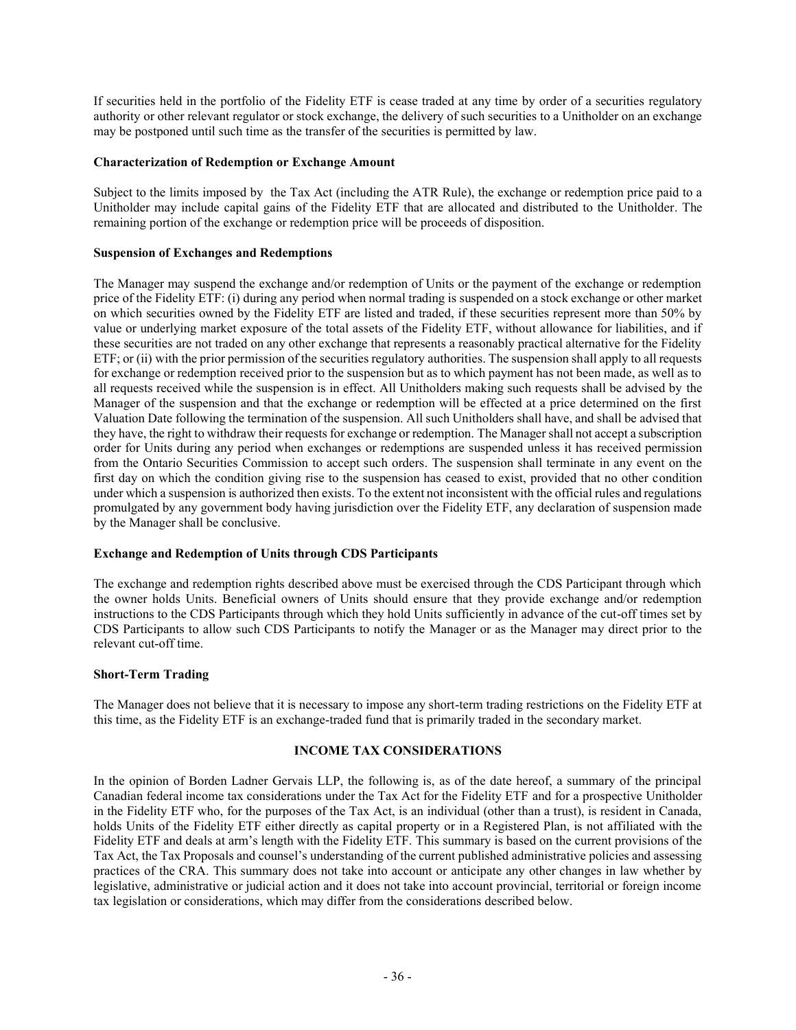If securities held in the portfolio of the Fidelity ETF is cease traded at any time by order of a securities regulatory authority or other relevant regulator or stock exchange, the delivery of such securities to a Unitholder on an exchange may be postponed until such time as the transfer of the securities is permitted by law.

**Characterization of Redemption or Exchange Amount**

Subject to the limits imposed by the Tax Act (including the ATR Rule), the exchange or redemption price paid to a Unitholder may include capital gains of the Fidelity ETF that are allocated and distributed to the Unitholder. The remaining portion of the exchange or redemption price will be proceeds of disposition.

**Suspension of Exchanges and Redemptions**

The Manager may suspend the exchange and/or redemption of Units or the payment of the exchange or redemption price of the Fidelity ETF: (i) during any period when normal trading is suspended on a stock exchange or other market on which securities owned by the Fidelity ETF are listed and traded, if these securities represent more than 50% by value or underlying market exposure of the total assets of the Fidelity ETF, without allowance for liabilities, and if these securities are not traded on any other exchange that represents a reasonably practical alternative for the Fidelity ETF; or (ii) with the prior permission of the securities regulatory authorities. The suspension shall apply to all requests for exchange or redemption received prior to the suspension but as to which payment has not been made, as well as to all requests received while the suspension is in effect. All Unitholders making such requests shall be advised by the Manager of the suspension and that the exchange or redemption will be effected at a price determined on the first Valuation Date following the termination of the suspension. All such Unitholders shall have, and shall be advised that they have, the right to withdraw their requests for exchange or redemption. The Manager shall not accept a subscription order for Units during any period when exchanges or redemptions are suspended unless it has received permission from the Ontario Securities Commission to accept such orders. The suspension shall terminate in any event on the first day on which the condition giving rise to the suspension has ceased to exist, provided that no other condition under which a suspension is authorized then exists. To the extent not inconsistent with the official rules and regulations promulgated by any government body having jurisdiction over the Fidelity ETF, any declaration of suspension made by the Manager shall be conclusive.

**Exchange and Redemption of Units through CDS Participants**

The exchange and redemption rights described above must be exercised through the CDS Participant through which the owner holds Units. Beneficial owners of Units should ensure that they provide exchange and/or redemption instructions to the CDS Participants through which they hold Units sufficiently in advance of the cut-off times set by CDS Participants to allow such CDS Participants to notify the Manager or as the Manager may direct prior to the relevant cut-off time.

**Short-Term Trading**

The Manager does not believe that it is necessary to impose any short-term trading restrictions on the Fidelity ETF at this time, as the Fidelity ETF is an exchange-traded fund that is primarily traded in the secondary market.

## INCOME TAX CONSIDERATIONS

In the opinion of Borden Ladner Gervais LLP, the following is, as of the date hereof, a summary of the principal Canadian federal income tax considerations under the Tax Act for the Fidelity ETF and for a prospective Unitholder in the Fidelity ETF who, for the purposes of the Tax Act, is an individual (other than a trust), is resident in Canada, holds Units of the Fidelity ETF either directly as capital property or in a Registered Plan, is not affiliated with the Fidelity ETF and deals at arm's length with the Fidelity ETF. This summary is based on the current provisions of the Tax Act, the Tax Proposals and counsel's understanding of the current published administrative policies and assessing practices of the CRA. This summary does not take into account or anticipate any other changes in law whether by legislative, administrative or judicial action and it does not take into account provincial, territorial or foreign income tax legislation or considerations, which may differ from the considerations described below.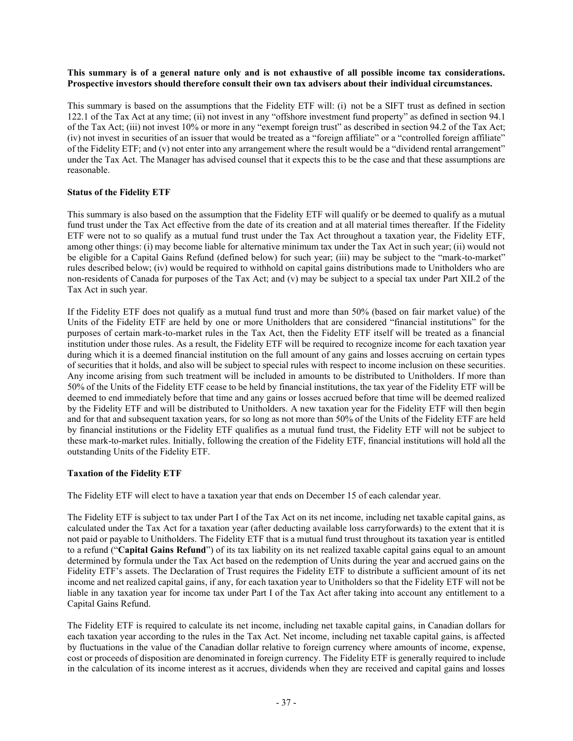**This summary is of a general nature only and is not exhaustive of all possible income tax considerations. Prospective investors should therefore consult their own tax advisers about their individual circumstances.**

This summary is based on the assumptions that the Fidelity ETF will: (i) not be a SIFT trust as defined in section 122.1 of the Tax Act at any time; (ii) not invest in any "offshore investment fund property" as defined in section 94.1 of the Tax Act; (iii) not invest 10% or more in any "exempt foreign trust" as described in section 94.2 of the Tax Act; (iv) not invest in securities of an issuer that would be treated as a "foreign affiliate" or a "controlled foreign affiliate" of the Fidelity ETF; and (v) not enter into any arrangement where the result would be a "dividend rental arrangement" under the Tax Act. The Manager has advised counsel that it expects this to be the case and that these assumptions are reasonable.

**Status of the Fidelity ETF**

This summary is also based on the assumption that the Fidelity ETF will qualify or be deemed to qualify as a mutual fund trust under the Tax Act effective from the date of its creation and at all material times thereafter. If the Fidelity ETF were not to so qualify as a mutual fund trust under the Tax Act throughout a taxation year, the Fidelity ETF, among other things: (i) may become liable for alternative minimum tax under the Tax Act in such year; (ii) would not be eligible for a Capital Gains Refund (defined below) for such year; (iii) may be subject to the "mark-to-market" rules described below; (iv) would be required to withhold on capital gains distributions made to Unitholders who are non-residents of Canada for purposes of the Tax Act; and (v) may be subject to a special tax under Part XII.2 of the Tax Act in such year.

If the Fidelity ETF does not qualify as a mutual fund trust and more than 50% (based on fair market value) of the Units of the Fidelity ETF are held by one or more Unitholders that are considered "financial institutions" for the purposes of certain mark-to-market rules in the Tax Act, then the Fidelity ETF itself will be treated as a financial institution under those rules. As a result, the Fidelity ETF will be required to recognize income for each taxation year during which it is a deemed financial institution on the full amount of any gains and losses accruing on certain types of securities that it holds, and also will be subject to special rules with respect to income inclusion on these securities. Any income arising from such treatment will be included in amounts to be distributed to Unitholders. If more than 50% of the Units of the Fidelity ETF cease to be held by financial institutions, the tax year of the Fidelity ETF will be deemed to end immediately before that time and any gains or losses accrued before that time will be deemed realized by the Fidelity ETF and will be distributed to Unitholders. A new taxation year for the Fidelity ETF will then begin and for that and subsequent taxation years, for so long as not more than 50% of the Units of the Fidelity ETF are held by financial institutions or the Fidelity ETF qualifies as a mutual fund trust, the Fidelity ETF will not be subject to these mark-to-market rules. Initially, following the creation of the Fidelity ETF, financial institutions will hold all the outstanding Units of the Fidelity ETF.

**Taxation of the Fidelity ETF**

The Fidelity ETF will elect to have a taxation year that ends on December 15 of each calendar year.

The Fidelity ETF is subject to tax under Part I of the Tax Act on its net income, including net taxable capital gains, as calculated under the Tax Act for a taxation year (after deducting available loss carryforwards) to the extent that it is not paid or payable to Unitholders. The Fidelity ETF that is a mutual fund trust throughout its taxation year is entitled to a refund ("**Capital Gains Refund**") of its tax liability on its net realized taxable capital gains equal to an amount determined by formula under the Tax Act based on the redemption of Units during the year and accrued gains on the Fidelity ETF's assets. The Declaration of Trust requires the Fidelity ETF to distribute a sufficient amount of its net income and net realized capital gains, if any, for each taxation year to Unitholders so that the Fidelity ETF will not be liable in any taxation year for income tax under Part I of the Tax Act after taking into account any entitlement to a Capital Gains Refund.

The Fidelity ETF is required to calculate its net income, including net taxable capital gains, in Canadian dollars for each taxation year according to the rules in the Tax Act. Net income, including net taxable capital gains, is affected by fluctuations in the value of the Canadian dollar relative to foreign currency where amounts of income, expense, cost or proceeds of disposition are denominated in foreign currency. The Fidelity ETF is generally required to include in the calculation of its income interest as it accrues, dividends when they are received and capital gains and losses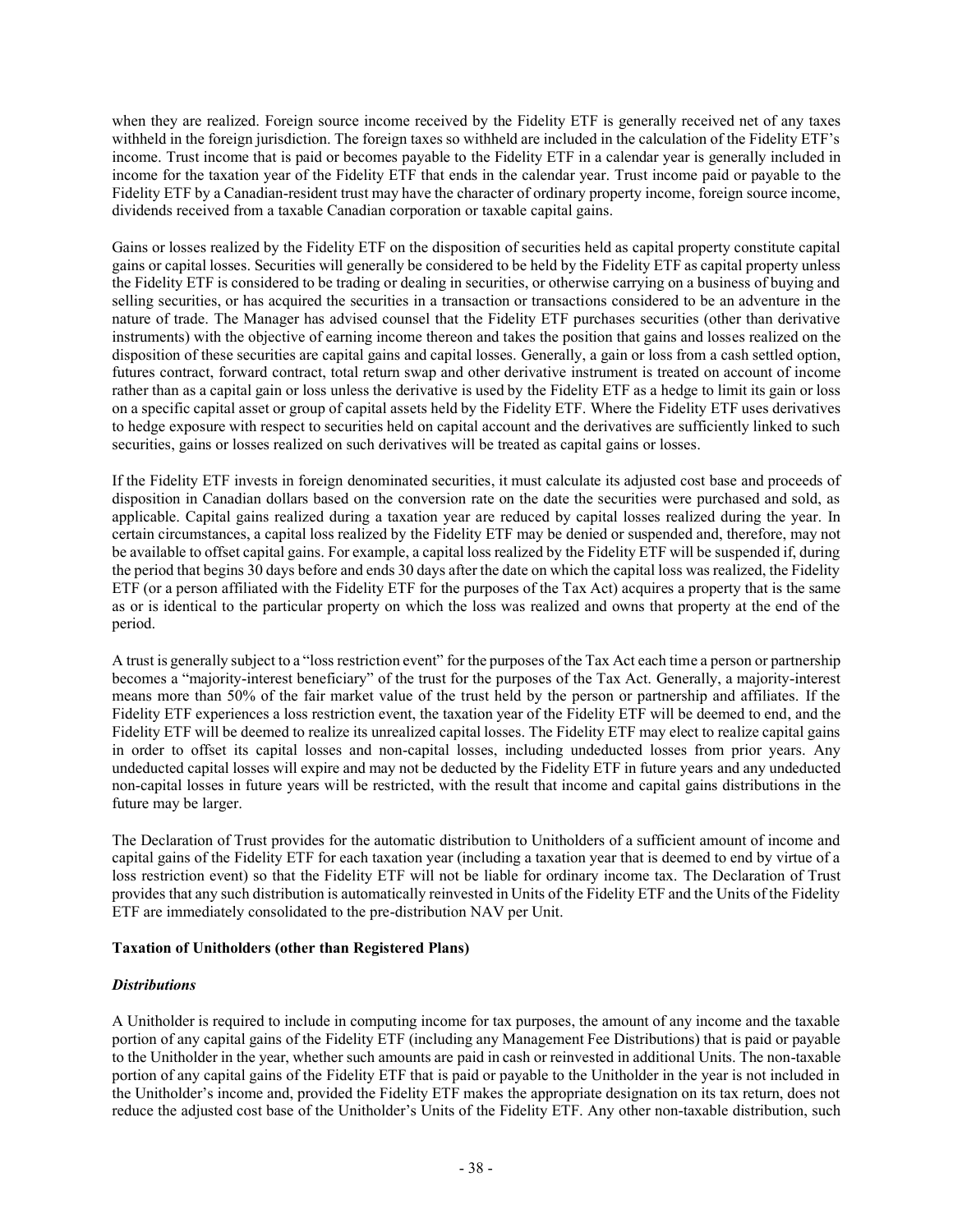when they are realized. Foreign source income received by the Fidelity ETF is generally received net of any taxes withheld in the foreign jurisdiction. The foreign taxes so withheld are included in the calculation of the Fidelity ETF's income. Trust income that is paid or becomes payable to the Fidelity ETF in a calendar year is generally included in income for the taxation year of the Fidelity ETF that ends in the calendar year. Trust income paid or payable to the Fidelity ETF by a Canadian-resident trust may have the character of ordinary property income, foreign source income, dividends received from a taxable Canadian corporation or taxable capital gains.

Gains or losses realized by the Fidelity ETF on the disposition of securities held as capital property constitute capital gains or capital losses. Securities will generally be considered to be held by the Fidelity ETF as capital property unless the Fidelity ETF is considered to be trading or dealing in securities, or otherwise carrying on a business of buying and selling securities, or has acquired the securities in a transaction or transactions considered to be an adventure in the nature of trade. The Manager has advised counsel that the Fidelity ETF purchases securities (other than derivative instruments) with the objective of earning income thereon and takes the position that gains and losses realized on the disposition of these securities are capital gains and capital losses. Generally, a gain or loss from a cash settled option, futures contract, forward contract, total return swap and other derivative instrument is treated on account of income rather than as a capital gain or loss unless the derivative is used by the Fidelity ETF as a hedge to limit its gain or loss on a specific capital asset or group of capital assets held by the Fidelity ETF. Where the Fidelity ETF uses derivatives to hedge exposure with respect to securities held on capital account and the derivatives are sufficiently linked to such securities, gains or losses realized on such derivatives will be treated as capital gains or losses.

If the Fidelity ETF invests in foreign denominated securities, it must calculate its adjusted cost base and proceeds of disposition in Canadian dollars based on the conversion rate on the date the securities were purchased and sold, as applicable. Capital gains realized during a taxation year are reduced by capital losses realized during the year. In certain circumstances, a capital loss realized by the Fidelity ETF may be denied or suspended and, therefore, may not be available to offset capital gains. For example, a capital loss realized by the Fidelity ETF will be suspended if, during the period that begins 30 days before and ends 30 days after the date on which the capital loss was realized, the Fidelity ETF (or a person affiliated with the Fidelity ETF for the purposes of the Tax Act) acquires a property that is the same as or is identical to the particular property on which the loss was realized and owns that property at the end of the period.

A trust is generally subject to a "loss restriction event" for the purposes of the Tax Act each time a person or partnership becomes a "majority-interest beneficiary" of the trust for the purposes of the Tax Act. Generally, a majority-interest means more than 50% of the fair market value of the trust held by the person or partnership and affiliates. If the Fidelity ETF experiences a loss restriction event, the taxation year of the Fidelity ETF will be deemed to end, and the Fidelity ETF will be deemed to realize its unrealized capital losses. The Fidelity ETF may elect to realize capital gains in order to offset its capital losses and non-capital losses, including undeducted losses from prior years. Any undeducted capital losses will expire and may not be deducted by the Fidelity ETF in future years and any undeducted non-capital losses in future years will be restricted, with the result that income and capital gains distributions in the future may be larger.

The Declaration of Trust provides for the automatic distribution to Unitholders of a sufficient amount of income and capital gains of the Fidelity ETF for each taxation year (including a taxation year that is deemed to end by virtue of a loss restriction event) so that the Fidelity ETF will not be liable for ordinary income tax. The Declaration of Trust provides that any such distribution is automatically reinvested in Units of the Fidelity ETF and the Units of the Fidelity ETF are immediately consolidated to the pre-distribution NAV per Unit.

**Taxation of Unitholders (other than Registered Plans)**

***Distributions***

A Unitholder is required to include in computing income for tax purposes, the amount of any income and the taxable portion of any capital gains of the Fidelity ETF (including any Management Fee Distributions) that is paid or payable to the Unitholder in the year, whether such amounts are paid in cash or reinvested in additional Units. The non-taxable portion of any capital gains of the Fidelity ETF that is paid or payable to the Unitholder in the year is not included in the Unitholder's income and, provided the Fidelity ETF makes the appropriate designation on its tax return, does not reduce the adjusted cost base of the Unitholder's Units of the Fidelity ETF. Any other non-taxable distribution, such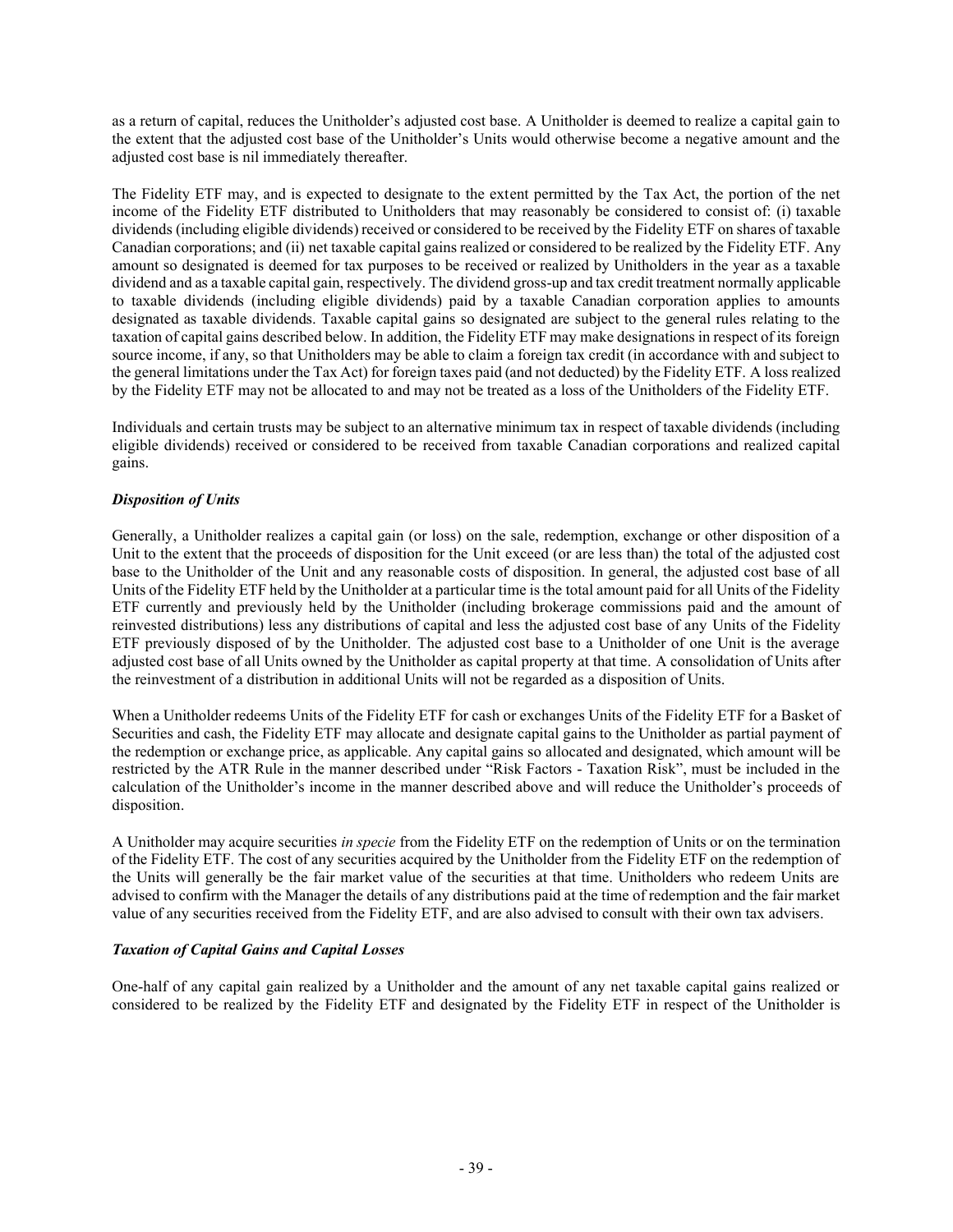as a return of capital, reduces the Unitholder's adjusted cost base. A Unitholder is deemed to realize a capital gain to the extent that the adjusted cost base of the Unitholder's Units would otherwise become a negative amount and the adjusted cost base is nil immediately thereafter.

The Fidelity ETF may, and is expected to designate to the extent permitted by the Tax Act, the portion of the net income of the Fidelity ETF distributed to Unitholders that may reasonably be considered to consist of: (i) taxable dividends (including eligible dividends) received or considered to be received by the Fidelity ETF on shares of taxable Canadian corporations; and (ii) net taxable capital gains realized or considered to be realized by the Fidelity ETF. Any amount so designated is deemed for tax purposes to be received or realized by Unitholders in the year as a taxable dividend and as a taxable capital gain, respectively. The dividend gross-up and tax credit treatment normally applicable to taxable dividends (including eligible dividends) paid by a taxable Canadian corporation applies to amounts designated as taxable dividends. Taxable capital gains so designated are subject to the general rules relating to the taxation of capital gains described below. In addition, the Fidelity ETF may make designations in respect of its foreign source income, if any, so that Unitholders may be able to claim a foreign tax credit (in accordance with and subject to the general limitations under the Tax Act) for foreign taxes paid (and not deducted) by the Fidelity ETF. A loss realized by the Fidelity ETF may not be allocated to and may not be treated as a loss of the Unitholders of the Fidelity ETF.

Individuals and certain trusts may be subject to an alternative minimum tax in respect of taxable dividends (including eligible dividends) received or considered to be received from taxable Canadian corporations and realized capital gains.

### *Disposition of Units*

Generally, a Unitholder realizes a capital gain (or loss) on the sale, redemption, exchange or other disposition of a Unit to the extent that the proceeds of disposition for the Unit exceed (or are less than) the total of the adjusted cost base to the Unitholder of the Unit and any reasonable costs of disposition. In general, the adjusted cost base of all Units of the Fidelity ETF held by the Unitholder at a particular time is the total amount paid for all Units of the Fidelity ETF currently and previously held by the Unitholder (including brokerage commissions paid and the amount of reinvested distributions) less any distributions of capital and less the adjusted cost base of any Units of the Fidelity ETF previously disposed of by the Unitholder. The adjusted cost base to a Unitholder of one Unit is the average adjusted cost base of all Units owned by the Unitholder as capital property at that time. A consolidation of Units after the reinvestment of a distribution in additional Units will not be regarded as a disposition of Units.

When a Unitholder redeems Units of the Fidelity ETF for cash or exchanges Units of the Fidelity ETF for a Basket of Securities and cash, the Fidelity ETF may allocate and designate capital gains to the Unitholder as partial payment of the redemption or exchange price, as applicable. Any capital gains so allocated and designated, which amount will be restricted by the ATR Rule in the manner described under "Risk Factors - Taxation Risk", must be included in the calculation of the Unitholder's income in the manner described above and will reduce the Unitholder's proceeds of disposition.

A Unitholder may acquire securities *in specie* from the Fidelity ETF on the redemption of Units or on the termination of the Fidelity ETF. The cost of any securities acquired by the Unitholder from the Fidelity ETF on the redemption of the Units will generally be the fair market value of the securities at that time. Unitholders who redeem Units are advised to confirm with the Manager the details of any distributions paid at the time of redemption and the fair market value of any securities received from the Fidelity ETF, and are also advised to consult with their own tax advisers.

### *Taxation of Capital Gains and Capital Losses*

One-half of any capital gain realized by a Unitholder and the amount of any net taxable capital gains realized or considered to be realized by the Fidelity ETF and designated by the Fidelity ETF in respect of the Unitholder is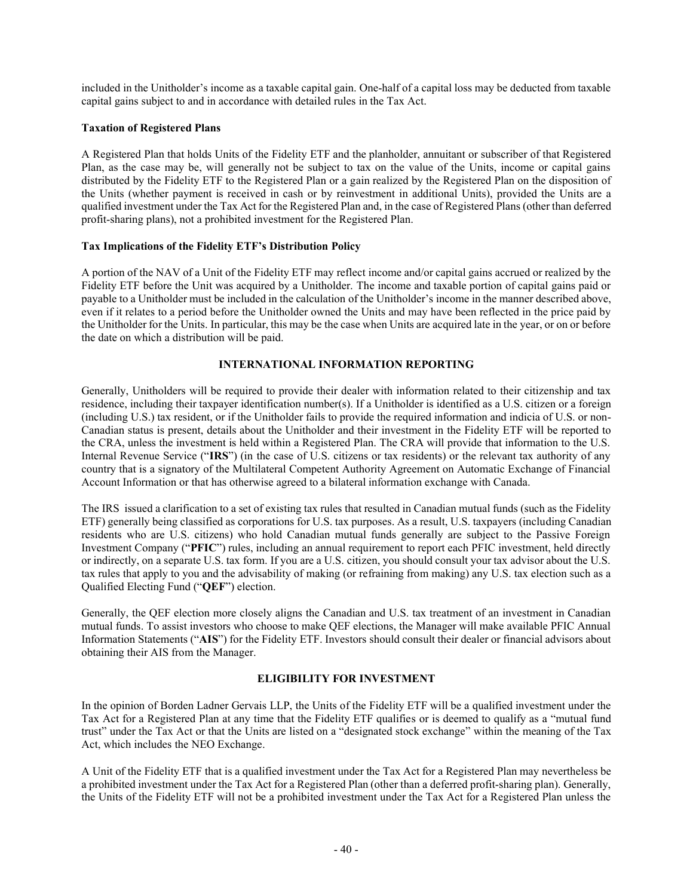included in the Unitholder's income as a taxable capital gain. One-half of a capital loss may be deducted from taxable capital gains subject to and in accordance with detailed rules in the Tax Act.

**Taxation of Registered Plans**

A Registered Plan that holds Units of the Fidelity ETF and the planholder, annuitant or subscriber of that Registered Plan, as the case may be, will generally not be subject to tax on the value of the Units, income or capital gains distributed by the Fidelity ETF to the Registered Plan or a gain realized by the Registered Plan on the disposition of the Units (whether payment is received in cash or by reinvestment in additional Units), provided the Units are a qualified investment under the Tax Act for the Registered Plan and, in the case of Registered Plans (other than deferred profit-sharing plans), not a prohibited investment for the Registered Plan.

**Tax Implications of the Fidelity ETF's Distribution Policy**

A portion of the NAV of a Unit of the Fidelity ETF may reflect income and/or capital gains accrued or realized by the Fidelity ETF before the Unit was acquired by a Unitholder. The income and taxable portion of capital gains paid or payable to a Unitholder must be included in the calculation of the Unitholder's income in the manner described above, even if it relates to a period before the Unitholder owned the Units and may have been reflected in the price paid by the Unitholder for the Units. In particular, this may be the case when Units are acquired late in the year, or on or before the date on which a distribution will be paid.

## INTERNATIONAL INFORMATION REPORTING

Generally, Unitholders will be required to provide their dealer with information related to their citizenship and tax residence, including their taxpayer identification number(s). If a Unitholder is identified as a U.S. citizen or a foreign (including U.S.) tax resident, or if the Unitholder fails to provide the required information and indicia of U.S. or non-Canadian status is present, details about the Unitholder and their investment in the Fidelity ETF will be reported to the CRA, unless the investment is held within a Registered Plan. The CRA will provide that information to the U.S. Internal Revenue Service ("**IRS**") (in the case of U.S. citizens or tax residents) or the relevant tax authority of any country that is a signatory of the Multilateral Competent Authority Agreement on Automatic Exchange of Financial Account Information or that has otherwise agreed to a bilateral information exchange with Canada.

The IRS issued a clarification to a set of existing tax rules that resulted in Canadian mutual funds (such as the Fidelity ETF) generally being classified as corporations for U.S. tax purposes. As a result, U.S. taxpayers (including Canadian residents who are U.S. citizens) who hold Canadian mutual funds generally are subject to the Passive Foreign Investment Company ("**PFIC**") rules, including an annual requirement to report each PFIC investment, held directly or indirectly, on a separate U.S. tax form. If you are a U.S. citizen, you should consult your tax advisor about the U.S. tax rules that apply to you and the advisability of making (or refraining from making) any U.S. tax election such as a Qualified Electing Fund ("**QEF**") election.

Generally, the QEF election more closely aligns the Canadian and U.S. tax treatment of an investment in Canadian mutual funds. To assist investors who choose to make QEF elections, the Manager will make available PFIC Annual Information Statements ("**AIS**") for the Fidelity ETF. Investors should consult their dealer or financial advisors about obtaining their AIS from the Manager.

## ELIGIBILITY FOR INVESTMENT

In the opinion of Borden Ladner Gervais LLP, the Units of the Fidelity ETF will be a qualified investment under the Tax Act for a Registered Plan at any time that the Fidelity ETF qualifies or is deemed to qualify as a "mutual fund trust" under the Tax Act or that the Units are listed on a "designated stock exchange" within the meaning of the Tax Act, which includes the NEO Exchange.

A Unit of the Fidelity ETF that is a qualified investment under the Tax Act for a Registered Plan may nevertheless be a prohibited investment under the Tax Act for a Registered Plan (other than a deferred profit-sharing plan). Generally, the Units of the Fidelity ETF will not be a prohibited investment under the Tax Act for a Registered Plan unless the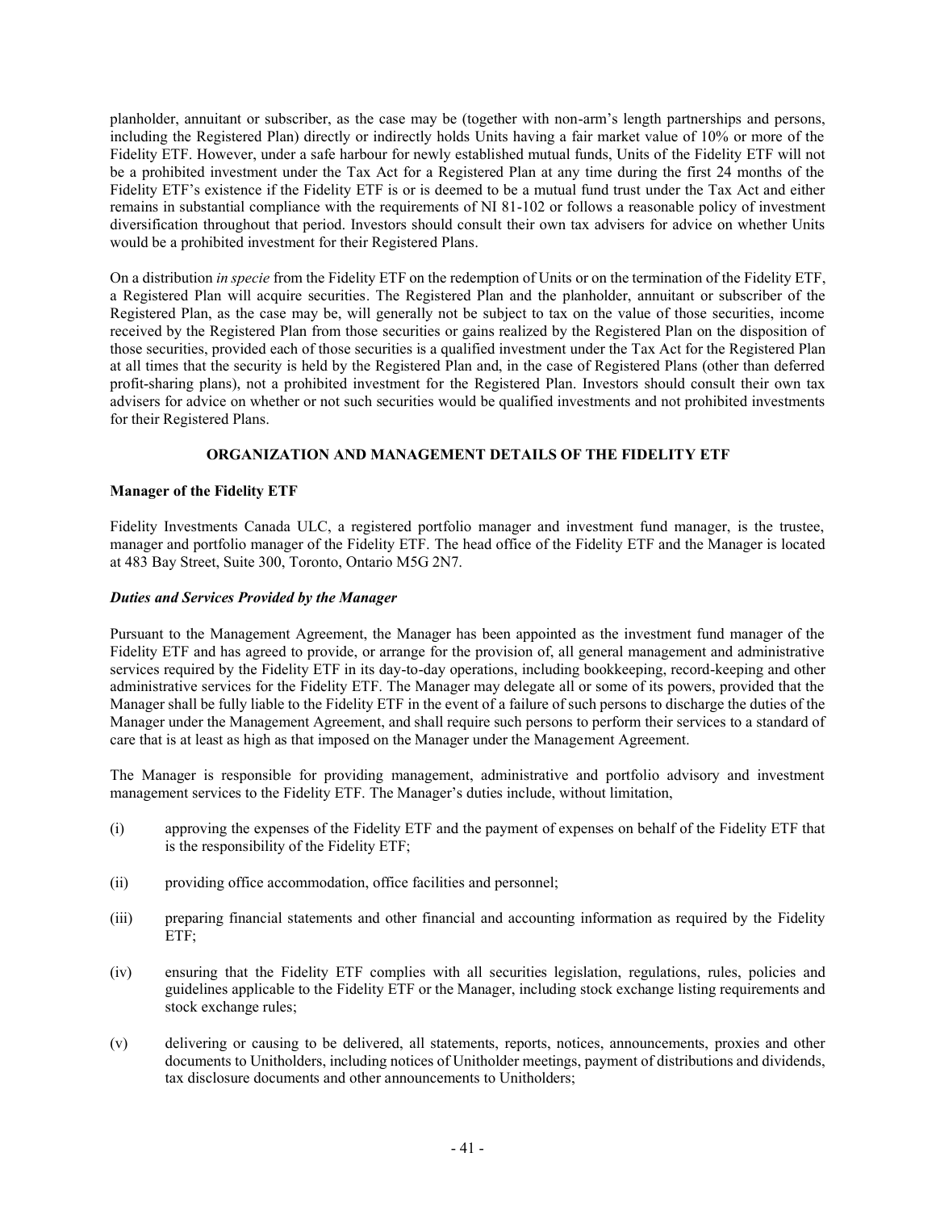planholder, annuitant or subscriber, as the case may be (together with non-arm's length partnerships and persons, including the Registered Plan) directly or indirectly holds Units having a fair market value of 10% or more of the Fidelity ETF. However, under a safe harbour for newly established mutual funds, Units of the Fidelity ETF will not be a prohibited investment under the Tax Act for a Registered Plan at any time during the first 24 months of the Fidelity ETF's existence if the Fidelity ETF is or is deemed to be a mutual fund trust under the Tax Act and either remains in substantial compliance with the requirements of NI 81-102 or follows a reasonable policy of investment diversification throughout that period. Investors should consult their own tax advisers for advice on whether Units would be a prohibited investment for their Registered Plans.

On a distribution *in specie* from the Fidelity ETF on the redemption of Units or on the termination of the Fidelity ETF, a Registered Plan will acquire securities. The Registered Plan and the planholder, annuitant or subscriber of the Registered Plan, as the case may be, will generally not be subject to tax on the value of those securities, income received by the Registered Plan from those securities or gains realized by the Registered Plan on the disposition of those securities, provided each of those securities is a qualified investment under the Tax Act for the Registered Plan at all times that the security is held by the Registered Plan and, in the case of Registered Plans (other than deferred profit-sharing plans), not a prohibited investment for the Registered Plan. Investors should consult their own tax advisers for advice on whether or not such securities would be qualified investments and not prohibited investments for their Registered Plans.

## ORGANIZATION AND MANAGEMENT DETAILS OF THE FIDELITY ETF

### Manager of the Fidelity ETF

Fidelity Investments Canada ULC, a registered portfolio manager and investment fund manager, is the trustee, manager and portfolio manager of the Fidelity ETF. The head office of the Fidelity ETF and the Manager is located at 483 Bay Street, Suite 300, Toronto, Ontario M5G 2N7.

#### *Duties and Services Provided by the Manager*

Pursuant to the Management Agreement, the Manager has been appointed as the investment fund manager of the Fidelity ETF and has agreed to provide, or arrange for the provision of, all general management and administrative services required by the Fidelity ETF in its day-to-day operations, including bookkeeping, record-keeping and other administrative services for the Fidelity ETF. The Manager may delegate all or some of its powers, provided that the Manager shall be fully liable to the Fidelity ETF in the event of a failure of such persons to discharge the duties of the Manager under the Management Agreement, and shall require such persons to perform their services to a standard of care that is at least as high as that imposed on the Manager under the Management Agreement.

The Manager is responsible for providing management, administrative and portfolio advisory and investment management services to the Fidelity ETF. The Manager's duties include, without limitation,

(i) approving the expenses of the Fidelity ETF and the payment of expenses on behalf of the Fidelity ETF that is the responsibility of the Fidelity ETF;

(ii) providing office accommodation, office facilities and personnel;

(iii) preparing financial statements and other financial and accounting information as required by the Fidelity ETF;

(iv) ensuring that the Fidelity ETF complies with all securities legislation, regulations, rules, policies and guidelines applicable to the Fidelity ETF or the Manager, including stock exchange listing requirements and stock exchange rules;

(v) delivering or causing to be delivered, all statements, reports, notices, announcements, proxies and other documents to Unitholders, including notices of Unitholder meetings, payment of distributions and dividends, tax disclosure documents and other announcements to Unitholders;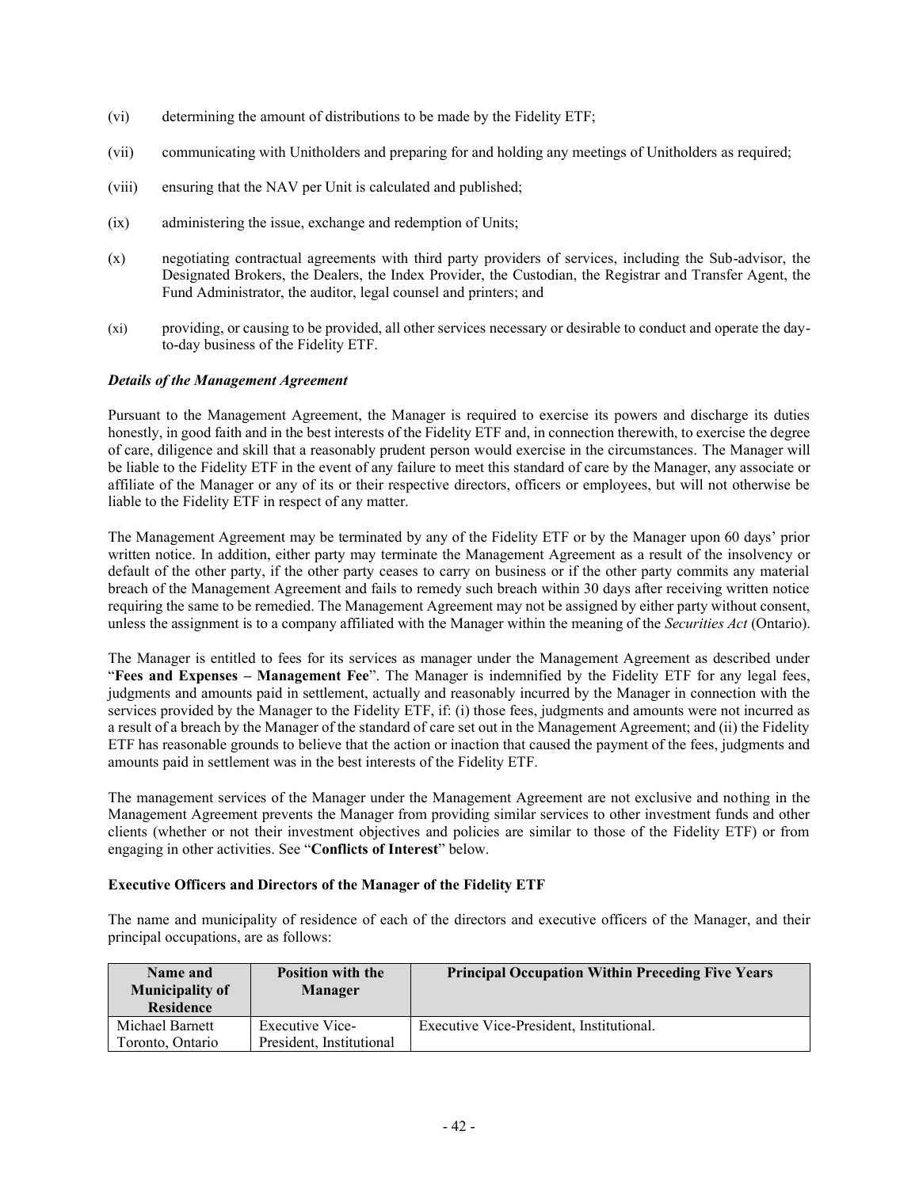(vi) determining the amount of distributions to be made by the Fidelity ETF;

(vii) communicating with Unitholders and preparing for and holding any meetings of Unitholders as required;

(viii) ensuring that the NAV per Unit is calculated and published;

(ix) administering the issue, exchange and redemption of Units;

(x) negotiating contractual agreements with third party providers of services, including the Sub-advisor, the Designated Brokers, the Dealers, the Index Provider, the Custodian, the Registrar and Transfer Agent, the Fund Administrator, the auditor, legal counsel and printers; and

(xi) providing, or causing to be provided, all other services necessary or desirable to conduct and operate the day-to-day business of the Fidelity ETF.

***Details of the Management Agreement***

Pursuant to the Management Agreement, the Manager is required to exercise its powers and discharge its duties honestly, in good faith and in the best interests of the Fidelity ETF and, in connection therewith, to exercise the degree of care, diligence and skill that a reasonably prudent person would exercise in the circumstances. The Manager will be liable to the Fidelity ETF in the event of any failure to meet this standard of care by the Manager, any associate or affiliate of the Manager or any of its or their respective directors, officers or employees, but will not otherwise be liable to the Fidelity ETF in respect of any matter.

The Management Agreement may be terminated by any of the Fidelity ETF or by the Manager upon 60 days' prior written notice. In addition, either party may terminate the Management Agreement as a result of the insolvency or default of the other party, if the other party ceases to carry on business or if the other party commits any material breach of the Management Agreement and fails to remedy such breach within 30 days after receiving written notice requiring the same to be remedied. The Management Agreement may not be assigned by either party without consent, unless the assignment is to a company affiliated with the Manager within the meaning of the *Securities Act* (Ontario).

The Manager is entitled to fees for its services as manager under the Management Agreement as described under "**Fees and Expenses – Management Fee**". The Manager is indemnified by the Fidelity ETF for any legal fees, judgments and amounts paid in settlement, actually and reasonably incurred by the Manager in connection with the services provided by the Manager to the Fidelity ETF, if: (i) those fees, judgments and amounts were not incurred as a result of a breach by the Manager of the standard of care set out in the Management Agreement; and (ii) the Fidelity ETF has reasonable grounds to believe that the action or inaction that caused the payment of the fees, judgments and amounts paid in settlement was in the best interests of the Fidelity ETF.

The management services of the Manager under the Management Agreement are not exclusive and nothing in the Management Agreement prevents the Manager from providing similar services to other investment funds and other clients (whether or not their investment objectives and policies are similar to those of the Fidelity ETF) or from engaging in other activities. See "**Conflicts of Interest**" below.

**Executive Officers and Directors of the Manager of the Fidelity ETF**

The name and municipality of residence of each of the directors and executive officers of the Manager, and their principal occupations, are as follows:

| Name and Municipality of Residence | Position with the Manager | Principal Occupation Within Preceding Five Years |
|---|---|---|
| Michael Barnett<br>Toronto, Ontario | Executive Vice-President, Institutional | Executive Vice-President, Institutional. |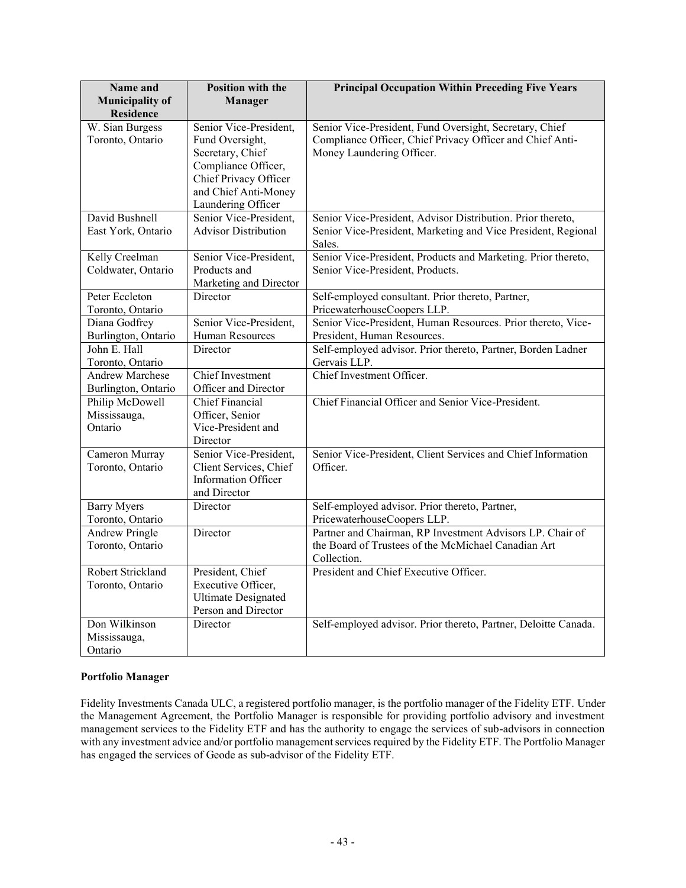| Name and Municipality of Residence | Position with the Manager | Principal Occupation Within Preceding Five Years |
|---|---|---|
| W. Sian Burgess Toronto, Ontario | Senior Vice-President, Fund Oversight, Secretary, Chief Compliance Officer, Chief Privacy Officer and Chief Anti-Money Laundering Officer | Senior Vice-President, Fund Oversight, Secretary, Chief Compliance Officer, Chief Privacy Officer and Chief Anti-Money Laundering Officer. |
| David Bushnell East York, Ontario | Senior Vice-President, Advisor Distribution | Senior Vice-President, Advisor Distribution. Prior thereto, Senior Vice-President, Marketing and Vice President, Regional Sales. |
| Kelly Creelman Coldwater, Ontario | Senior Vice-President, Products and Marketing and Director | Senior Vice-President, Products and Marketing. Prior thereto, Senior Vice-President, Products. |
| Peter Eccleton Toronto, Ontario | Director | Self-employed consultant. Prior thereto, Partner, PricewaterhouseCoopers LLP. |
| Diana Godfrey Burlington, Ontario | Senior Vice-President, Human Resources | Senior Vice-President, Human Resources. Prior thereto, Vice-President, Human Resources. |
| John E. Hall Toronto, Ontario | Director | Self-employed advisor. Prior thereto, Partner, Borden Ladner Gervais LLP. |
| Andrew Marchese Burlington, Ontario | Chief Investment Officer and Director | Chief Investment Officer. |
| Philip McDowell Mississauga, Ontario | Chief Financial Officer, Senior Vice-President and Director | Chief Financial Officer and Senior Vice-President. |
| Cameron Murray Toronto, Ontario | Senior Vice-President, Client Services, Chief Information Officer and Director | Senior Vice-President, Client Services and Chief Information Officer. |
| Barry Myers Toronto, Ontario | Director | Self-employed advisor. Prior thereto, Partner, PricewaterhouseCoopers LLP. |
| Andrew Pringle Toronto, Ontario | Director | Partner and Chairman, RP Investment Advisors LP. Chair of the Board of Trustees of the McMichael Canadian Art Collection. |
| Robert Strickland Toronto, Ontario | President, Chief Executive Officer, Ultimate Designated Person and Director | President and Chief Executive Officer. |
| Don Wilkinson Mississauga, Ontario | Director | Self-employed advisor. Prior thereto, Partner, Deloitte Canada. |

**Portfolio Manager**

Fidelity Investments Canada ULC, a registered portfolio manager, is the portfolio manager of the Fidelity ETF. Under the Management Agreement, the Portfolio Manager is responsible for providing portfolio advisory and investment management services to the Fidelity ETF and has the authority to engage the services of sub-advisors in connection with any investment advice and/or portfolio management services required by the Fidelity ETF. The Portfolio Manager has engaged the services of Geode as sub-advisor of the Fidelity ETF.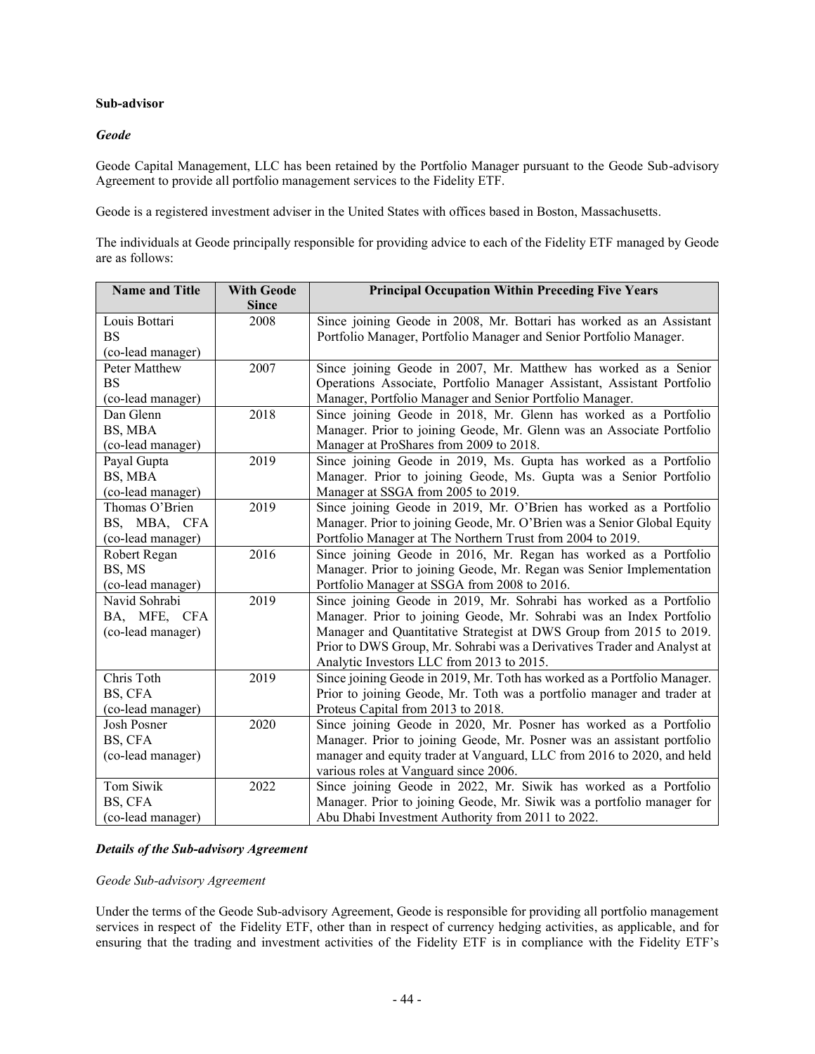**Sub-advisor**

***Geode***

Geode Capital Management, LLC has been retained by the Portfolio Manager pursuant to the Geode Sub-advisory Agreement to provide all portfolio management services to the Fidelity ETF.

Geode is a registered investment adviser in the United States with offices based in Boston, Massachusetts.

The individuals at Geode principally responsible for providing advice to each of the Fidelity ETF managed by Geode are as follows:

| Name and Title | With Geode Since | Principal Occupation Within Preceding Five Years |
|---|---|---|
| Louis Bottari<br>BS<br>(co-lead manager) | 2008 | Since joining Geode in 2008, Mr. Bottari has worked as an Assistant Portfolio Manager, Portfolio Manager and Senior Portfolio Manager. |
| Peter Matthew<br>BS<br>(co-lead manager) | 2007 | Since joining Geode in 2007, Mr. Matthew has worked as a Senior Operations Associate, Portfolio Manager Assistant, Assistant Portfolio Manager, Portfolio Manager and Senior Portfolio Manager. |
| Dan Glenn<br>BS, MBA<br>(co-lead manager) | 2018 | Since joining Geode in 2018, Mr. Glenn has worked as a Portfolio Manager. Prior to joining Geode, Mr. Glenn was an Associate Portfolio Manager at ProShares from 2009 to 2018. |
| Payal Gupta<br>BS, MBA<br>(co-lead manager) | 2019 | Since joining Geode in 2019, Ms. Gupta has worked as a Portfolio Manager. Prior to joining Geode, Ms. Gupta was a Senior Portfolio Manager at SSGA from 2005 to 2019. |
| Thomas O'Brien<br>BS, MBA, CFA<br>(co-lead manager) | 2019 | Since joining Geode in 2019, Mr. O'Brien has worked as a Portfolio Manager. Prior to joining Geode, Mr. O'Brien was a Senior Global Equity Portfolio Manager at The Northern Trust from 2004 to 2019. |
| Robert Regan<br>BS, MS<br>(co-lead manager) | 2016 | Since joining Geode in 2016, Mr. Regan has worked as a Portfolio Manager. Prior to joining Geode, Mr. Regan was Senior Implementation Portfolio Manager at SSGA from 2008 to 2016. |
| Navid Sohrabi<br>BA, MFE, CFA<br>(co-lead manager) | 2019 | Since joining Geode in 2019, Mr. Sohrabi has worked as a Portfolio Manager. Prior to joining Geode, Mr. Sohrabi was an Index Portfolio Manager and Quantitative Strategist at DWS Group from 2015 to 2019. Prior to DWS Group, Mr. Sohrabi was a Derivatives Trader and Analyst at Analytic Investors LLC from 2013 to 2015. |
| Chris Toth<br>BS, CFA<br>(co-lead manager) | 2019 | Since joining Geode in 2019, Mr. Toth has worked as a Portfolio Manager. Prior to joining Geode, Mr. Toth was a portfolio manager and trader at Proteus Capital from 2013 to 2018. |
| Josh Posner<br>BS, CFA<br>(co-lead manager) | 2020 | Since joining Geode in 2020, Mr. Posner has worked as a Portfolio Manager. Prior to joining Geode, Mr. Posner was an assistant portfolio manager and equity trader at Vanguard, LLC from 2016 to 2020, and held various roles at Vanguard since 2006. |
| Tom Siwik<br>BS, CFA<br>(co-lead manager) | 2022 | Since joining Geode in 2022, Mr. Siwik has worked as a Portfolio Manager. Prior to joining Geode, Mr. Siwik was a portfolio manager for Abu Dhabi Investment Authority from 2011 to 2022. |

***Details of the Sub-advisory Agreement***

*Geode Sub-advisory Agreement*

Under the terms of the Geode Sub-advisory Agreement, Geode is responsible for providing all portfolio management services in respect of the Fidelity ETF, other than in respect of currency hedging activities, as applicable, and for ensuring that the trading and investment activities of the Fidelity ETF is in compliance with the Fidelity ETF's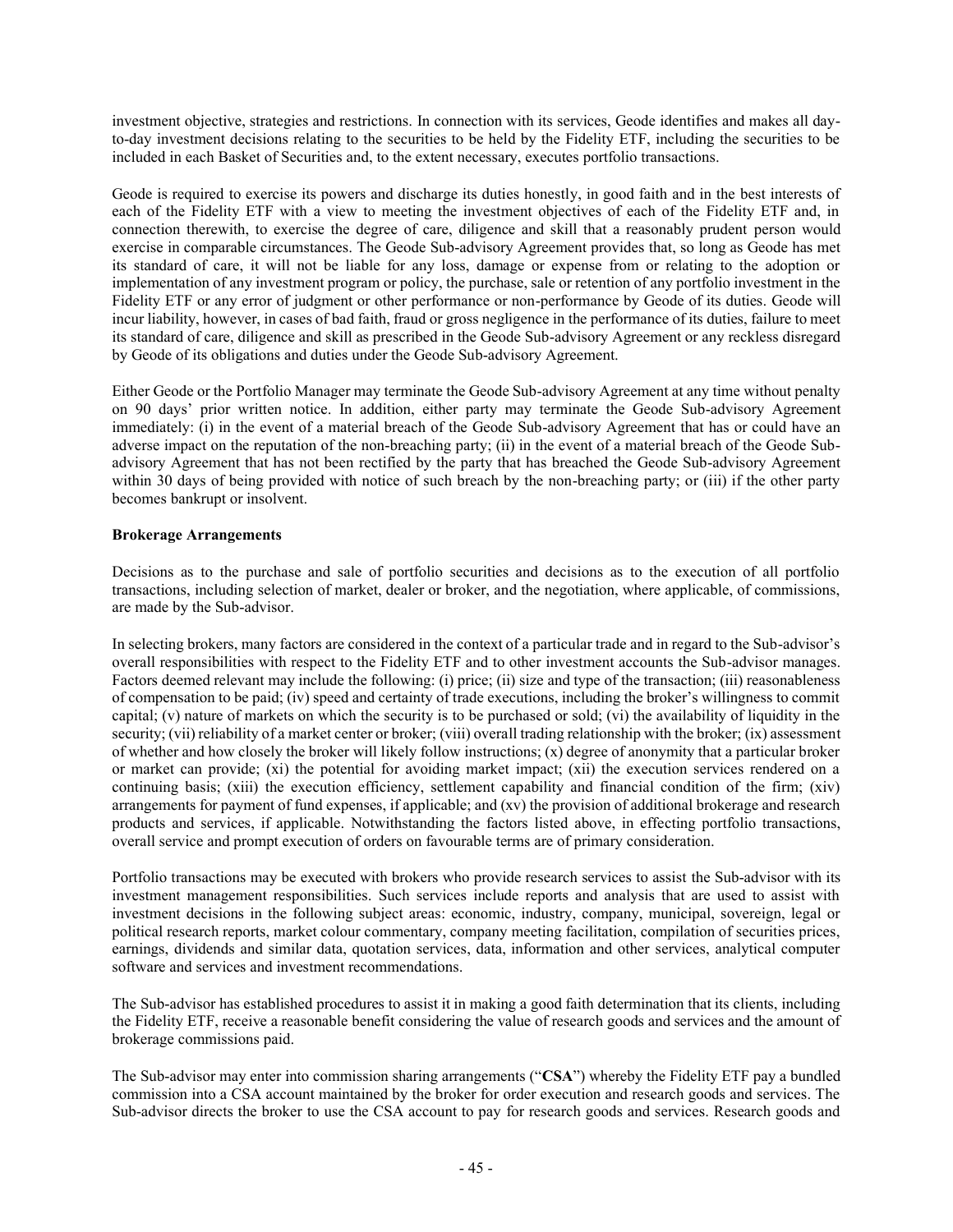investment objective, strategies and restrictions. In connection with its services, Geode identifies and makes all day-to-day investment decisions relating to the securities to be held by the Fidelity ETF, including the securities to be included in each Basket of Securities and, to the extent necessary, executes portfolio transactions.

Geode is required to exercise its powers and discharge its duties honestly, in good faith and in the best interests of each of the Fidelity ETF with a view to meeting the investment objectives of each of the Fidelity ETF and, in connection therewith, to exercise the degree of care, diligence and skill that a reasonably prudent person would exercise in comparable circumstances. The Geode Sub-advisory Agreement provides that, so long as Geode has met its standard of care, it will not be liable for any loss, damage or expense from or relating to the adoption or implementation of any investment program or policy, the purchase, sale or retention of any portfolio investment in the Fidelity ETF or any error of judgment or other performance or non-performance by Geode of its duties. Geode will incur liability, however, in cases of bad faith, fraud or gross negligence in the performance of its duties, failure to meet its standard of care, diligence and skill as prescribed in the Geode Sub-advisory Agreement or any reckless disregard by Geode of its obligations and duties under the Geode Sub-advisory Agreement.

Either Geode or the Portfolio Manager may terminate the Geode Sub-advisory Agreement at any time without penalty on 90 days' prior written notice. In addition, either party may terminate the Geode Sub-advisory Agreement immediately: (i) in the event of a material breach of the Geode Sub-advisory Agreement that has or could have an adverse impact on the reputation of the non-breaching party; (ii) in the event of a material breach of the Geode Sub-advisory Agreement that has not been rectified by the party that has breached the Geode Sub-advisory Agreement within 30 days of being provided with notice of such breach by the non-breaching party; or (iii) if the other party becomes bankrupt or insolvent.

**Brokerage Arrangements**

Decisions as to the purchase and sale of portfolio securities and decisions as to the execution of all portfolio transactions, including selection of market, dealer or broker, and the negotiation, where applicable, of commissions, are made by the Sub-advisor.

In selecting brokers, many factors are considered in the context of a particular trade and in regard to the Sub-advisor's overall responsibilities with respect to the Fidelity ETF and to other investment accounts the Sub-advisor manages. Factors deemed relevant may include the following: (i) price; (ii) size and type of the transaction; (iii) reasonableness of compensation to be paid; (iv) speed and certainty of trade executions, including the broker's willingness to commit capital; (v) nature of markets on which the security is to be purchased or sold; (vi) the availability of liquidity in the security; (vii) reliability of a market center or broker; (viii) overall trading relationship with the broker; (ix) assessment of whether and how closely the broker will likely follow instructions; (x) degree of anonymity that a particular broker or market can provide; (xi) the potential for avoiding market impact; (xii) the execution services rendered on a continuing basis; (xiii) the execution efficiency, settlement capability and financial condition of the firm; (xiv) arrangements for payment of fund expenses, if applicable; and (xv) the provision of additional brokerage and research products and services, if applicable. Notwithstanding the factors listed above, in effecting portfolio transactions, overall service and prompt execution of orders on favourable terms are of primary consideration.

Portfolio transactions may be executed with brokers who provide research services to assist the Sub-advisor with its investment management responsibilities. Such services include reports and analysis that are used to assist with investment decisions in the following subject areas: economic, industry, company, municipal, sovereign, legal or political research reports, market colour commentary, company meeting facilitation, compilation of securities prices, earnings, dividends and similar data, quotation services, data, information and other services, analytical computer software and services and investment recommendations.

The Sub-advisor has established procedures to assist it in making a good faith determination that its clients, including the Fidelity ETF, receive a reasonable benefit considering the value of research goods and services and the amount of brokerage commissions paid.

The Sub-advisor may enter into commission sharing arrangements ("**CSA**") whereby the Fidelity ETF pay a bundled commission into a CSA account maintained by the broker for order execution and research goods and services. The Sub-advisor directs the broker to use the CSA account to pay for research goods and services. Research goods and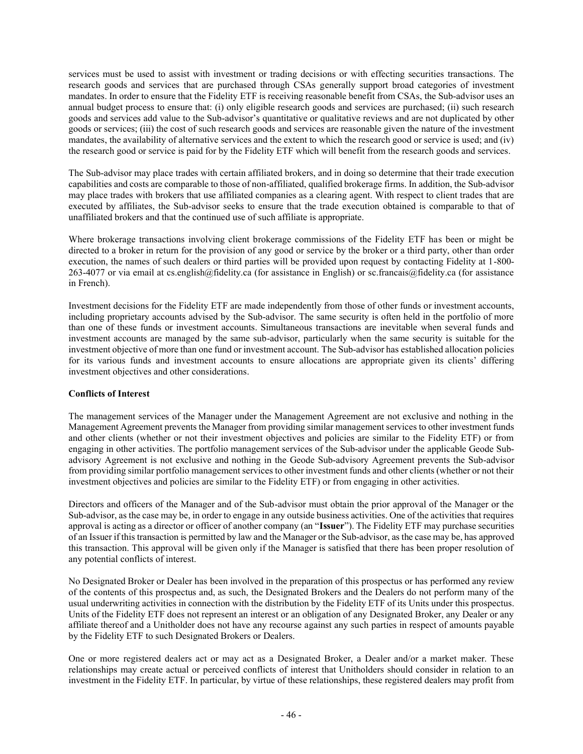services must be used to assist with investment or trading decisions or with effecting securities transactions. The research goods and services that are purchased through CSAs generally support broad categories of investment mandates. In order to ensure that the Fidelity ETF is receiving reasonable benefit from CSAs, the Sub-advisor uses an annual budget process to ensure that: (i) only eligible research goods and services are purchased; (ii) such research goods and services add value to the Sub-advisor's quantitative or qualitative reviews and are not duplicated by other goods or services; (iii) the cost of such research goods and services are reasonable given the nature of the investment mandates, the availability of alternative services and the extent to which the research good or service is used; and (iv) the research good or service is paid for by the Fidelity ETF which will benefit from the research goods and services.

The Sub-advisor may place trades with certain affiliated brokers, and in doing so determine that their trade execution capabilities and costs are comparable to those of non-affiliated, qualified brokerage firms. In addition, the Sub-advisor may place trades with brokers that use affiliated companies as a clearing agent. With respect to client trades that are executed by affiliates, the Sub-advisor seeks to ensure that the trade execution obtained is comparable to that of unaffiliated brokers and that the continued use of such affiliate is appropriate.

Where brokerage transactions involving client brokerage commissions of the Fidelity ETF has been or might be directed to a broker in return for the provision of any good or service by the broker or a third party, other than order execution, the names of such dealers or third parties will be provided upon request by contacting Fidelity at 1-800-263-4077 or via email at cs.english@fidelity.ca (for assistance in English) or sc.francais@fidelity.ca (for assistance in French).

Investment decisions for the Fidelity ETF are made independently from those of other funds or investment accounts, including proprietary accounts advised by the Sub-advisor. The same security is often held in the portfolio of more than one of these funds or investment accounts. Simultaneous transactions are inevitable when several funds and investment accounts are managed by the same sub-advisor, particularly when the same security is suitable for the investment objective of more than one fund or investment account. The Sub-advisor has established allocation policies for its various funds and investment accounts to ensure allocations are appropriate given its clients' differing investment objectives and other considerations.

**Conflicts of Interest**

The management services of the Manager under the Management Agreement are not exclusive and nothing in the Management Agreement prevents the Manager from providing similar management services to other investment funds and other clients (whether or not their investment objectives and policies are similar to the Fidelity ETF) or from engaging in other activities. The portfolio management services of the Sub-advisor under the applicable Geode Sub-advisory Agreement is not exclusive and nothing in the Geode Sub-advisory Agreement prevents the Sub-advisor from providing similar portfolio management services to other investment funds and other clients (whether or not their investment objectives and policies are similar to the Fidelity ETF) or from engaging in other activities.

Directors and officers of the Manager and of the Sub-advisor must obtain the prior approval of the Manager or the Sub-advisor, as the case may be, in order to engage in any outside business activities. One of the activities that requires approval is acting as a director or officer of another company (an "**Issuer**"). The Fidelity ETF may purchase securities of an Issuer if this transaction is permitted by law and the Manager or the Sub-advisor, as the case may be, has approved this transaction. This approval will be given only if the Manager is satisfied that there has been proper resolution of any potential conflicts of interest.

No Designated Broker or Dealer has been involved in the preparation of this prospectus or has performed any review of the contents of this prospectus and, as such, the Designated Brokers and the Dealers do not perform many of the usual underwriting activities in connection with the distribution by the Fidelity ETF of its Units under this prospectus. Units of the Fidelity ETF does not represent an interest or an obligation of any Designated Broker, any Dealer or any affiliate thereof and a Unitholder does not have any recourse against any such parties in respect of amounts payable by the Fidelity ETF to such Designated Brokers or Dealers.

One or more registered dealers act or may act as a Designated Broker, a Dealer and/or a market maker. These relationships may create actual or perceived conflicts of interest that Unitholders should consider in relation to an investment in the Fidelity ETF. In particular, by virtue of these relationships, these registered dealers may profit from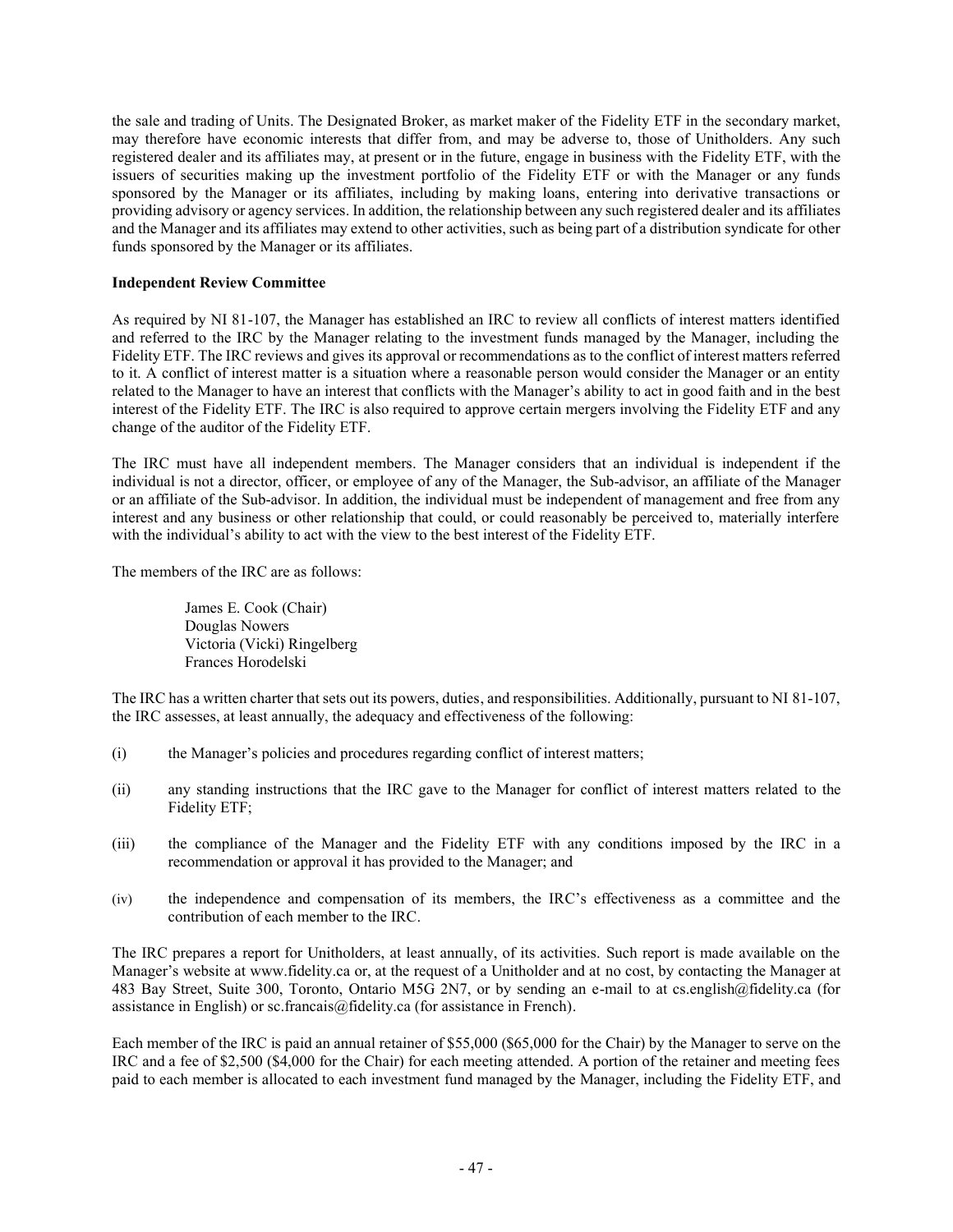the sale and trading of Units. The Designated Broker, as market maker of the Fidelity ETF in the secondary market, may therefore have economic interests that differ from, and may be adverse to, those of Unitholders. Any such registered dealer and its affiliates may, at present or in the future, engage in business with the Fidelity ETF, with the issuers of securities making up the investment portfolio of the Fidelity ETF or with the Manager or any funds sponsored by the Manager or its affiliates, including by making loans, entering into derivative transactions or providing advisory or agency services. In addition, the relationship between any such registered dealer and its affiliates and the Manager and its affiliates may extend to other activities, such as being part of a distribution syndicate for other funds sponsored by the Manager or its affiliates.

**Independent Review Committee**

As required by NI 81-107, the Manager has established an IRC to review all conflicts of interest matters identified and referred to the IRC by the Manager relating to the investment funds managed by the Manager, including the Fidelity ETF. The IRC reviews and gives its approval or recommendations as to the conflict of interest matters referred to it. A conflict of interest matter is a situation where a reasonable person would consider the Manager or an entity related to the Manager to have an interest that conflicts with the Manager's ability to act in good faith and in the best interest of the Fidelity ETF. The IRC is also required to approve certain mergers involving the Fidelity ETF and any change of the auditor of the Fidelity ETF.

The IRC must have all independent members. The Manager considers that an individual is independent if the individual is not a director, officer, or employee of any of the Manager, the Sub-advisor, an affiliate of the Manager or an affiliate of the Sub-advisor. In addition, the individual must be independent of management and free from any interest and any business or other relationship that could, or could reasonably be perceived to, materially interfere with the individual's ability to act with the view to the best interest of the Fidelity ETF.

The members of the IRC are as follows:

James E. Cook (Chair)
Douglas Nowers
Victoria (Vicki) Ringelberg
Frances Horodelski

The IRC has a written charter that sets out its powers, duties, and responsibilities. Additionally, pursuant to NI 81-107, the IRC assesses, at least annually, the adequacy and effectiveness of the following:

(i) the Manager's policies and procedures regarding conflict of interest matters;

(ii) any standing instructions that the IRC gave to the Manager for conflict of interest matters related to the Fidelity ETF;

(iii) the compliance of the Manager and the Fidelity ETF with any conditions imposed by the IRC in a recommendation or approval it has provided to the Manager; and

(iv) the independence and compensation of its members, the IRC's effectiveness as a committee and the contribution of each member to the IRC.

The IRC prepares a report for Unitholders, at least annually, of its activities. Such report is made available on the Manager's website at www.fidelity.ca or, at the request of a Unitholder and at no cost, by contacting the Manager at 483 Bay Street, Suite 300, Toronto, Ontario M5G 2N7, or by sending an e-mail to at cs.english@fidelity.ca (for assistance in English) or sc.francais@fidelity.ca (for assistance in French).

Each member of the IRC is paid an annual retainer of $55,000 ($65,000 for the Chair) by the Manager to serve on the IRC and a fee of $2,500 ($4,000 for the Chair) for each meeting attended. A portion of the retainer and meeting fees paid to each member is allocated to each investment fund managed by the Manager, including the Fidelity ETF, and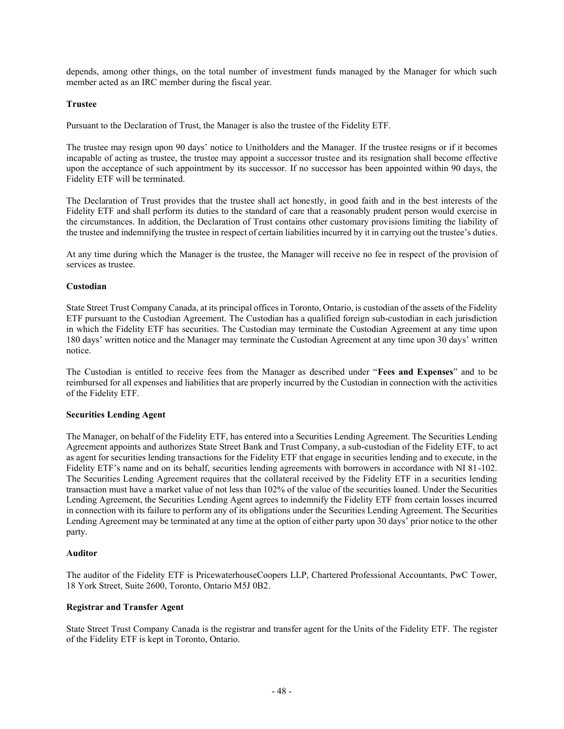depends, among other things, on the total number of investment funds managed by the Manager for which such member acted as an IRC member during the fiscal year.

### Trustee

Pursuant to the Declaration of Trust, the Manager is also the trustee of the Fidelity ETF.

The trustee may resign upon 90 days' notice to Unitholders and the Manager. If the trustee resigns or if it becomes incapable of acting as trustee, the trustee may appoint a successor trustee and its resignation shall become effective upon the acceptance of such appointment by its successor. If no successor has been appointed within 90 days, the Fidelity ETF will be terminated.

The Declaration of Trust provides that the trustee shall act honestly, in good faith and in the best interests of the Fidelity ETF and shall perform its duties to the standard of care that a reasonably prudent person would exercise in the circumstances. In addition, the Declaration of Trust contains other customary provisions limiting the liability of the trustee and indemnifying the trustee in respect of certain liabilities incurred by it in carrying out the trustee's duties.

At any time during which the Manager is the trustee, the Manager will receive no fee in respect of the provision of services as trustee.

### Custodian

State Street Trust Company Canada, at its principal offices in Toronto, Ontario, is custodian of the assets of the Fidelity ETF pursuant to the Custodian Agreement. The Custodian has a qualified foreign sub-custodian in each jurisdiction in which the Fidelity ETF has securities. The Custodian may terminate the Custodian Agreement at any time upon 180 days' written notice and the Manager may terminate the Custodian Agreement at any time upon 30 days' written notice.

The Custodian is entitled to receive fees from the Manager as described under "**Fees and Expenses**" and to be reimbursed for all expenses and liabilities that are properly incurred by the Custodian in connection with the activities of the Fidelity ETF.

### Securities Lending Agent

The Manager, on behalf of the Fidelity ETF, has entered into a Securities Lending Agreement. The Securities Lending Agreement appoints and authorizes State Street Bank and Trust Company, a sub-custodian of the Fidelity ETF, to act as agent for securities lending transactions for the Fidelity ETF that engage in securities lending and to execute, in the Fidelity ETF's name and on its behalf, securities lending agreements with borrowers in accordance with NI 81-102. The Securities Lending Agreement requires that the collateral received by the Fidelity ETF in a securities lending transaction must have a market value of not less than 102% of the value of the securities loaned. Under the Securities Lending Agreement, the Securities Lending Agent agrees to indemnify the Fidelity ETF from certain losses incurred in connection with its failure to perform any of its obligations under the Securities Lending Agreement. The Securities Lending Agreement may be terminated at any time at the option of either party upon 30 days' prior notice to the other party.

### Auditor

The auditor of the Fidelity ETF is PricewaterhouseCoopers LLP, Chartered Professional Accountants, PwC Tower, 18 York Street, Suite 2600, Toronto, Ontario M5J 0B2.

### Registrar and Transfer Agent

State Street Trust Company Canada is the registrar and transfer agent for the Units of the Fidelity ETF. The register of the Fidelity ETF is kept in Toronto, Ontario.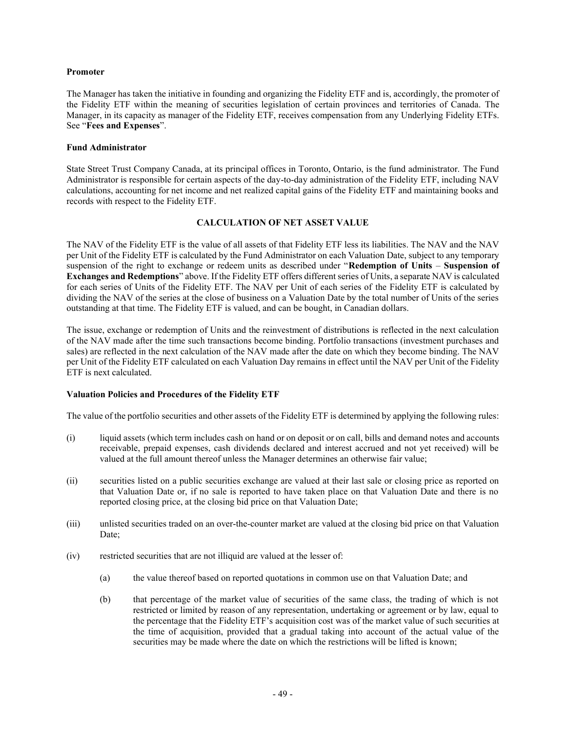**Promoter**

The Manager has taken the initiative in founding and organizing the Fidelity ETF and is, accordingly, the promoter of the Fidelity ETF within the meaning of securities legislation of certain provinces and territories of Canada. The Manager, in its capacity as manager of the Fidelity ETF, receives compensation from any Underlying Fidelity ETFs. See "**Fees and Expenses**".

**Fund Administrator**

State Street Trust Company Canada, at its principal offices in Toronto, Ontario, is the fund administrator. The Fund Administrator is responsible for certain aspects of the day-to-day administration of the Fidelity ETF, including NAV calculations, accounting for net income and net realized capital gains of the Fidelity ETF and maintaining books and records with respect to the Fidelity ETF.

## CALCULATION OF NET ASSET VALUE

The NAV of the Fidelity ETF is the value of all assets of that Fidelity ETF less its liabilities. The NAV and the NAV per Unit of the Fidelity ETF is calculated by the Fund Administrator on each Valuation Date, subject to any temporary suspension of the right to exchange or redeem units as described under "**Redemption of Units** – **Suspension of Exchanges and Redemptions**" above. If the Fidelity ETF offers different series of Units, a separate NAV is calculated for each series of Units of the Fidelity ETF. The NAV per Unit of each series of the Fidelity ETF is calculated by dividing the NAV of the series at the close of business on a Valuation Date by the total number of Units of the series outstanding at that time. The Fidelity ETF is valued, and can be bought, in Canadian dollars.

The issue, exchange or redemption of Units and the reinvestment of distributions is reflected in the next calculation of the NAV made after the time such transactions become binding. Portfolio transactions (investment purchases and sales) are reflected in the next calculation of the NAV made after the date on which they become binding. The NAV per Unit of the Fidelity ETF calculated on each Valuation Day remains in effect until the NAV per Unit of the Fidelity ETF is next calculated.

**Valuation Policies and Procedures of the Fidelity ETF**

The value of the portfolio securities and other assets of the Fidelity ETF is determined by applying the following rules:

(i) liquid assets (which term includes cash on hand or on deposit or on call, bills and demand notes and accounts receivable, prepaid expenses, cash dividends declared and interest accrued and not yet received) will be valued at the full amount thereof unless the Manager determines an otherwise fair value;

(ii) securities listed on a public securities exchange are valued at their last sale or closing price as reported on that Valuation Date or, if no sale is reported to have taken place on that Valuation Date and there is no reported closing price, at the closing bid price on that Valuation Date;

(iii) unlisted securities traded on an over-the-counter market are valued at the closing bid price on that Valuation Date;

(iv) restricted securities that are not illiquid are valued at the lesser of:

   (a) the value thereof based on reported quotations in common use on that Valuation Date; and

   (b) that percentage of the market value of securities of the same class, the trading of which is not restricted or limited by reason of any representation, undertaking or agreement or by law, equal to the percentage that the Fidelity ETF's acquisition cost was of the market value of such securities at the time of acquisition, provided that a gradual taking into account of the actual value of the securities may be made where the date on which the restrictions will be lifted is known;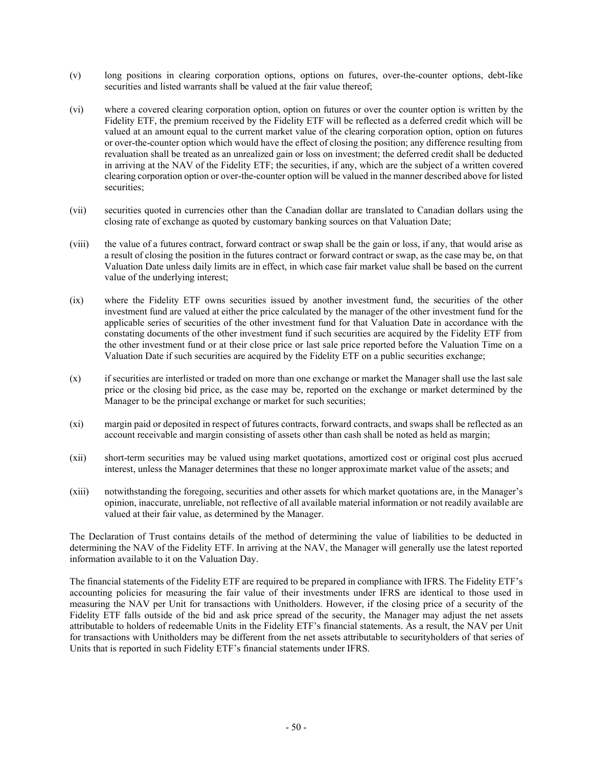(v) long positions in clearing corporation options, options on futures, over-the-counter options, debt-like securities and listed warrants shall be valued at the fair value thereof;

(vi) where a covered clearing corporation option, option on futures or over the counter option is written by the Fidelity ETF, the premium received by the Fidelity ETF will be reflected as a deferred credit which will be valued at an amount equal to the current market value of the clearing corporation option, option on futures or over-the-counter option which would have the effect of closing the position; any difference resulting from revaluation shall be treated as an unrealized gain or loss on investment; the deferred credit shall be deducted in arriving at the NAV of the Fidelity ETF; the securities, if any, which are the subject of a written covered clearing corporation option or over-the-counter option will be valued in the manner described above for listed securities;

(vii) securities quoted in currencies other than the Canadian dollar are translated to Canadian dollars using the closing rate of exchange as quoted by customary banking sources on that Valuation Date;

(viii) the value of a futures contract, forward contract or swap shall be the gain or loss, if any, that would arise as a result of closing the position in the futures contract or forward contract or swap, as the case may be, on that Valuation Date unless daily limits are in effect, in which case fair market value shall be based on the current value of the underlying interest;

(ix) where the Fidelity ETF owns securities issued by another investment fund, the securities of the other investment fund are valued at either the price calculated by the manager of the other investment fund for the applicable series of securities of the other investment fund for that Valuation Date in accordance with the constating documents of the other investment fund if such securities are acquired by the Fidelity ETF from the other investment fund or at their close price or last sale price reported before the Valuation Time on a Valuation Date if such securities are acquired by the Fidelity ETF on a public securities exchange;

(x) if securities are interlisted or traded on more than one exchange or market the Manager shall use the last sale price or the closing bid price, as the case may be, reported on the exchange or market determined by the Manager to be the principal exchange or market for such securities;

(xi) margin paid or deposited in respect of futures contracts, forward contracts, and swaps shall be reflected as an account receivable and margin consisting of assets other than cash shall be noted as held as margin;

(xii) short-term securities may be valued using market quotations, amortized cost or original cost plus accrued interest, unless the Manager determines that these no longer approximate market value of the assets; and

(xiii) notwithstanding the foregoing, securities and other assets for which market quotations are, in the Manager's opinion, inaccurate, unreliable, not reflective of all available material information or not readily available are valued at their fair value, as determined by the Manager.

The Declaration of Trust contains details of the method of determining the value of liabilities to be deducted in determining the NAV of the Fidelity ETF. In arriving at the NAV, the Manager will generally use the latest reported information available to it on the Valuation Day.

The financial statements of the Fidelity ETF are required to be prepared in compliance with IFRS. The Fidelity ETF's accounting policies for measuring the fair value of their investments under IFRS are identical to those used in measuring the NAV per Unit for transactions with Unitholders. However, if the closing price of a security of the Fidelity ETF falls outside of the bid and ask price spread of the security, the Manager may adjust the net assets attributable to holders of redeemable Units in the Fidelity ETF's financial statements. As a result, the NAV per Unit for transactions with Unitholders may be different from the net assets attributable to securityholders of that series of Units that is reported in such Fidelity ETF's financial statements under IFRS.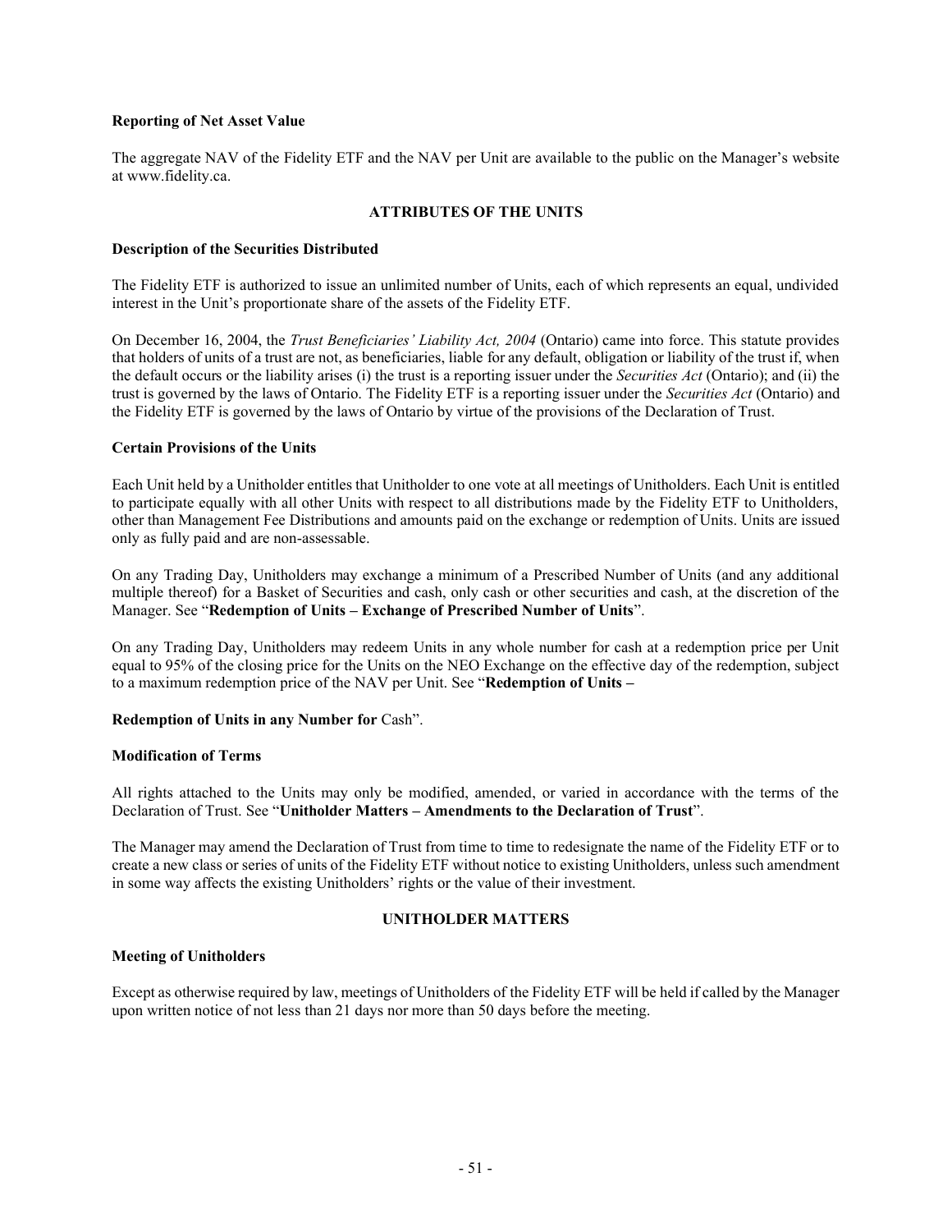**Reporting of Net Asset Value**

The aggregate NAV of the Fidelity ETF and the NAV per Unit are available to the public on the Manager's website at www.fidelity.ca.

## ATTRIBUTES OF THE UNITS

**Description of the Securities Distributed**

The Fidelity ETF is authorized to issue an unlimited number of Units, each of which represents an equal, undivided interest in the Unit's proportionate share of the assets of the Fidelity ETF.

On December 16, 2004, the *Trust Beneficiaries' Liability Act, 2004* (Ontario) came into force. This statute provides that holders of units of a trust are not, as beneficiaries, liable for any default, obligation or liability of the trust if, when the default occurs or the liability arises (i) the trust is a reporting issuer under the *Securities Act* (Ontario); and (ii) the trust is governed by the laws of Ontario. The Fidelity ETF is a reporting issuer under the *Securities Act* (Ontario) and the Fidelity ETF is governed by the laws of Ontario by virtue of the provisions of the Declaration of Trust.

**Certain Provisions of the Units**

Each Unit held by a Unitholder entitles that Unitholder to one vote at all meetings of Unitholders. Each Unit is entitled to participate equally with all other Units with respect to all distributions made by the Fidelity ETF to Unitholders, other than Management Fee Distributions and amounts paid on the exchange or redemption of Units. Units are issued only as fully paid and are non-assessable.

On any Trading Day, Unitholders may exchange a minimum of a Prescribed Number of Units (and any additional multiple thereof) for a Basket of Securities and cash, only cash or other securities and cash, at the discretion of the Manager. See "**Redemption of Units – Exchange of Prescribed Number of Units**".

On any Trading Day, Unitholders may redeem Units in any whole number for cash at a redemption price per Unit equal to 95% of the closing price for the Units on the NEO Exchange on the effective day of the redemption, subject to a maximum redemption price of the NAV per Unit. See "**Redemption of Units –**

**Redemption of Units in any Number for** Cash".

**Modification of Terms**

All rights attached to the Units may only be modified, amended, or varied in accordance with the terms of the Declaration of Trust. See "**Unitholder Matters – Amendments to the Declaration of Trust**".

The Manager may amend the Declaration of Trust from time to time to redesignate the name of the Fidelity ETF or to create a new class or series of units of the Fidelity ETF without notice to existing Unitholders, unless such amendment in some way affects the existing Unitholders' rights or the value of their investment.

## UNITHOLDER MATTERS

**Meeting of Unitholders**

Except as otherwise required by law, meetings of Unitholders of the Fidelity ETF will be held if called by the Manager upon written notice of not less than 21 days nor more than 50 days before the meeting.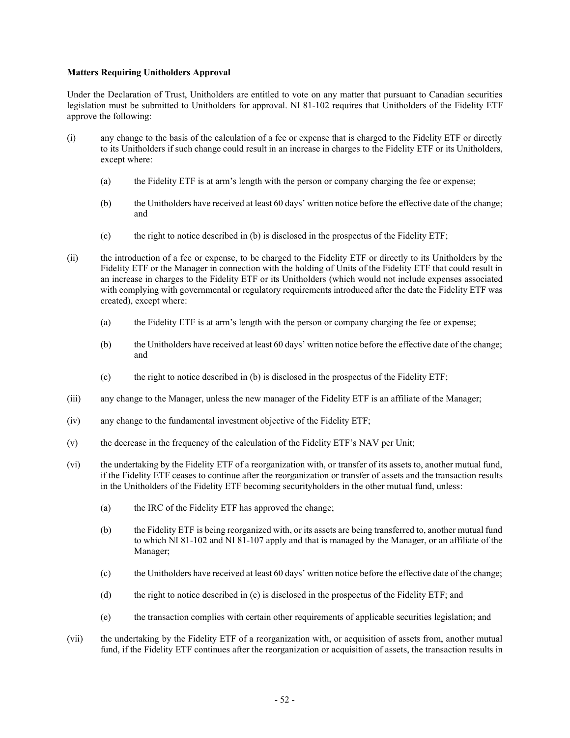**Matters Requiring Unitholders Approval**

Under the Declaration of Trust, Unitholders are entitled to vote on any matter that pursuant to Canadian securities legislation must be submitted to Unitholders for approval. NI 81-102 requires that Unitholders of the Fidelity ETF approve the following:

(i) any change to the basis of the calculation of a fee or expense that is charged to the Fidelity ETF or directly to its Unitholders if such change could result in an increase in charges to the Fidelity ETF or its Unitholders, except where:

  (a) the Fidelity ETF is at arm's length with the person or company charging the fee or expense;

  (b) the Unitholders have received at least 60 days' written notice before the effective date of the change; and

  (c) the right to notice described in (b) is disclosed in the prospectus of the Fidelity ETF;

(ii) the introduction of a fee or expense, to be charged to the Fidelity ETF or directly to its Unitholders by the Fidelity ETF or the Manager in connection with the holding of Units of the Fidelity ETF that could result in an increase in charges to the Fidelity ETF or its Unitholders (which would not include expenses associated with complying with governmental or regulatory requirements introduced after the date the Fidelity ETF was created), except where:

  (a) the Fidelity ETF is at arm's length with the person or company charging the fee or expense;

  (b) the Unitholders have received at least 60 days' written notice before the effective date of the change; and

  (c) the right to notice described in (b) is disclosed in the prospectus of the Fidelity ETF;

(iii) any change to the Manager, unless the new manager of the Fidelity ETF is an affiliate of the Manager;

(iv) any change to the fundamental investment objective of the Fidelity ETF;

(v) the decrease in the frequency of the calculation of the Fidelity ETF's NAV per Unit;

(vi) the undertaking by the Fidelity ETF of a reorganization with, or transfer of its assets to, another mutual fund, if the Fidelity ETF ceases to continue after the reorganization or transfer of assets and the transaction results in the Unitholders of the Fidelity ETF becoming securityholders in the other mutual fund, unless:

  (a) the IRC of the Fidelity ETF has approved the change;

  (b) the Fidelity ETF is being reorganized with, or its assets are being transferred to, another mutual fund to which NI 81-102 and NI 81-107 apply and that is managed by the Manager, or an affiliate of the Manager;

  (c) the Unitholders have received at least 60 days' written notice before the effective date of the change;

  (d) the right to notice described in (c) is disclosed in the prospectus of the Fidelity ETF; and

  (e) the transaction complies with certain other requirements of applicable securities legislation; and

(vii) the undertaking by the Fidelity ETF of a reorganization with, or acquisition of assets from, another mutual fund, if the Fidelity ETF continues after the reorganization or acquisition of assets, the transaction results in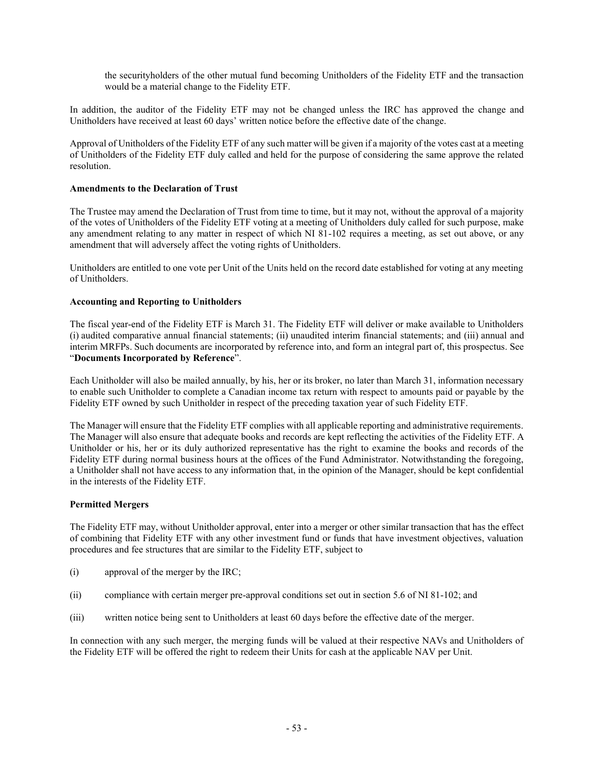the securityholders of the other mutual fund becoming Unitholders of the Fidelity ETF and the transaction would be a material change to the Fidelity ETF.

In addition, the auditor of the Fidelity ETF may not be changed unless the IRC has approved the change and Unitholders have received at least 60 days' written notice before the effective date of the change.

Approval of Unitholders of the Fidelity ETF of any such matter will be given if a majority of the votes cast at a meeting of Unitholders of the Fidelity ETF duly called and held for the purpose of considering the same approve the related resolution.

**Amendments to the Declaration of Trust**

The Trustee may amend the Declaration of Trust from time to time, but it may not, without the approval of a majority of the votes of Unitholders of the Fidelity ETF voting at a meeting of Unitholders duly called for such purpose, make any amendment relating to any matter in respect of which NI 81-102 requires a meeting, as set out above, or any amendment that will adversely affect the voting rights of Unitholders.

Unitholders are entitled to one vote per Unit of the Units held on the record date established for voting at any meeting of Unitholders.

**Accounting and Reporting to Unitholders**

The fiscal year-end of the Fidelity ETF is March 31. The Fidelity ETF will deliver or make available to Unitholders (i) audited comparative annual financial statements; (ii) unaudited interim financial statements; and (iii) annual and interim MRFPs. Such documents are incorporated by reference into, and form an integral part of, this prospectus. See "**Documents Incorporated by Reference**".

Each Unitholder will also be mailed annually, by his, her or its broker, no later than March 31, information necessary to enable such Unitholder to complete a Canadian income tax return with respect to amounts paid or payable by the Fidelity ETF owned by such Unitholder in respect of the preceding taxation year of such Fidelity ETF.

The Manager will ensure that the Fidelity ETF complies with all applicable reporting and administrative requirements. The Manager will also ensure that adequate books and records are kept reflecting the activities of the Fidelity ETF. A Unitholder or his, her or its duly authorized representative has the right to examine the books and records of the Fidelity ETF during normal business hours at the offices of the Fund Administrator. Notwithstanding the foregoing, a Unitholder shall not have access to any information that, in the opinion of the Manager, should be kept confidential in the interests of the Fidelity ETF.

**Permitted Mergers**

The Fidelity ETF may, without Unitholder approval, enter into a merger or other similar transaction that has the effect of combining that Fidelity ETF with any other investment fund or funds that have investment objectives, valuation procedures and fee structures that are similar to the Fidelity ETF, subject to

(i) approval of the merger by the IRC;

(ii) compliance with certain merger pre-approval conditions set out in section 5.6 of NI 81-102; and

(iii) written notice being sent to Unitholders at least 60 days before the effective date of the merger.

In connection with any such merger, the merging funds will be valued at their respective NAVs and Unitholders of the Fidelity ETF will be offered the right to redeem their Units for cash at the applicable NAV per Unit.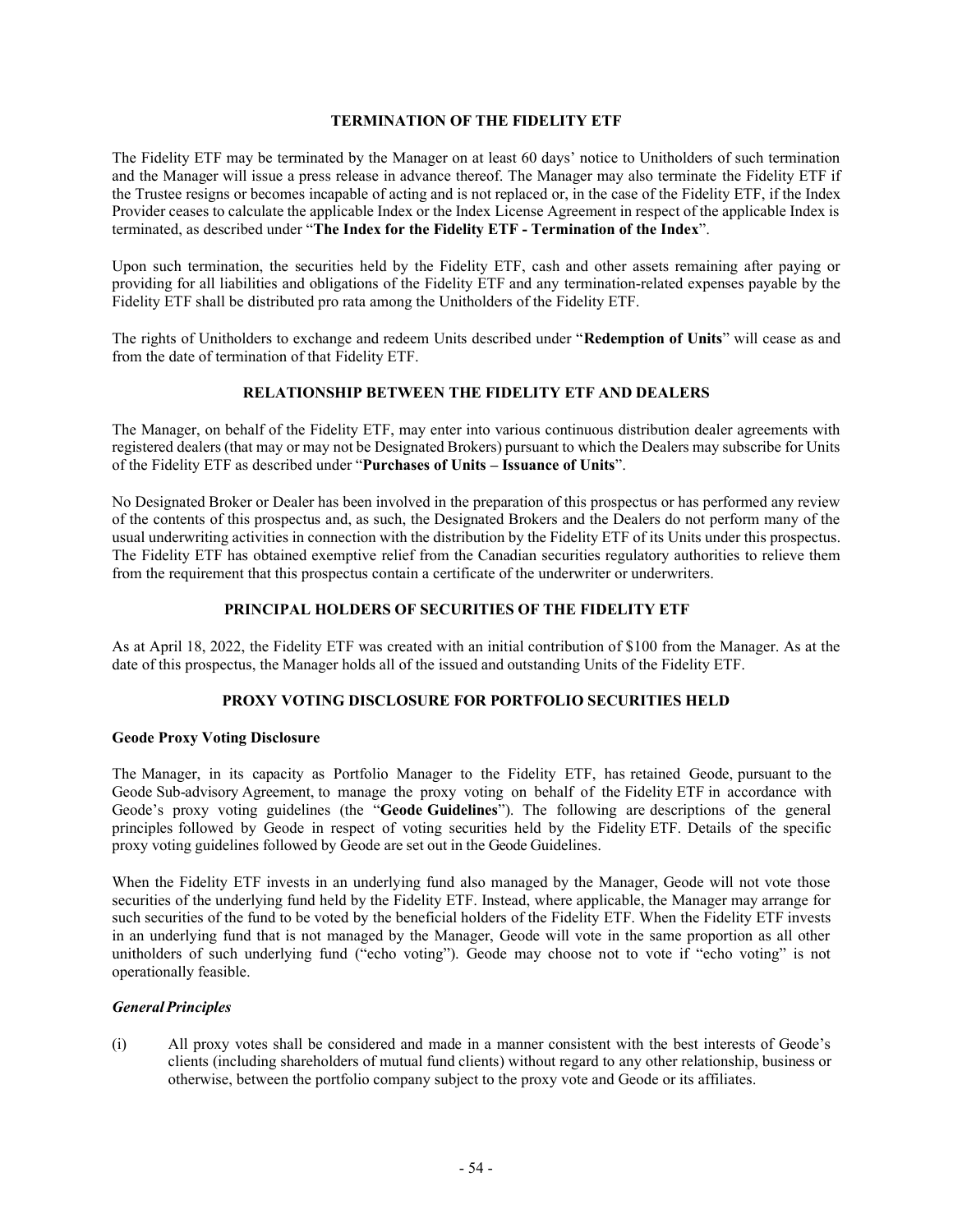## TERMINATION OF THE FIDELITY ETF

The Fidelity ETF may be terminated by the Manager on at least 60 days' notice to Unitholders of such termination and the Manager will issue a press release in advance thereof. The Manager may also terminate the Fidelity ETF if the Trustee resigns or becomes incapable of acting and is not replaced or, in the case of the Fidelity ETF, if the Index Provider ceases to calculate the applicable Index or the Index License Agreement in respect of the applicable Index is terminated, as described under "**The Index for the Fidelity ETF - Termination of the Index**".

Upon such termination, the securities held by the Fidelity ETF, cash and other assets remaining after paying or providing for all liabilities and obligations of the Fidelity ETF and any termination-related expenses payable by the Fidelity ETF shall be distributed pro rata among the Unitholders of the Fidelity ETF.

The rights of Unitholders to exchange and redeem Units described under "**Redemption of Units**" will cease as and from the date of termination of that Fidelity ETF.

## RELATIONSHIP BETWEEN THE FIDELITY ETF AND DEALERS

The Manager, on behalf of the Fidelity ETF, may enter into various continuous distribution dealer agreements with registered dealers (that may or may not be Designated Brokers) pursuant to which the Dealers may subscribe for Units of the Fidelity ETF as described under "**Purchases of Units – Issuance of Units**".

No Designated Broker or Dealer has been involved in the preparation of this prospectus or has performed any review of the contents of this prospectus and, as such, the Designated Brokers and the Dealers do not perform many of the usual underwriting activities in connection with the distribution by the Fidelity ETF of its Units under this prospectus. The Fidelity ETF has obtained exemptive relief from the Canadian securities regulatory authorities to relieve them from the requirement that this prospectus contain a certificate of the underwriter or underwriters.

## PRINCIPAL HOLDERS OF SECURITIES OF THE FIDELITY ETF

As at April 18, 2022, the Fidelity ETF was created with an initial contribution of $100 from the Manager. As at the date of this prospectus, the Manager holds all of the issued and outstanding Units of the Fidelity ETF.

## PROXY VOTING DISCLOSURE FOR PORTFOLIO SECURITIES HELD

### Geode Proxy Voting Disclosure

The Manager, in its capacity as Portfolio Manager to the Fidelity ETF, has retained Geode, pursuant to the Geode Sub-advisory Agreement, to manage the proxy voting on behalf of the Fidelity ETF in accordance with Geode's proxy voting guidelines (the "**Geode Guidelines**"). The following are descriptions of the general principles followed by Geode in respect of voting securities held by the Fidelity ETF. Details of the specific proxy voting guidelines followed by Geode are set out in the Geode Guidelines.

When the Fidelity ETF invests in an underlying fund also managed by the Manager, Geode will not vote those securities of the underlying fund held by the Fidelity ETF. Instead, where applicable, the Manager may arrange for such securities of the fund to be voted by the beneficial holders of the Fidelity ETF. When the Fidelity ETF invests in an underlying fund that is not managed by the Manager, Geode will vote in the same proportion as all other unitholders of such underlying fund ("echo voting"). Geode may choose not to vote if "echo voting" is not operationally feasible.

#### *General Principles*

(i) All proxy votes shall be considered and made in a manner consistent with the best interests of Geode's clients (including shareholders of mutual fund clients) without regard to any other relationship, business or otherwise, between the portfolio company subject to the proxy vote and Geode or its affiliates.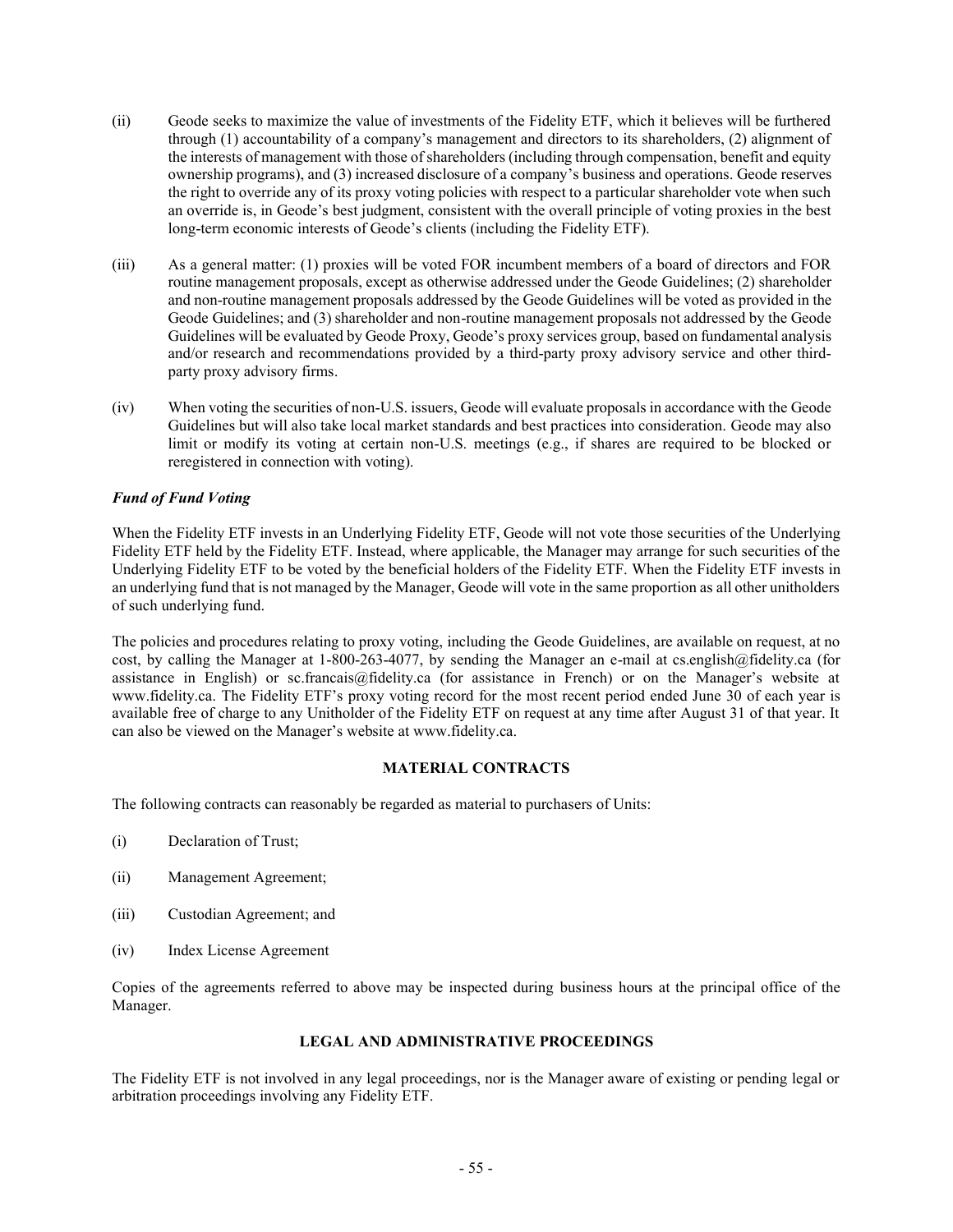(ii) Geode seeks to maximize the value of investments of the Fidelity ETF, which it believes will be furthered through (1) accountability of a company's management and directors to its shareholders, (2) alignment of the interests of management with those of shareholders (including through compensation, benefit and equity ownership programs), and (3) increased disclosure of a company's business and operations. Geode reserves the right to override any of its proxy voting policies with respect to a particular shareholder vote when such an override is, in Geode's best judgment, consistent with the overall principle of voting proxies in the best long-term economic interests of Geode's clients (including the Fidelity ETF).

(iii) As a general matter: (1) proxies will be voted FOR incumbent members of a board of directors and FOR routine management proposals, except as otherwise addressed under the Geode Guidelines; (2) shareholder and non-routine management proposals addressed by the Geode Guidelines will be voted as provided in the Geode Guidelines; and (3) shareholder and non-routine management proposals not addressed by the Geode Guidelines will be evaluated by Geode Proxy, Geode's proxy services group, based on fundamental analysis and/or research and recommendations provided by a third-party proxy advisory service and other third-party proxy advisory firms.

(iv) When voting the securities of non-U.S. issuers, Geode will evaluate proposals in accordance with the Geode Guidelines but will also take local market standards and best practices into consideration. Geode may also limit or modify its voting at certain non-U.S. meetings (e.g., if shares are required to be blocked or reregistered in connection with voting).

***Fund of Fund Voting***

When the Fidelity ETF invests in an Underlying Fidelity ETF, Geode will not vote those securities of the Underlying Fidelity ETF held by the Fidelity ETF. Instead, where applicable, the Manager may arrange for such securities of the Underlying Fidelity ETF to be voted by the beneficial holders of the Fidelity ETF. When the Fidelity ETF invests in an underlying fund that is not managed by the Manager, Geode will vote in the same proportion as all other unitholders of such underlying fund.

The policies and procedures relating to proxy voting, including the Geode Guidelines, are available on request, at no cost, by calling the Manager at 1-800-263-4077, by sending the Manager an e-mail at cs.english@fidelity.ca (for assistance in English) or sc.francais@fidelity.ca (for assistance in French) or on the Manager's website at www.fidelity.ca. The Fidelity ETF's proxy voting record for the most recent period ended June 30 of each year is available free of charge to any Unitholder of the Fidelity ETF on request at any time after August 31 of that year. It can also be viewed on the Manager's website at www.fidelity.ca.

## MATERIAL CONTRACTS

The following contracts can reasonably be regarded as material to purchasers of Units:

(i) Declaration of Trust;

(ii) Management Agreement;

(iii) Custodian Agreement; and

(iv) Index License Agreement

Copies of the agreements referred to above may be inspected during business hours at the principal office of the Manager.

## LEGAL AND ADMINISTRATIVE PROCEEDINGS

The Fidelity ETF is not involved in any legal proceedings, nor is the Manager aware of existing or pending legal or arbitration proceedings involving any Fidelity ETF.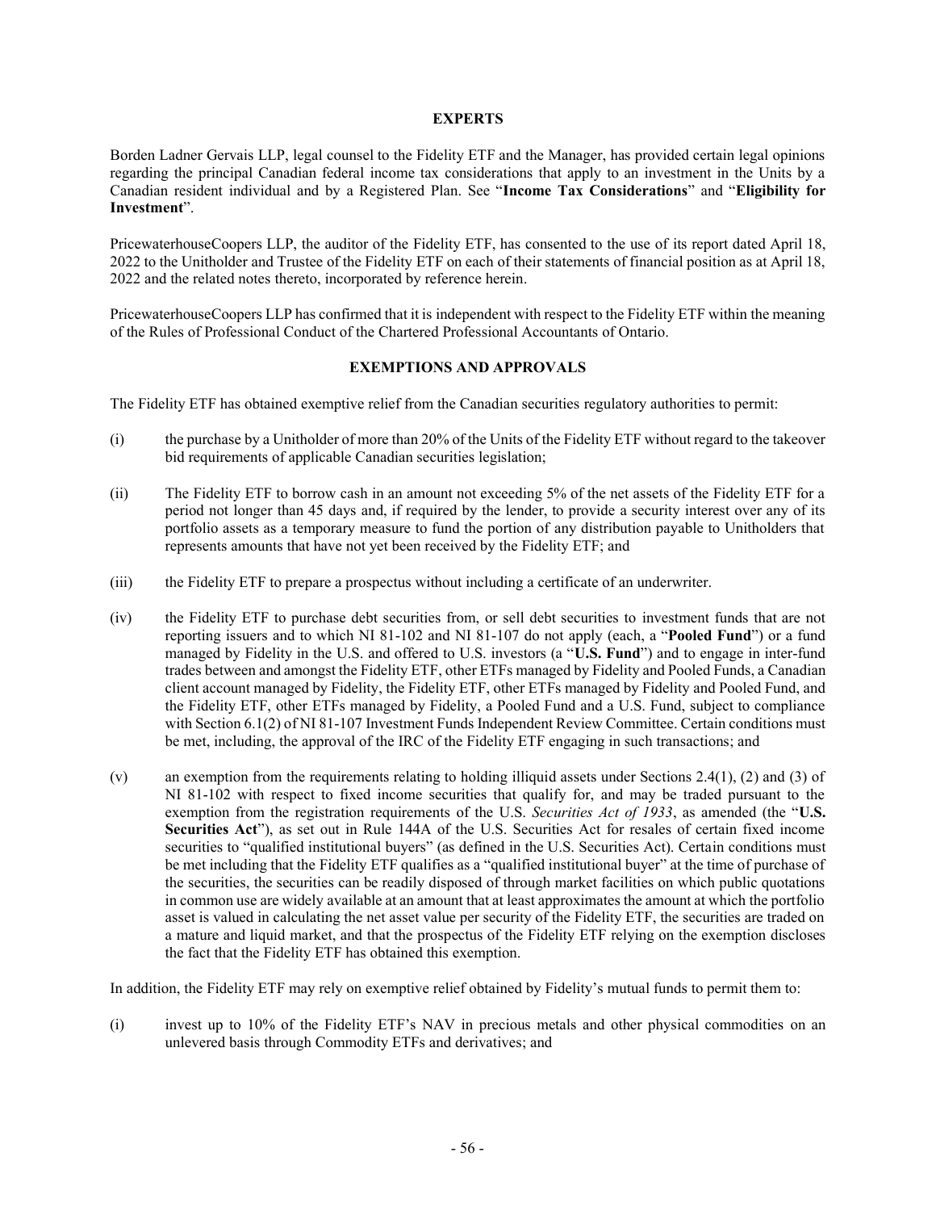## EXPERTS

Borden Ladner Gervais LLP, legal counsel to the Fidelity ETF and the Manager, has provided certain legal opinions regarding the principal Canadian federal income tax considerations that apply to an investment in the Units by a Canadian resident individual and by a Registered Plan. See "**Income Tax Considerations**" and "**Eligibility for Investment**".

PricewaterhouseCoopers LLP, the auditor of the Fidelity ETF, has consented to the use of its report dated April 18, 2022 to the Unitholder and Trustee of the Fidelity ETF on each of their statements of financial position as at April 18, 2022 and the related notes thereto, incorporated by reference herein.

PricewaterhouseCoopers LLP has confirmed that it is independent with respect to the Fidelity ETF within the meaning of the Rules of Professional Conduct of the Chartered Professional Accountants of Ontario.

## EXEMPTIONS AND APPROVALS

The Fidelity ETF has obtained exemptive relief from the Canadian securities regulatory authorities to permit:

(i) the purchase by a Unitholder of more than 20% of the Units of the Fidelity ETF without regard to the takeover bid requirements of applicable Canadian securities legislation;

(ii) The Fidelity ETF to borrow cash in an amount not exceeding 5% of the net assets of the Fidelity ETF for a period not longer than 45 days and, if required by the lender, to provide a security interest over any of its portfolio assets as a temporary measure to fund the portion of any distribution payable to Unitholders that represents amounts that have not yet been received by the Fidelity ETF; and

(iii) the Fidelity ETF to prepare a prospectus without including a certificate of an underwriter.

(iv) the Fidelity ETF to purchase debt securities from, or sell debt securities to investment funds that are not reporting issuers and to which NI 81-102 and NI 81-107 do not apply (each, a "**Pooled Fund**") or a fund managed by Fidelity in the U.S. and offered to U.S. investors (a "**U.S. Fund**") and to engage in inter-fund trades between and amongst the Fidelity ETF, other ETFs managed by Fidelity and Pooled Funds, a Canadian client account managed by Fidelity, the Fidelity ETF, other ETFs managed by Fidelity and Pooled Fund, and the Fidelity ETF, other ETFs managed by Fidelity, a Pooled Fund and a U.S. Fund, subject to compliance with Section 6.1(2) of NI 81-107 Investment Funds Independent Review Committee. Certain conditions must be met, including, the approval of the IRC of the Fidelity ETF engaging in such transactions; and

(v) an exemption from the requirements relating to holding illiquid assets under Sections 2.4(1), (2) and (3) of NI 81-102 with respect to fixed income securities that qualify for, and may be traded pursuant to the exemption from the registration requirements of the U.S. *Securities Act of 1933*, as amended (the "**U.S. Securities Act**"), as set out in Rule 144A of the U.S. Securities Act for resales of certain fixed income securities to "qualified institutional buyers" (as defined in the U.S. Securities Act). Certain conditions must be met including that the Fidelity ETF qualifies as a "qualified institutional buyer" at the time of purchase of the securities, the securities can be readily disposed of through market facilities on which public quotations in common use are widely available at an amount that at least approximates the amount at which the portfolio asset is valued in calculating the net asset value per security of the Fidelity ETF, the securities are traded on a mature and liquid market, and that the prospectus of the Fidelity ETF relying on the exemption discloses the fact that the Fidelity ETF has obtained this exemption.

In addition, the Fidelity ETF may rely on exemptive relief obtained by Fidelity's mutual funds to permit them to:

(i) invest up to 10% of the Fidelity ETF's NAV in precious metals and other physical commodities on an unlevered basis through Commodity ETFs and derivatives; and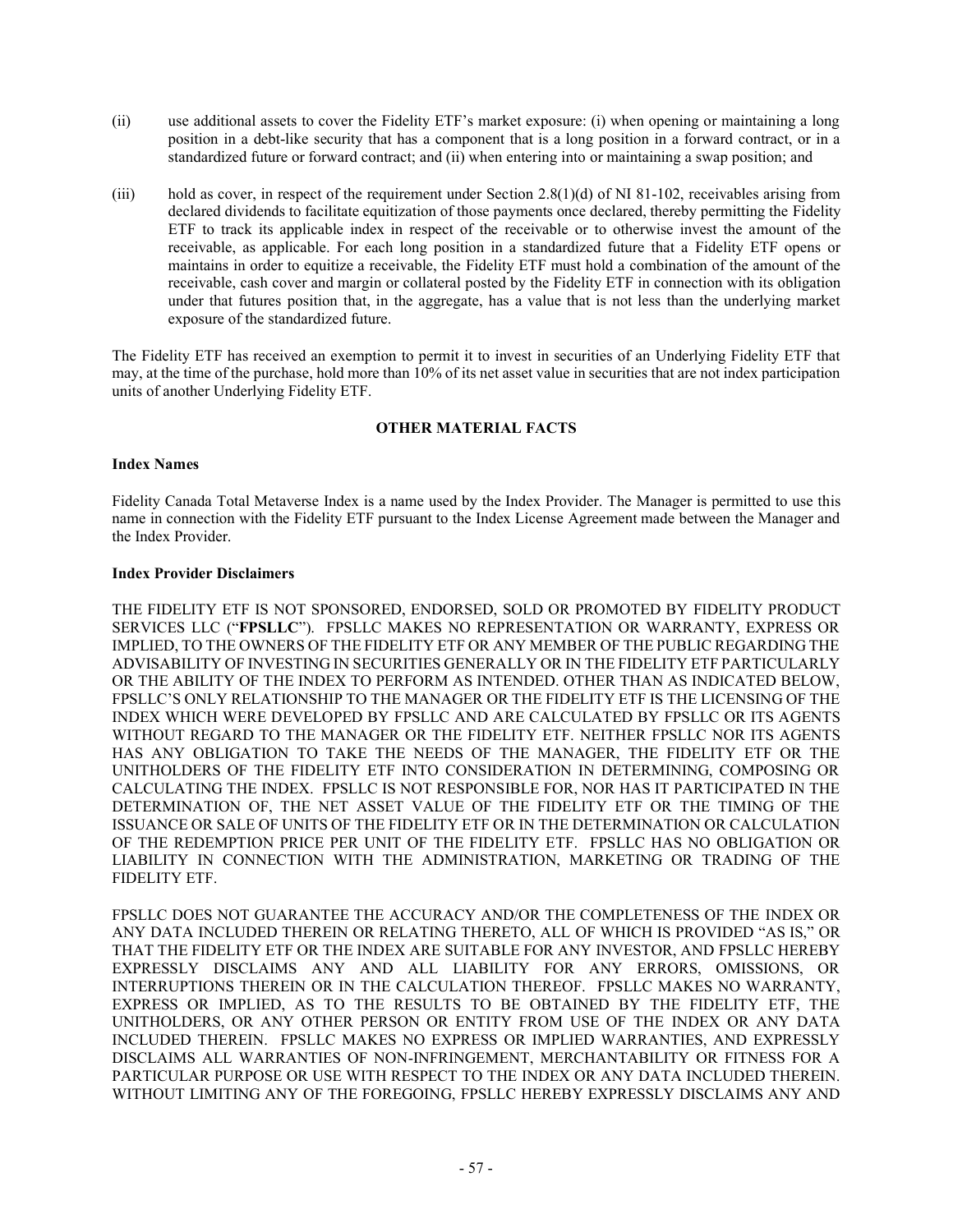(ii) use additional assets to cover the Fidelity ETF's market exposure: (i) when opening or maintaining a long position in a debt-like security that has a component that is a long position in a forward contract, or in a standardized future or forward contract; and (ii) when entering into or maintaining a swap position; and

(iii) hold as cover, in respect of the requirement under Section 2.8(1)(d) of NI 81-102, receivables arising from declared dividends to facilitate equitization of those payments once declared, thereby permitting the Fidelity ETF to track its applicable index in respect of the receivable or to otherwise invest the amount of the receivable, as applicable. For each long position in a standardized future that a Fidelity ETF opens or maintains in order to equitize a receivable, the Fidelity ETF must hold a combination of the amount of the receivable, cash cover and margin or collateral posted by the Fidelity ETF in connection with its obligation under that futures position that, in the aggregate, has a value that is not less than the underlying market exposure of the standardized future.

The Fidelity ETF has received an exemption to permit it to invest in securities of an Underlying Fidelity ETF that may, at the time of the purchase, hold more than 10% of its net asset value in securities that are not index participation units of another Underlying Fidelity ETF.

## OTHER MATERIAL FACTS

### Index Names

Fidelity Canada Total Metaverse Index is a name used by the Index Provider. The Manager is permitted to use this name in connection with the Fidelity ETF pursuant to the Index License Agreement made between the Manager and the Index Provider.

### Index Provider Disclaimers

THE FIDELITY ETF IS NOT SPONSORED, ENDORSED, SOLD OR PROMOTED BY FIDELITY PRODUCT SERVICES LLC ("**FPSLLC**"). FPSLLC MAKES NO REPRESENTATION OR WARRANTY, EXPRESS OR IMPLIED, TO THE OWNERS OF THE FIDELITY ETF OR ANY MEMBER OF THE PUBLIC REGARDING THE ADVISABILITY OF INVESTING IN SECURITIES GENERALLY OR IN THE FIDELITY ETF PARTICULARLY OR THE ABILITY OF THE INDEX TO PERFORM AS INTENDED. OTHER THAN AS INDICATED BELOW, FPSLLC'S ONLY RELATIONSHIP TO THE MANAGER OR THE FIDELITY ETF IS THE LICENSING OF THE INDEX WHICH WERE DEVELOPED BY FPSLLC AND ARE CALCULATED BY FPSLLC OR ITS AGENTS WITHOUT REGARD TO THE MANAGER OR THE FIDELITY ETF. NEITHER FPSLLC NOR ITS AGENTS HAS ANY OBLIGATION TO TAKE THE NEEDS OF THE MANAGER, THE FIDELITY ETF OR THE UNITHOLDERS OF THE FIDELITY ETF INTO CONSIDERATION IN DETERMINING, COMPOSING OR CALCULATING THE INDEX. FPSLLC IS NOT RESPONSIBLE FOR, NOR HAS IT PARTICIPATED IN THE DETERMINATION OF, THE NET ASSET VALUE OF THE FIDELITY ETF OR THE TIMING OF THE ISSUANCE OR SALE OF UNITS OF THE FIDELITY ETF OR IN THE DETERMINATION OR CALCULATION OF THE REDEMPTION PRICE PER UNIT OF THE FIDELITY ETF. FPSLLC HAS NO OBLIGATION OR LIABILITY IN CONNECTION WITH THE ADMINISTRATION, MARKETING OR TRADING OF THE FIDELITY ETF.

FPSLLC DOES NOT GUARANTEE THE ACCURACY AND/OR THE COMPLETENESS OF THE INDEX OR ANY DATA INCLUDED THEREIN OR RELATING THERETO, ALL OF WHICH IS PROVIDED "AS IS," OR THAT THE FIDELITY ETF OR THE INDEX ARE SUITABLE FOR ANY INVESTOR, AND FPSLLC HEREBY EXPRESSLY DISCLAIMS ANY AND ALL LIABILITY FOR ANY ERRORS, OMISSIONS, OR INTERRUPTIONS THEREIN OR IN THE CALCULATION THEREOF. FPSLLC MAKES NO WARRANTY, EXPRESS OR IMPLIED, AS TO THE RESULTS TO BE OBTAINED BY THE FIDELITY ETF, THE UNITHOLDERS, OR ANY OTHER PERSON OR ENTITY FROM USE OF THE INDEX OR ANY DATA INCLUDED THEREIN. FPSLLC MAKES NO EXPRESS OR IMPLIED WARRANTIES, AND EXPRESSLY DISCLAIMS ALL WARRANTIES OF NON-INFRINGEMENT, MERCHANTABILITY OR FITNESS FOR A PARTICULAR PURPOSE OR USE WITH RESPECT TO THE INDEX OR ANY DATA INCLUDED THEREIN. WITHOUT LIMITING ANY OF THE FOREGOING, FPSLLC HEREBY EXPRESSLY DISCLAIMS ANY AND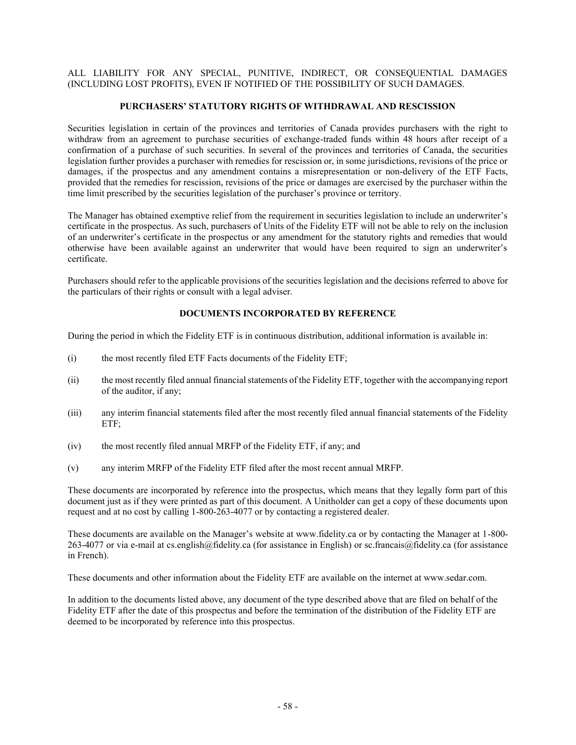ALL LIABILITY FOR ANY SPECIAL, PUNITIVE, INDIRECT, OR CONSEQUENTIAL DAMAGES (INCLUDING LOST PROFITS), EVEN IF NOTIFIED OF THE POSSIBILITY OF SUCH DAMAGES.

## PURCHASERS' STATUTORY RIGHTS OF WITHDRAWAL AND RESCISSION

Securities legislation in certain of the provinces and territories of Canada provides purchasers with the right to withdraw from an agreement to purchase securities of exchange-traded funds within 48 hours after receipt of a confirmation of a purchase of such securities. In several of the provinces and territories of Canada, the securities legislation further provides a purchaser with remedies for rescission or, in some jurisdictions, revisions of the price or damages, if the prospectus and any amendment contains a misrepresentation or non-delivery of the ETF Facts, provided that the remedies for rescission, revisions of the price or damages are exercised by the purchaser within the time limit prescribed by the securities legislation of the purchaser's province or territory.

The Manager has obtained exemptive relief from the requirement in securities legislation to include an underwriter's certificate in the prospectus. As such, purchasers of Units of the Fidelity ETF will not be able to rely on the inclusion of an underwriter's certificate in the prospectus or any amendment for the statutory rights and remedies that would otherwise have been available against an underwriter that would have been required to sign an underwriter's certificate.

Purchasers should refer to the applicable provisions of the securities legislation and the decisions referred to above for the particulars of their rights or consult with a legal adviser.

## DOCUMENTS INCORPORATED BY REFERENCE

During the period in which the Fidelity ETF is in continuous distribution, additional information is available in:

(i) the most recently filed ETF Facts documents of the Fidelity ETF;

(ii) the most recently filed annual financial statements of the Fidelity ETF, together with the accompanying report of the auditor, if any;

(iii) any interim financial statements filed after the most recently filed annual financial statements of the Fidelity ETF;

(iv) the most recently filed annual MRFP of the Fidelity ETF, if any; and

(v) any interim MRFP of the Fidelity ETF filed after the most recent annual MRFP.

These documents are incorporated by reference into the prospectus, which means that they legally form part of this document just as if they were printed as part of this document. A Unitholder can get a copy of these documents upon request and at no cost by calling 1-800-263-4077 or by contacting a registered dealer.

These documents are available on the Manager's website at www.fidelity.ca or by contacting the Manager at 1-800-263-4077 or via e-mail at cs.english@fidelity.ca (for assistance in English) or sc.francais@fidelity.ca (for assistance in French).

These documents and other information about the Fidelity ETF are available on the internet at www.sedar.com.

In addition to the documents listed above, any document of the type described above that are filed on behalf of the Fidelity ETF after the date of this prospectus and before the termination of the distribution of the Fidelity ETF are deemed to be incorporated by reference into this prospectus.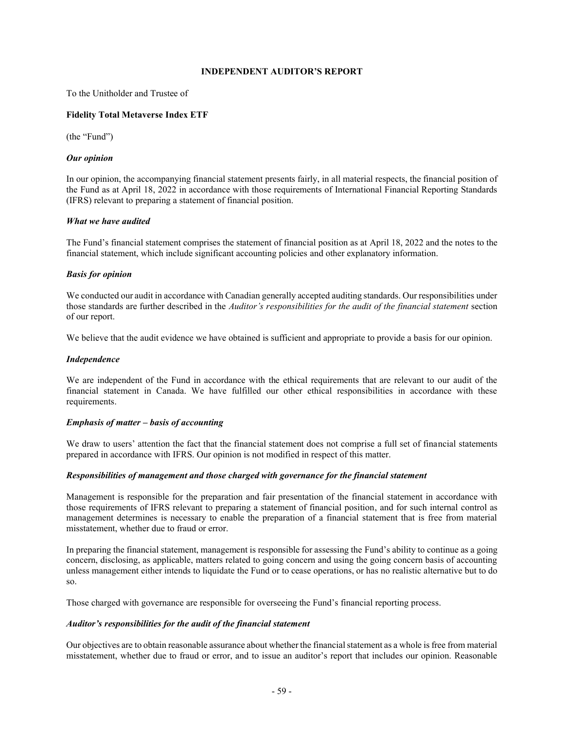# INDEPENDENT AUDITOR'S REPORT

To the Unitholder and Trustee of

**Fidelity Total Metaverse Index ETF**

(the "Fund")

***Our opinion***

In our opinion, the accompanying financial statement presents fairly, in all material respects, the financial position of the Fund as at April 18, 2022 in accordance with those requirements of International Financial Reporting Standards (IFRS) relevant to preparing a statement of financial position.

***What we have audited***

The Fund's financial statement comprises the statement of financial position as at April 18, 2022 and the notes to the financial statement, which include significant accounting policies and other explanatory information.

***Basis for opinion***

We conducted our audit in accordance with Canadian generally accepted auditing standards. Our responsibilities under those standards are further described in the *Auditor's responsibilities for the audit of the financial statement* section of our report.

We believe that the audit evidence we have obtained is sufficient and appropriate to provide a basis for our opinion.

***Independence***

We are independent of the Fund in accordance with the ethical requirements that are relevant to our audit of the financial statement in Canada. We have fulfilled our other ethical responsibilities in accordance with these requirements.

***Emphasis of matter – basis of accounting***

We draw to users' attention the fact that the financial statement does not comprise a full set of financial statements prepared in accordance with IFRS. Our opinion is not modified in respect of this matter.

***Responsibilities of management and those charged with governance for the financial statement***

Management is responsible for the preparation and fair presentation of the financial statement in accordance with those requirements of IFRS relevant to preparing a statement of financial position, and for such internal control as management determines is necessary to enable the preparation of a financial statement that is free from material misstatement, whether due to fraud or error.

In preparing the financial statement, management is responsible for assessing the Fund's ability to continue as a going concern, disclosing, as applicable, matters related to going concern and using the going concern basis of accounting unless management either intends to liquidate the Fund or to cease operations, or has no realistic alternative but to do so.

Those charged with governance are responsible for overseeing the Fund's financial reporting process.

***Auditor's responsibilities for the audit of the financial statement***

Our objectives are to obtain reasonable assurance about whether the financial statement as a whole is free from material misstatement, whether due to fraud or error, and to issue an auditor's report that includes our opinion. Reasonable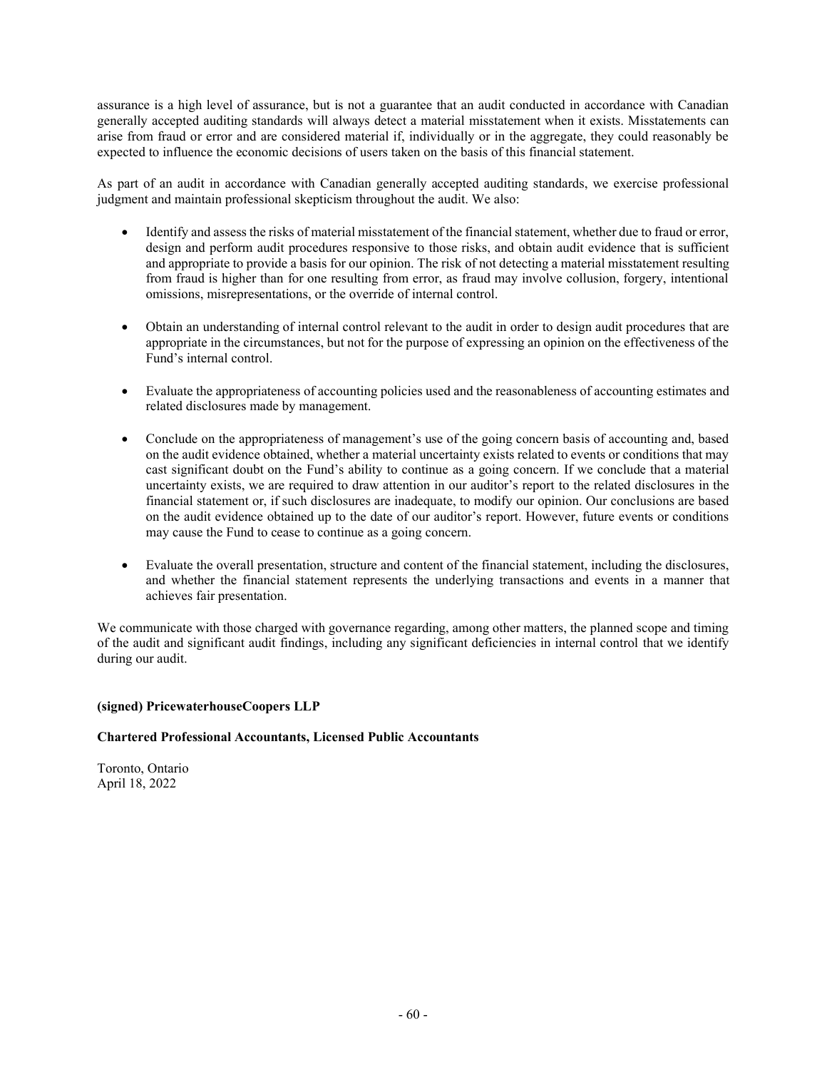assurance is a high level of assurance, but is not a guarantee that an audit conducted in accordance with Canadian generally accepted auditing standards will always detect a material misstatement when it exists. Misstatements can arise from fraud or error and are considered material if, individually or in the aggregate, they could reasonably be expected to influence the economic decisions of users taken on the basis of this financial statement.

As part of an audit in accordance with Canadian generally accepted auditing standards, we exercise professional judgment and maintain professional skepticism throughout the audit. We also:

- Identify and assess the risks of material misstatement of the financial statement, whether due to fraud or error, design and perform audit procedures responsive to those risks, and obtain audit evidence that is sufficient and appropriate to provide a basis for our opinion. The risk of not detecting a material misstatement resulting from fraud is higher than for one resulting from error, as fraud may involve collusion, forgery, intentional omissions, misrepresentations, or the override of internal control.

- Obtain an understanding of internal control relevant to the audit in order to design audit procedures that are appropriate in the circumstances, but not for the purpose of expressing an opinion on the effectiveness of the Fund's internal control.

- Evaluate the appropriateness of accounting policies used and the reasonableness of accounting estimates and related disclosures made by management.

- Conclude on the appropriateness of management's use of the going concern basis of accounting and, based on the audit evidence obtained, whether a material uncertainty exists related to events or conditions that may cast significant doubt on the Fund's ability to continue as a going concern. If we conclude that a material uncertainty exists, we are required to draw attention in our auditor's report to the related disclosures in the financial statement or, if such disclosures are inadequate, to modify our opinion. Our conclusions are based on the audit evidence obtained up to the date of our auditor's report. However, future events or conditions may cause the Fund to cease to continue as a going concern.

- Evaluate the overall presentation, structure and content of the financial statement, including the disclosures, and whether the financial statement represents the underlying transactions and events in a manner that achieves fair presentation.

We communicate with those charged with governance regarding, among other matters, the planned scope and timing of the audit and significant audit findings, including any significant deficiencies in internal control that we identify during our audit.

**(signed) PricewaterhouseCoopers LLP**

**Chartered Professional Accountants, Licensed Public Accountants**

Toronto, Ontario
April 18, 2022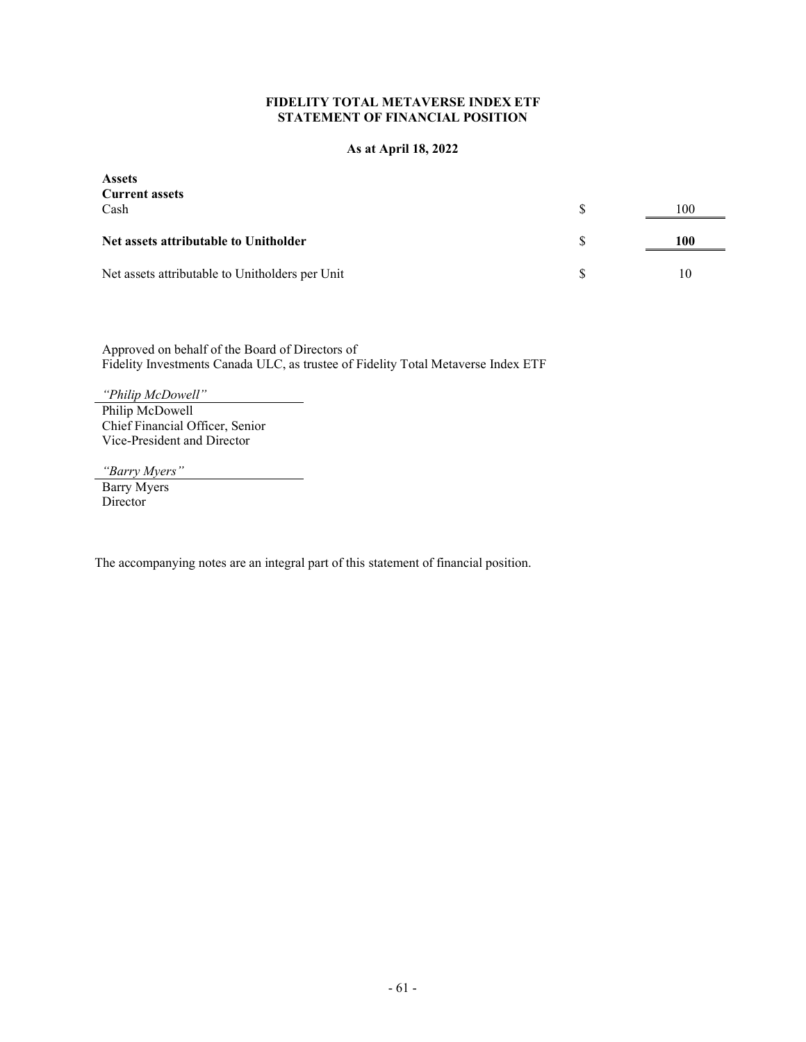**FIDELITY TOTAL METAVERSE INDEX ETF**
**STATEMENT OF FINANCIAL POSITION**

**As at April 18, 2022**

| | | |
|---|---|---|
| **Assets** | | |
| **Current assets** | | |
| Cash | $ | 100 |
| **Net assets attributable to Unitholder** | $ | **100** |
| Net assets attributable to Unitholders per Unit | $ | 10 |

Approved on behalf of the Board of Directors of
Fidelity Investments Canada ULC, as trustee of Fidelity Total Metaverse Index ETF

*"Philip McDowell"*
Philip McDowell
Chief Financial Officer, Senior
Vice-President and Director

*"Barry Myers"*
Barry Myers
Director

The accompanying notes are an integral part of this statement of financial position.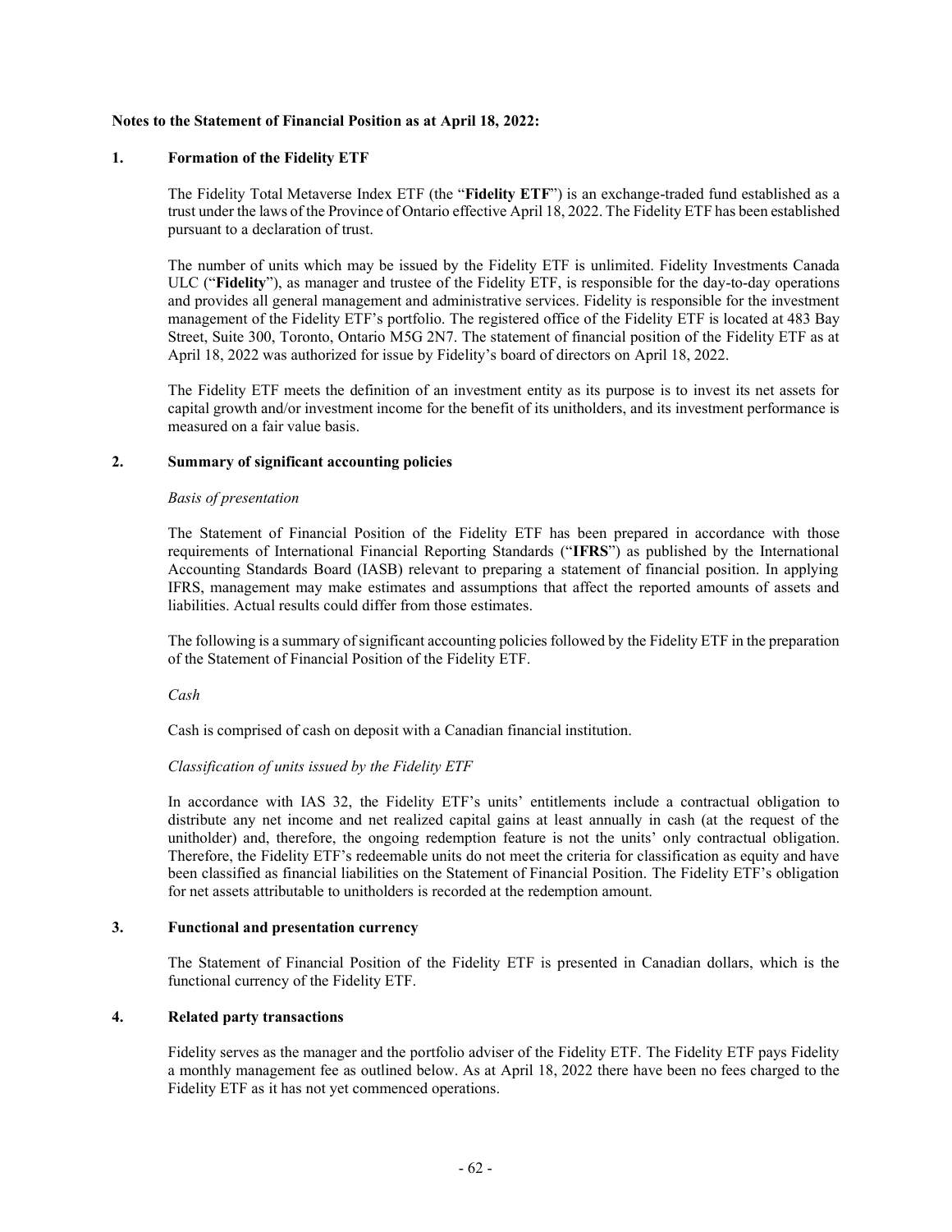**Notes to the Statement of Financial Position as at April 18, 2022:**

## 1. Formation of the Fidelity ETF

The Fidelity Total Metaverse Index ETF (the "**Fidelity ETF**") is an exchange-traded fund established as a trust under the laws of the Province of Ontario effective April 18, 2022. The Fidelity ETF has been established pursuant to a declaration of trust.

The number of units which may be issued by the Fidelity ETF is unlimited. Fidelity Investments Canada ULC ("**Fidelity**"), as manager and trustee of the Fidelity ETF, is responsible for the day-to-day operations and provides all general management and administrative services. Fidelity is responsible for the investment management of the Fidelity ETF's portfolio. The registered office of the Fidelity ETF is located at 483 Bay Street, Suite 300, Toronto, Ontario M5G 2N7. The statement of financial position of the Fidelity ETF as at April 18, 2022 was authorized for issue by Fidelity's board of directors on April 18, 2022.

The Fidelity ETF meets the definition of an investment entity as its purpose is to invest its net assets for capital growth and/or investment income for the benefit of its unitholders, and its investment performance is measured on a fair value basis.

## 2. Summary of significant accounting policies

*Basis of presentation*

The Statement of Financial Position of the Fidelity ETF has been prepared in accordance with those requirements of International Financial Reporting Standards ("**IFRS**") as published by the International Accounting Standards Board (IASB) relevant to preparing a statement of financial position. In applying IFRS, management may make estimates and assumptions that affect the reported amounts of assets and liabilities. Actual results could differ from those estimates.

The following is a summary of significant accounting policies followed by the Fidelity ETF in the preparation of the Statement of Financial Position of the Fidelity ETF.

*Cash*

Cash is comprised of cash on deposit with a Canadian financial institution.

*Classification of units issued by the Fidelity ETF*

In accordance with IAS 32, the Fidelity ETF's units' entitlements include a contractual obligation to distribute any net income and net realized capital gains at least annually in cash (at the request of the unitholder) and, therefore, the ongoing redemption feature is not the units' only contractual obligation. Therefore, the Fidelity ETF's redeemable units do not meet the criteria for classification as equity and have been classified as financial liabilities on the Statement of Financial Position. The Fidelity ETF's obligation for net assets attributable to unitholders is recorded at the redemption amount.

## 3. Functional and presentation currency

The Statement of Financial Position of the Fidelity ETF is presented in Canadian dollars, which is the functional currency of the Fidelity ETF.

## 4. Related party transactions

Fidelity serves as the manager and the portfolio adviser of the Fidelity ETF. The Fidelity ETF pays Fidelity a monthly management fee as outlined below. As at April 18, 2022 there have been no fees charged to the Fidelity ETF as it has not yet commenced operations.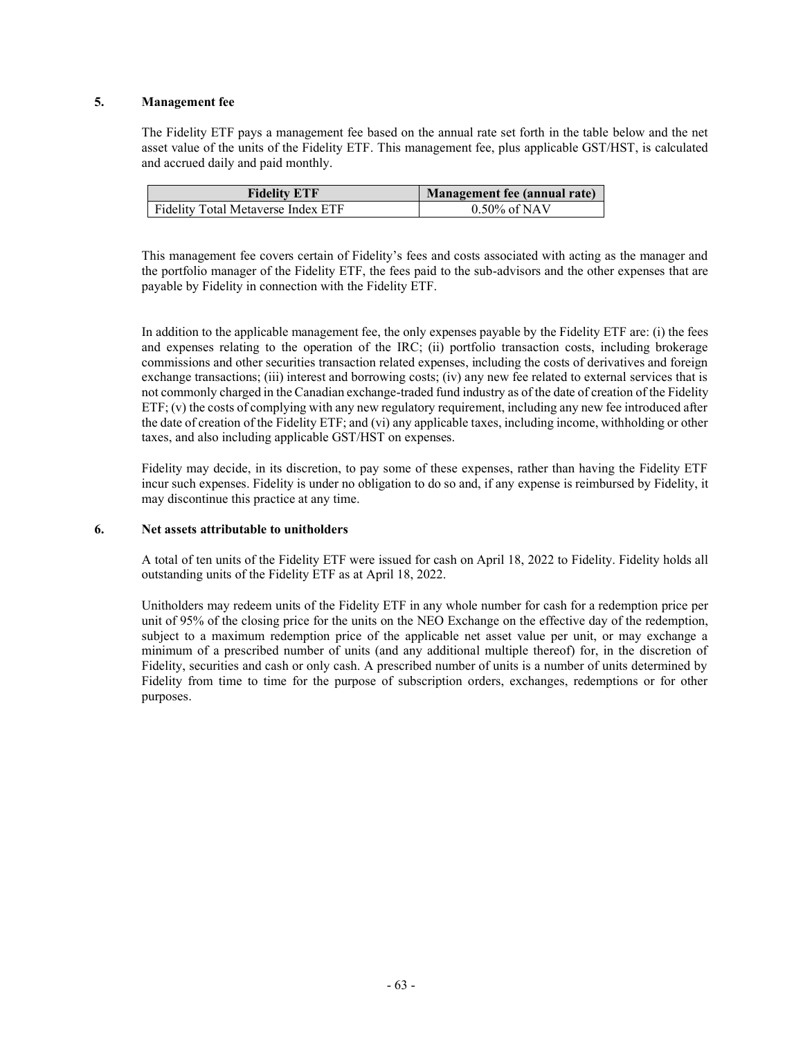### 5. Management fee

The Fidelity ETF pays a management fee based on the annual rate set forth in the table below and the net asset value of the units of the Fidelity ETF. This management fee, plus applicable GST/HST, is calculated and accrued daily and paid monthly.

| Fidelity ETF | Management fee (annual rate) |
| --- | --- |
| Fidelity Total Metaverse Index ETF | 0.50% of NAV |

This management fee covers certain of Fidelity's fees and costs associated with acting as the manager and the portfolio manager of the Fidelity ETF, the fees paid to the sub-advisors and the other expenses that are payable by Fidelity in connection with the Fidelity ETF.

In addition to the applicable management fee, the only expenses payable by the Fidelity ETF are: (i) the fees and expenses relating to the operation of the IRC; (ii) portfolio transaction costs, including brokerage commissions and other securities transaction related expenses, including the costs of derivatives and foreign exchange transactions; (iii) interest and borrowing costs; (iv) any new fee related to external services that is not commonly charged in the Canadian exchange-traded fund industry as of the date of creation of the Fidelity ETF; (v) the costs of complying with any new regulatory requirement, including any new fee introduced after the date of creation of the Fidelity ETF; and (vi) any applicable taxes, including income, withholding or other taxes, and also including applicable GST/HST on expenses.

Fidelity may decide, in its discretion, to pay some of these expenses, rather than having the Fidelity ETF incur such expenses. Fidelity is under no obligation to do so and, if any expense is reimbursed by Fidelity, it may discontinue this practice at any time.

### 6. Net assets attributable to unitholders

A total of ten units of the Fidelity ETF were issued for cash on April 18, 2022 to Fidelity. Fidelity holds all outstanding units of the Fidelity ETF as at April 18, 2022.

Unitholders may redeem units of the Fidelity ETF in any whole number for cash for a redemption price per unit of 95% of the closing price for the units on the NEO Exchange on the effective day of the redemption, subject to a maximum redemption price of the applicable net asset value per unit, or may exchange a minimum of a prescribed number of units (and any additional multiple thereof) for, in the discretion of Fidelity, securities and cash or only cash. A prescribed number of units is a number of units determined by Fidelity from time to time for the purpose of subscription orders, exchanges, redemptions or for other purposes.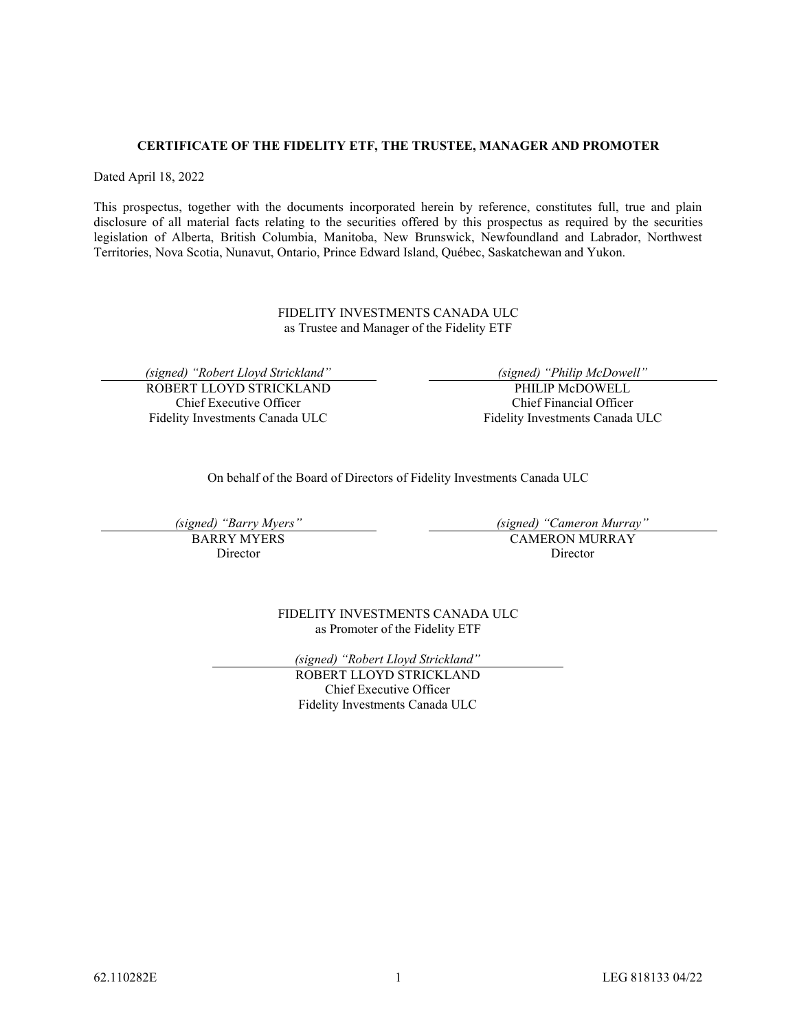**CERTIFICATE OF THE FIDELITY ETF, THE TRUSTEE, MANAGER AND PROMOTER**

Dated April 18, 2022

This prospectus, together with the documents incorporated herein by reference, constitutes full, true and plain disclosure of all material facts relating to the securities offered by this prospectus as required by the securities legislation of Alberta, British Columbia, Manitoba, New Brunswick, Newfoundland and Labrador, Northwest Territories, Nova Scotia, Nunavut, Ontario, Prince Edward Island, Québec, Saskatchewan and Yukon.

FIDELITY INVESTMENTS CANADA ULC
as Trustee and Manager of the Fidelity ETF

*(signed) "Robert Lloyd Strickland"*
ROBERT LLOYD STRICKLAND
Chief Executive Officer
Fidelity Investments Canada ULC

*(signed) "Philip McDowell"*
PHILIP McDOWELL
Chief Financial Officer
Fidelity Investments Canada ULC

On behalf of the Board of Directors of Fidelity Investments Canada ULC

*(signed) "Barry Myers"*
BARRY MYERS
Director

*(signed) "Cameron Murray"*
CAMERON MURRAY
Director

FIDELITY INVESTMENTS CANADA ULC
as Promoter of the Fidelity ETF

*(signed) "Robert Lloyd Strickland"*
ROBERT LLOYD STRICKLAND
Chief Executive Officer
Fidelity Investments Canada ULC

62.110282E LEG 818133 04/22